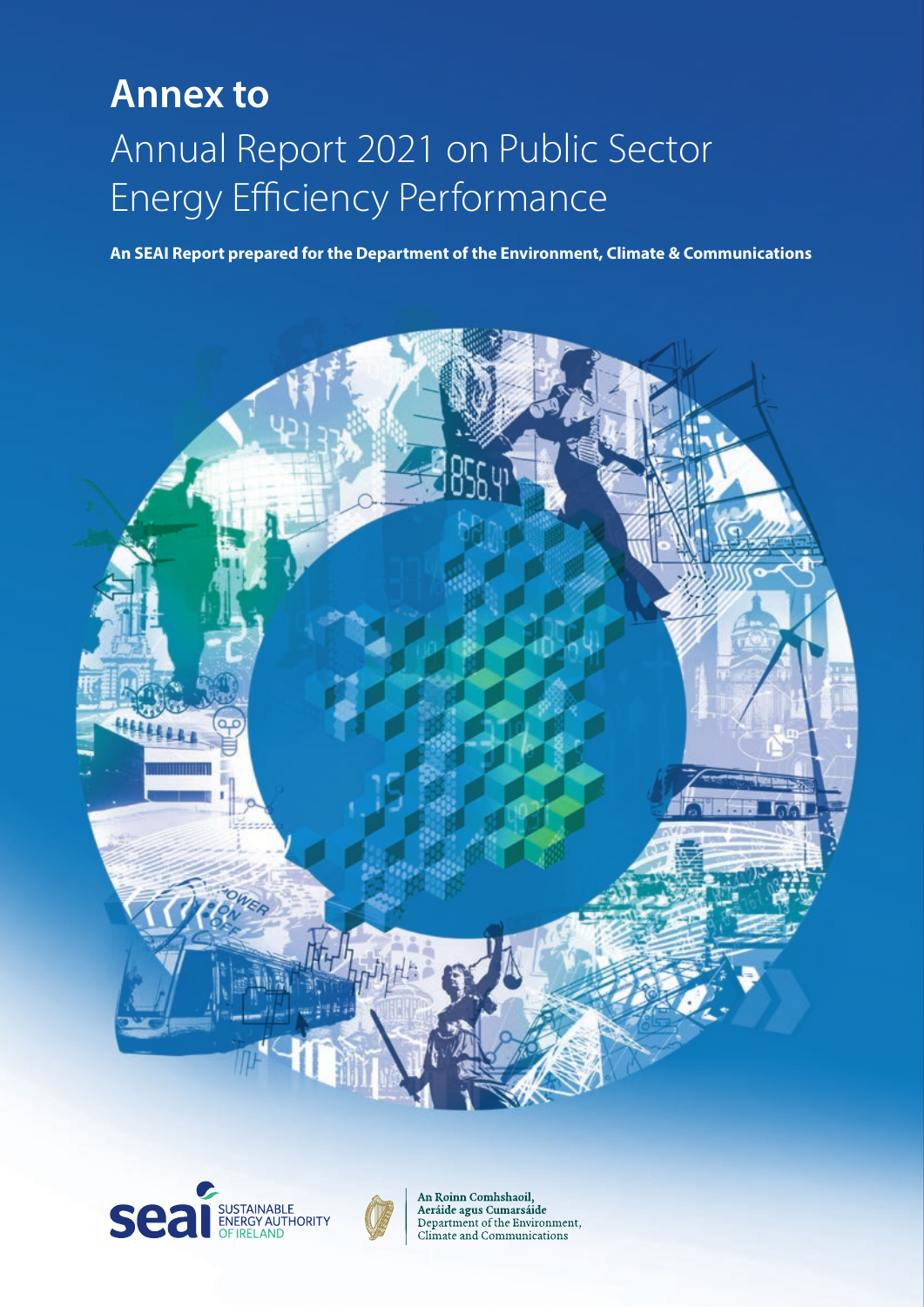# Annex to

## Annual Report 2021 on Public Sector Energy Efficiency Performance

**An SEAI Report prepared for the Department of the Environment, Climate & Communications**

SUSTAINABLE ENERGY AUTHORITY OF IRELAND

An Roinn Comhshaoil, Aeráide agus Cumarsáide
Department of the Environment, Climate and Communications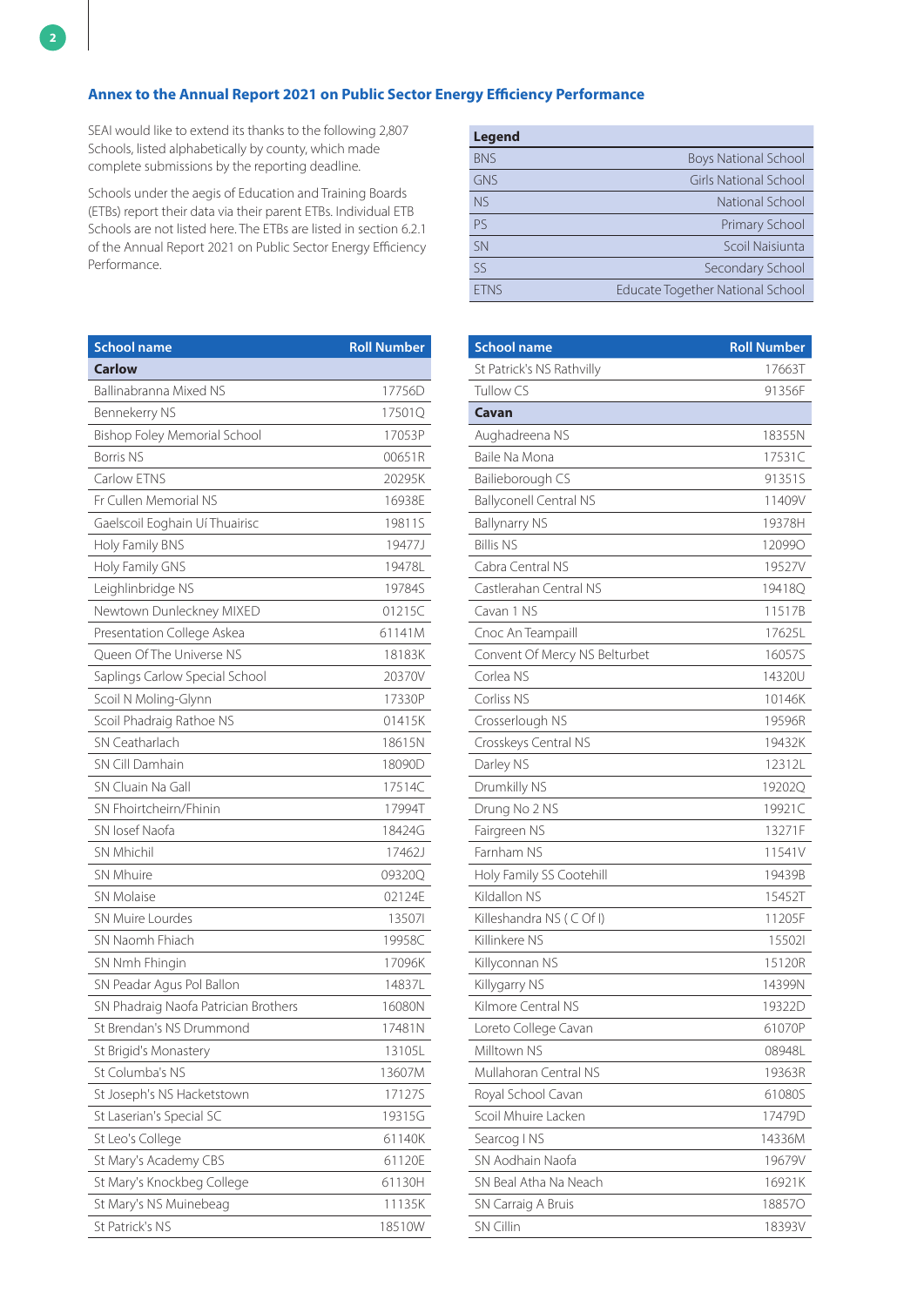## Annex to the Annual Report 2021 on Public Sector Energy Efficiency Performance

SEAI would like to extend its thanks to the following 2,807 Schools, listed alphabetically by county, which made complete submissions by the reporting deadline.

Schools under the aegis of Education and Training Boards (ETBs) report their data via their parent ETBs. Individual ETB Schools are not listed here. The ETBs are listed in section 6.2.1 of the Annual Report 2021 on Public Sector Energy Efficiency Performance.

| Legend | |
|---|---|
| BNS | Boys National School |
| GNS | Girls National School |
| NS | National School |
| PS | Primary School |
| SN | Scoil Naisiunta |
| SS | Secondary School |
| ETNS | Educate Together National School |

| School name | Roll Number |
|---|---|
| **Carlow** | |
| Ballinabranna Mixed NS | 17756D |
| Bennekerry NS | 17501Q |
| Bishop Foley Memorial School | 17053P |
| Borris NS | 00651R |
| Carlow ETNS | 20295K |
| Fr Cullen Memorial NS | 16938E |
| Gaelscoil Eoghain Uí Thuairisc | 19811S |
| Holy Family BNS | 19477J |
| Holy Family GNS | 19478L |
| Leighlinbridge NS | 19784S |
| Newtown Dunleckney MIXED | 01215C |
| Presentation College Askea | 61141M |
| Queen Of The Universe NS | 18183K |
| Saplings Carlow Special School | 20370V |
| Scoil N Moling-Glynn | 17330P |
| Scoil Phadraig Rathoe NS | 01415K |
| SN Ceatharlach | 18615N |
| SN Cill Damhain | 18090D |
| SN Cluain Na Gall | 17514C |
| SN Fhoirtcheirn/Fhinin | 17994T |
| SN Iosef Naofa | 18424G |
| SN Mhichil | 17462J |
| SN Mhuire | 09320Q |
| SN Molaise | 02124E |
| SN Muire Lourdes | 13507I |
| SN Naomh Fhiach | 19958C |
| SN Nmh Fhingin | 17096K |
| SN Peadar Agus Pol Ballon | 14837L |
| SN Phadraig Naofa Patrician Brothers | 16080N |
| St Brendan's NS Drummond | 17481N |
| St Brigid's Monastery | 13105L |
| St Columba's NS | 13607M |
| St Joseph's NS Hacketstown | 17127S |
| St Laserian's Special SC | 19315G |
| St Leo's College | 61140K |
| St Mary's Academy CBS | 61120E |
| St Mary's Knockbeg College | 61130H |
| St Mary's NS Muinebeag | 11135K |
| St Patrick's NS | 18510W |
| St Patrick's NS Rathvilly | 17663T |
| Tullow CS | 91356F |
| **Cavan** | |
| Aughadreena NS | 18355N |
| Baile Na Mona | 17531C |
| Bailieborough CS | 91351S |
| Ballyconell Central NS | 11409V |
| Ballynarry NS | 19378H |
| Billis NS | 12099O |
| Cabra Central NS | 19527V |
| Castlerahan Central NS | 19418Q |
| Cavan 1 NS | 11517B |
| Cnoc An Teampaill | 17625L |
| Convent Of Mercy NS Belturbet | 16057S |
| Corlea NS | 14320U |
| Corliss NS | 10146K |
| Crosserlough NS | 19596R |
| Crosskeys Central NS | 19432K |
| Darley NS | 12312L |
| Drumkilly NS | 19202Q |
| Drung No 2 NS | 19921C |
| Fairgreen NS | 13271F |
| Farnham NS | 11541V |
| Holy Family SS Cootehill | 19439B |
| Kildallon NS | 15452T |
| Killeshandra NS ( C Of I) | 11205F |
| Killinkere NS | 15502I |
| Killyconnan NS | 15120R |
| Killygarry NS | 14399N |
| Kilmore Central NS | 19322D |
| Loreto College Cavan | 61070P |
| Milltown NS | 08948L |
| Mullahoran Central NS | 19363R |
| Royal School Cavan | 61080S |
| Scoil Mhuire Lacken | 17479D |
| Searcog I NS | 14336M |
| SN Aodhain Naofa | 19679V |
| SN Beal Atha Na Neach | 16921K |
| SN Carraig A Bruis | 18857O |
| SN Cillin | 18393V |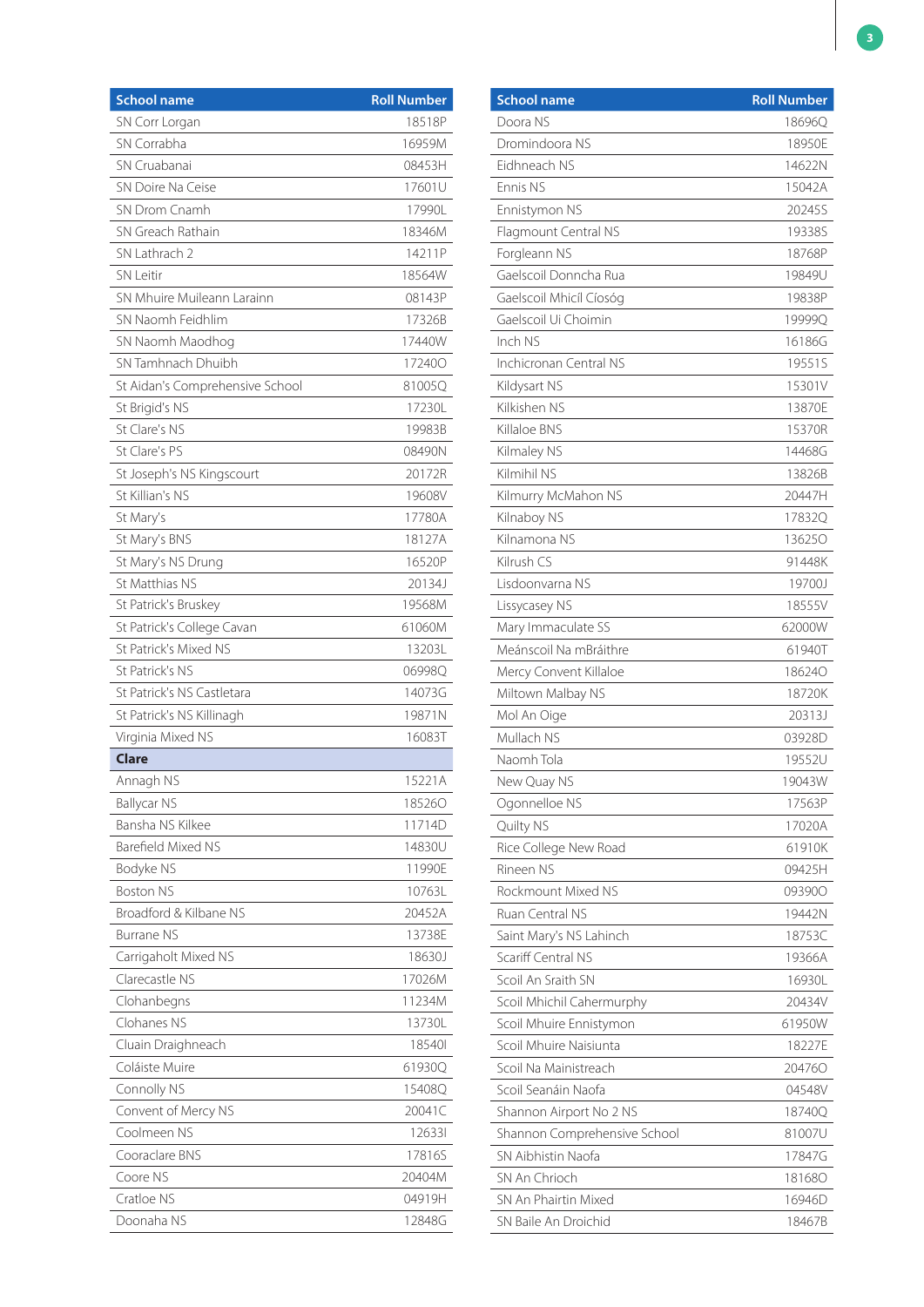| School name | Roll Number |
|---|---|
| SN Corr Lorgan | 18518P |
| SN Corrabha | 16959M |
| SN Cruabanai | 08453H |
| SN Doire Na Ceise | 17601U |
| SN Drom Cnamh | 17990L |
| SN Greach Rathain | 18346M |
| SN Lathrach 2 | 14211P |
| SN Leitir | 18564W |
| SN Mhuire Muileann Larainn | 08143P |
| SN Naomh Feidhlim | 17326B |
| SN Naomh Maodhog | 17440W |
| SN Tamhnach Dhuibh | 17240O |
| St Aidan's Comprehensive School | 81005Q |
| St Brigid's NS | 17230L |
| St Clare's NS | 19983B |
| St Clare's PS | 08490N |
| St Joseph's NS Kingscourt | 20172R |
| St Killian's NS | 19608V |
| St Mary's | 17780A |
| St Mary's BNS | 18127A |
| St Mary's NS Drung | 16520P |
| St Matthias NS | 20134J |
| St Patrick's Bruskey | 19568M |
| St Patrick's College Cavan | 61060M |
| St Patrick's Mixed NS | 13203L |
| St Patrick's NS | 06998Q |
| St Patrick's NS Castletara | 14073G |
| St Patrick's NS Killinagh | 19871N |
| Virginia Mixed NS | 16083T |
| **Clare** | |
| Annagh NS | 15221A |
| Ballycar NS | 18526O |
| Bansha NS Kilkee | 11714D |
| Barefield Mixed NS | 14830U |
| Bodyke NS | 11990E |
| Boston NS | 10763L |
| Broadford & Kilbane NS | 20452A |
| Burrane NS | 13738E |
| Carrigaholt Mixed NS | 18630J |
| Clarecastle NS | 17026M |
| Clohanbegns | 11234M |
| Clohanes NS | 13730L |
| Cluain Draighneach | 18540I |
| Coláiste Muire | 61930Q |
| Connolly NS | 15408Q |
| Convent of Mercy NS | 20041C |
| Coolmeen NS | 12633I |
| Cooraclare BNS | 17816S |
| Coore NS | 20404M |
| Cratloe NS | 04919H |
| Doonaha NS | 12848G |
| Doora NS | 18696Q |
| Dromindoora NS | 18950E |
| Eidhneach NS | 14622N |
| Ennis NS | 15042A |
| Ennistymon NS | 20245S |
| Flagmount Central NS | 19338S |
| Forgleann NS | 18768P |
| Gaelscoil Donncha Rua | 19849U |
| Gaelscoil Mhicíl Cíosóg | 19838P |
| Gaelscoil Ui Choimin | 19999Q |
| Inch NS | 16186G |
| Inchicronan Central NS | 19551S |
| Kildysart NS | 15301V |
| Kilkishen NS | 13870E |
| Killaloe BNS | 15370R |
| Kilmaley NS | 14468G |
| Kilmihil NS | 13826B |
| Kilmurry McMahon NS | 20447H |
| Kilnaboy NS | 17832Q |
| Kilnamona NS | 13625O |
| Kilrush CS | 91448K |
| Lisdoonvarna NS | 19700J |
| Lissycasey NS | 18555V |
| Mary Immaculate SS | 62000W |
| Meánscoil Na mBráithre | 61940T |
| Mercy Convent Killaloe | 18624O |
| Miltown Malbay NS | 18720K |
| Mol An Oige | 20313J |
| Mullach NS | 03928D |
| Naomh Tola | 19552U |
| New Quay NS | 19043W |
| Ogonnelloe NS | 17563P |
| Quilty NS | 17020A |
| Rice College New Road | 61910K |
| Rineen NS | 09425H |
| Rockmount Mixed NS | 09390O |
| Ruan Central NS | 19442N |
| Saint Mary's NS Lahinch | 18753C |
| Scariff Central NS | 19366A |
| Scoil An Sraith SN | 16930L |
| Scoil Mhichil Cahermurphy | 20434V |
| Scoil Mhuire Ennistymon | 61950W |
| Scoil Mhuire Naisiunta | 18227E |
| Scoil Na Mainistreach | 20476O |
| Scoil Seanáin Naofa | 04548V |
| Shannon Airport No 2 NS | 18740Q |
| Shannon Comprehensive School | 81007U |
| SN Aibhistin Naofa | 17847G |
| SN An Chrioch | 18168O |
| SN An Phairtin Mixed | 16946D |
| SN Baile An Droichid | 18467B |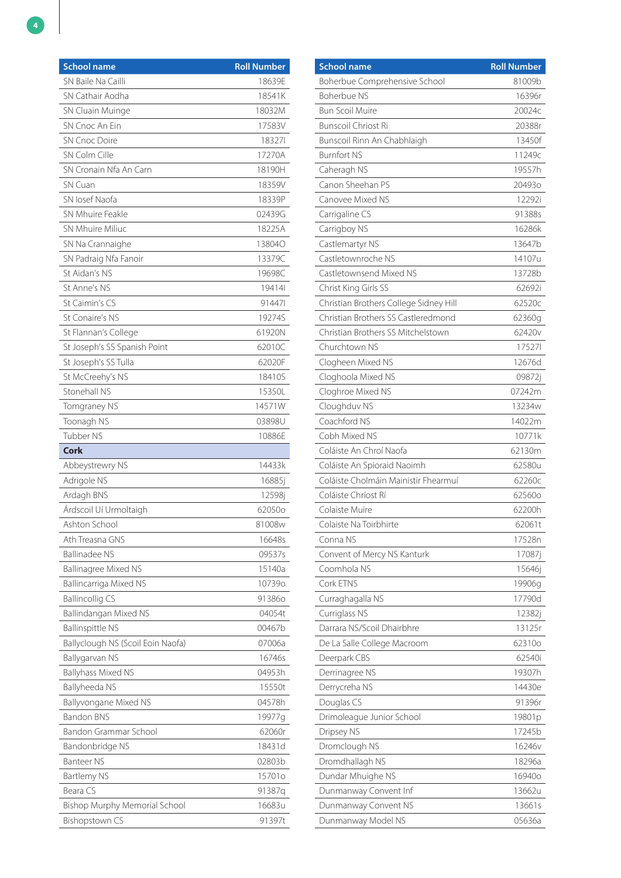| School name | Roll Number |
|---|---|
| SN Baile Na Cailli | 18639E |
| SN Cathair Aodha | 18541K |
| SN Cluain Muinge | 18032M |
| SN Cnoc An Ein | 17583V |
| SN Cnoc Doire | 18327I |
| SN Colm Cille | 17270A |
| SN Cronain Nfa An Carn | 18190H |
| SN Cuan | 18359V |
| SN Iosef Naofa | 18339P |
| SN Mhuire Feakle | 02439G |
| SN Mhuire Miliuc | 18225A |
| SN Na Crannaighe | 13804O |
| SN Padraig Nfa Fanoir | 13379C |
| St Aidan's NS | 19698C |
| St Anne's NS | 19414I |
| St Caimin's CS | 91447I |
| St Conaire's NS | 19274S |
| St Flannan's College | 61920N |
| St Joseph's SS Spanish Point | 62010C |
| St Joseph's SS Tulla | 62020F |
| St McCreehy's NS | 18410S |
| Stonehall NS | 15350L |
| Tomgraney NS | 14571W |
| Toonagh NS | 03898U |
| Tubber NS | 10886E |
| **Cork** | |
| Abbeystrewry NS | 14433k |
| Adrigole NS | 16885j |
| Ardagh BNS | 12598j |
| Árdscoil Uí Urmoltaigh | 62050o |
| Ashton School | 81008w |
| Ath Treasna GNS | 16648s |
| Ballinadee NS | 09537s |
| Ballinagree Mixed NS | 15140a |
| Ballincarriga Mixed NS | 10739o |
| Ballincollig CS | 91386o |
| Ballindangan Mixed NS | 04054t |
| Ballinspittle NS | 00467b |
| Ballyclough NS (Scoil Eoin Naofa) | 07006a |
| Ballygarvan NS | 16746s |
| Ballyhass Mixed NS | 04953h |
| Ballyheeda NS | 15550t |
| Ballyvongane Mixed NS | 04578h |
| Bandon BNS | 19977g |
| Bandon Grammar School | 62060r |
| Bandonbridge NS | 18431d |
| Banteer NS | 02803b |
| Bartlemy NS | 15701o |
| Beara CS | 91387q |
| Bishop Murphy Memorial School | 16683u |
| Bishopstown CS | 91397t |
| Boherbue Comprehensive School | 81009b |
| Boherbue NS | 16396r |
| Bun Scoil Muire | 20024c |
| Bunscoil Chriost Ri | 20388r |
| Bunscoil Rinn An Chabhlaigh | 13450f |
| Burnfort NS | 11249c |
| Caheragh NS | 19557h |
| Canon Sheehan PS | 20493o |
| Canovee Mixed NS | 12292i |
| Carrigaline CS | 91388s |
| Carrigboy NS | 16286k |
| Castlemartyr NS | 13647b |
| Castletownroche NS | 14107u |
| Castletownsend Mixed NS | 13728b |
| Christ King Girls SS | 62692i |
| Christian Brothers College Sidney Hill | 62520c |
| Christian Brothers SS Castleredmond | 62360g |
| Christian Brothers SS Mitchelstown | 62420v |
| Churchtown NS | 17527I |
| Clogheen Mixed NS | 12676d |
| Cloghoola Mixed NS | 09872j |
| Cloghroe Mixed NS | 07242m |
| Cloughduv NS | 13234w |
| Coachford NS | 14022m |
| Cobh Mixed NS | 10771k |
| Coláiste An Chroí Naofa | 62130m |
| Coláiste An Spioraid Naoimh | 62580u |
| Coláiste Cholmáin Mainistir Fhearmuí | 62260c |
| Coláiste Chríost Rí | 62560o |
| Colaiste Muire | 62200h |
| Colaiste Na Toirbhirte | 62061t |
| Conna NS | 17528n |
| Convent of Mercy NS Kanturk | 17087j |
| Coomhola NS | 15646j |
| Cork ETNS | 19906g |
| Curraghagalla NS | 17790d |
| Curriglass NS | 12382j |
| Darrara NS/Scoil Dhairbhre | 13125r |
| De La Salle College Macroom | 62310o |
| Deerpark CBS | 62540i |
| Derrinagree NS | 19307h |
| Derrycreha NS | 14430e |
| Douglas CS | 91396r |
| Drimoleague Junior School | 19801p |
| Dripsey NS | 17245b |
| Dromclough NS | 16246v |
| Dromdhallagh NS | 18296a |
| Dundar Mhuighe NS | 16940o |
| Dunmanway Convent Inf | 13662u |
| Dunmanway Convent NS | 13661s |
| Dunmanway Model NS | 05636a |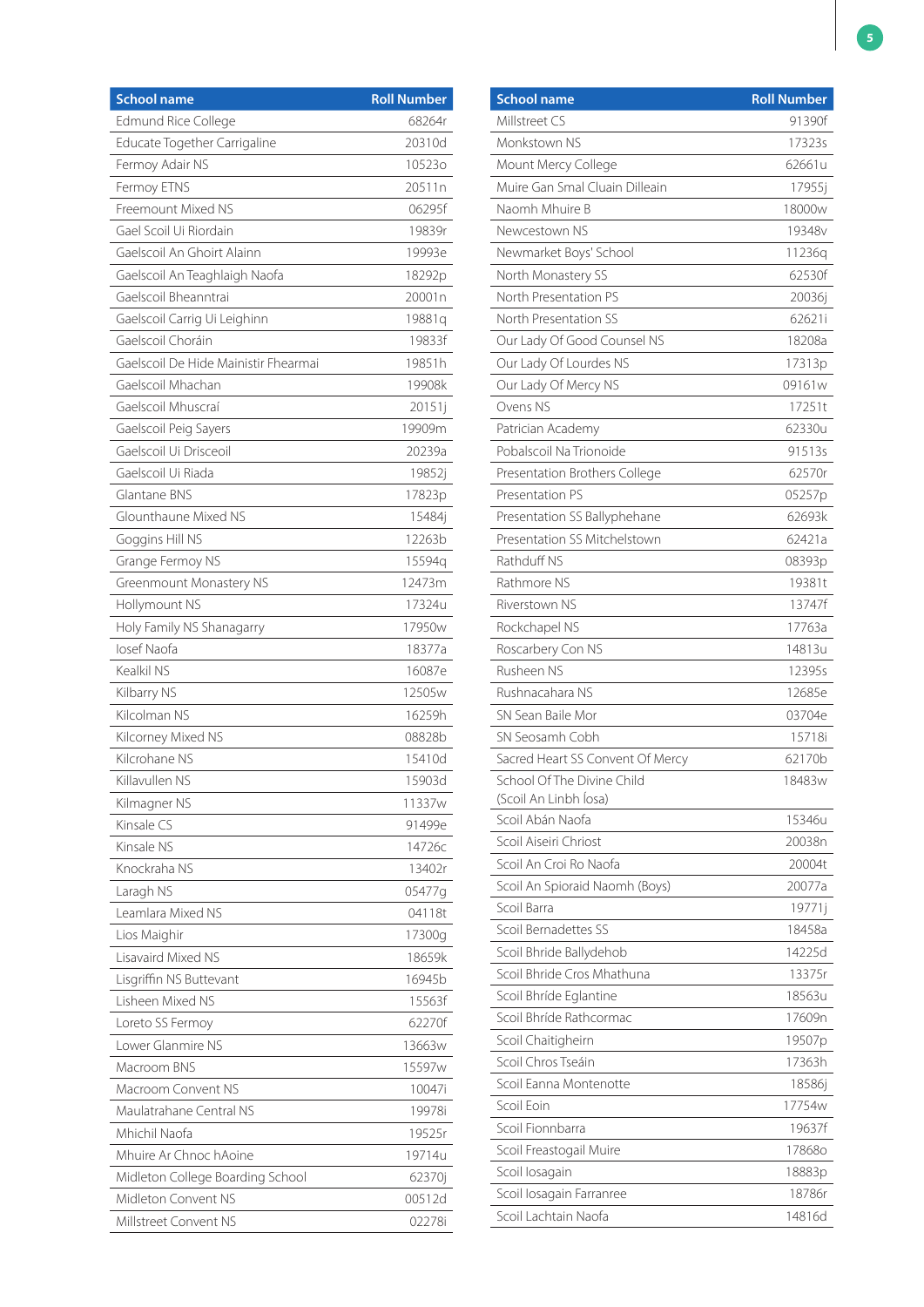| School name | Roll Number |
|---|---|
| Edmund Rice College | 68264r |
| Educate Together Carrigaline | 20310d |
| Fermoy Adair NS | 10523o |
| Fermoy ETNS | 20511n |
| Freemount Mixed NS | 06295f |
| Gael Scoil Ui Riordain | 19839r |
| Gaelscoil An Ghoirt Alainn | 19993e |
| Gaelscoil An Teaghlaigh Naofa | 18292p |
| Gaelscoil Bheanntrai | 20001n |
| Gaelscoil Carrig Ui Leighinn | 19881q |
| Gaelscoil Choráin | 19833f |
| Gaelscoil De Hide Mainistir Fhearmai | 19851h |
| Gaelscoil Mhachan | 19908k |
| Gaelscoil Mhuscraí | 20151j |
| Gaelscoil Peig Sayers | 19909m |
| Gaelscoil Ui Drisceoil | 20239a |
| Gaelscoil Ui Riada | 19852j |
| Glantane BNS | 17823p |
| Glounthaune Mixed NS | 15484j |
| Goggins Hill NS | 12263b |
| Grange Fermoy NS | 15594q |
| Greenmount Monastery NS | 12473m |
| Hollymount NS | 17324u |
| Holy Family NS Shanagarry | 17950w |
| Iosef Naofa | 18377a |
| Kealkil NS | 16087e |
| Kilbarry NS | 12505w |
| Kilcolman NS | 16259h |
| Kilcorney Mixed NS | 08828b |
| Kilcrohane NS | 15410d |
| Killavullen NS | 15903d |
| Kilmagner NS | 11337w |
| Kinsale CS | 91499e |
| Kinsale NS | 14726c |
| Knockraha NS | 13402r |
| Laragh NS | 05477g |
| Leamlara Mixed NS | 04118t |
| Lios Maighir | 17300g |
| Lisavaird Mixed NS | 18659k |
| Lisgriffin NS Buttevant | 16945b |
| Lisheen Mixed NS | 15563f |
| Loreto SS Fermoy | 62270f |
| Lower Glanmire NS | 13663w |
| Macroom BNS | 15597w |
| Macroom Convent NS | 10047i |
| Maulatrahane Central NS | 19978i |
| Mhichil Naofa | 19525r |
| Mhuire Ar Chnoc hAoine | 19714u |
| Midleton College Boarding School | 62370j |
| Midleton Convent NS | 00512d |
| Millstreet Convent NS | 02278i |

| School name | Roll Number |
|---|---|
| Millstreet CS | 91390f |
| Monkstown NS | 17323s |
| Mount Mercy College | 62661u |
| Muire Gan Smal Cluain Dilleain | 17955j |
| Naomh Mhuire B | 18000w |
| Newcestown NS | 19348v |
| Newmarket Boys' School | 11236q |
| North Monastery SS | 62530f |
| North Presentation PS | 20036j |
| North Presentation SS | 62621i |
| Our Lady Of Good Counsel NS | 18208a |
| Our Lady Of Lourdes NS | 17313p |
| Our Lady Of Mercy NS | 09161w |
| Ovens NS | 17251t |
| Patrician Academy | 62330u |
| Pobalscoil Na Trionoide | 91513s |
| Presentation Brothers College | 62570r |
| Presentation PS | 05257p |
| Presentation SS Ballyphehane | 62693k |
| Presentation SS Mitchelstown | 62421a |
| Rathduff NS | 08393p |
| Rathmore NS | 19381t |
| Riverstown NS | 13747f |
| Rockchapel NS | 17763a |
| Roscarbery Con NS | 14813u |
| Rusheen NS | 12395s |
| Rushnacahara NS | 12685e |
| SN Sean Baile Mor | 03704e |
| SN Seosamh Cobh | 15718i |
| Sacred Heart SS Convent Of Mercy | 62170b |
| School Of The Divine Child (Scoil An Linbh Íosa) | 18483w |
| Scoil Abán Naofa | 15346u |
| Scoil Aiseiri Chriost | 20038n |
| Scoil An Croi Ro Naofa | 20004t |
| Scoil An Spioraid Naomh (Boys) | 20077a |
| Scoil Barra | 19771j |
| Scoil Bernadettes SS | 18458a |
| Scoil Bhride Ballydehob | 14225d |
| Scoil Bhride Cros Mhathuna | 13375r |
| Scoil Bhríde Eglantine | 18563u |
| Scoil Bhríde Rathcormac | 17609n |
| Scoil Chaitigheirn | 19507p |
| Scoil Chros Tseáin | 17363h |
| Scoil Eanna Montenotte | 18586j |
| Scoil Eoin | 17754w |
| Scoil Fionnbarra | 19637f |
| Scoil Freastogail Muire | 17868o |
| Scoil Iosagain | 18883p |
| Scoil Iosagain Farranree | 18786r |
| Scoil Lachtain Naofa | 14816d |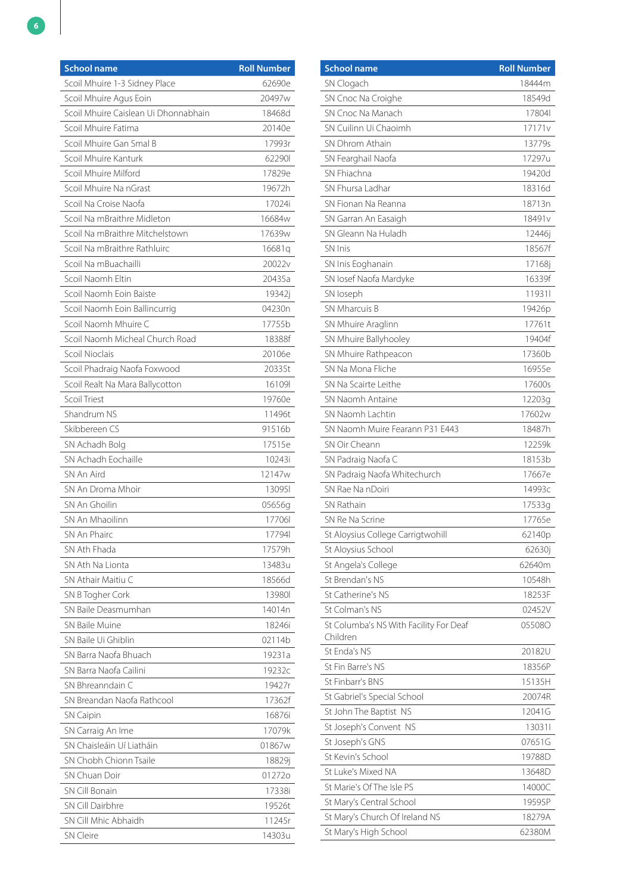| School name | Roll Number |
|---|---|
| Scoil Mhuire 1-3 Sidney Place | 62690e |
| Scoil Mhuire Agus Eoin | 20497w |
| Scoil Mhuire Caislean Ui Dhonnabhain | 18468d |
| Scoil Mhuire Fatima | 20140e |
| Scoil Mhuire Gan Smal B | 17993r |
| Scoil Mhuire Kanturk | 62290l |
| Scoil Mhuire Milford | 17829e |
| Scoil Mhuire Na nGrast | 19672h |
| Scoil Na Croise Naofa | 17024i |
| Scoil Na mBraithre Midleton | 16684w |
| Scoil Na mBraithre Mitchelstown | 17639w |
| Scoil Na mBraithre Rathluirc | 16681q |
| Scoil Na mBuachailli | 20022v |
| Scoil Naomh Eltin | 20435a |
| Scoil Naomh Eoin Baiste | 19342j |
| Scoil Naomh Eoin Ballincurrig | 04230n |
| Scoil Naomh Mhuire C | 17755b |
| Scoil Naomh Micheal Church Road | 18388f |
| Scoil Nioclais | 20106e |
| Scoil Phadraig Naofa Foxwood | 20335t |
| Scoil Realt Na Mara Ballycotton | 16109l |
| Scoil Triest | 19760e |
| Shandrum NS | 11496t |
| Skibbereen CS | 91516b |
| SN Achadh Bolg | 17515e |
| SN Achadh Eochaille | 10243i |
| SN An Aird | 12147w |
| SN An Droma Mhoir | 13095l |
| SN An Ghoilin | 05656g |
| SN An Mhaoilinn | 17706l |
| SN An Phairc | 17794l |
| SN Ath Fhada | 17579h |
| SN Ath Na Lionta | 13483u |
| SN Athair Maitiu C | 18566d |
| SN B Togher Cork | 13980l |
| SN Baile Deasmumhan | 14014n |
| SN Baile Muine | 18246i |
| SN Baile Ui Ghiblin | 02114b |
| SN Barra Naofa Bhuach | 19231a |
| SN Barra Naofa Cailini | 19232c |
| SN Bhreanndain C | 19427r |
| SN Breandan Naofa Rathcool | 17362f |
| SN Caipin | 16876i |
| SN Carraig An Ime | 17079k |
| SN Chaisleáin Uí Liatháin | 01867w |
| SN Chobh Chionn Tsaile | 18829j |
| SN Chuan Doir | 01272o |
| SN Cill Bonain | 17338i |
| SN Cill Dairbhre | 19526t |
| SN Cill Mhic Abhaidh | 11245r |
| SN Cleire | 14303u |
| SN Clogach | 18444m |
| SN Cnoc Na Croighe | 18549d |
| SN Cnoc Na Manach | 17804l |
| SN Cuilinn Ui Chaoimh | 17171v |
| SN Dhrom Athain | 13779s |
| SN Fearghail Naofa | 17297u |
| SN Fhiachna | 19420d |
| SN Fhursa Ladhar | 18316d |
| SN Fionan Na Reanna | 18713n |
| SN Garran An Easaigh | 18491v |
| SN Gleann Na Huladh | 12446j |
| SN Inis | 18567f |
| SN Inis Eoghanain | 17168j |
| SN Iosef Naofa Mardyke | 16339f |
| SN Ioseph | 11931l |
| SN Mharcuis B | 19426p |
| SN Mhuire Araglinn | 17761t |
| SN Mhuire Ballyhooley | 19404f |
| SN Mhuire Rathpeacon | 17360b |
| SN Na Mona Fliche | 16955e |
| SN Na Scairte Leithe | 17600s |
| SN Naomh Antaine | 12203g |
| SN Naomh Lachtin | 17602w |
| SN Naomh Muire Fearann P31 E443 | 18487h |
| SN Oir Cheann | 12259k |
| SN Padraig Naofa C | 18153b |
| SN Padraig Naofa Whitechurch | 17667e |
| SN Rae Na nDoiri | 14993c |
| SN Rathain | 17533g |
| SN Re Na Scrine | 17765e |
| St Aloysius College Carrigtwohill | 62140p |
| St Aloysius School | 62630j |
| St Angela's College | 62640m |
| St Brendan's NS | 10548h |
| St Catherine's NS | 18253F |
| St Colman's NS | 02452V |
| St Columba's NS With Facility For Deaf Children | 05508O |
| St Enda's NS | 20182U |
| St Fin Barre's NS | 18356P |
| St Finbarr's BNS | 15135H |
| St Gabriel's Special School | 20074R |
| St John The Baptist NS | 12041G |
| St Joseph's Convent NS | 13031I |
| St Joseph's GNS | 07651G |
| St Kevin's School | 19788D |
| St Luke's Mixed NA | 13648D |
| St Marie's Of The Isle PS | 14000C |
| St Mary's Central School | 19595P |
| St Mary's Church Of Ireland NS | 18279A |
| St Mary's High School | 62380M |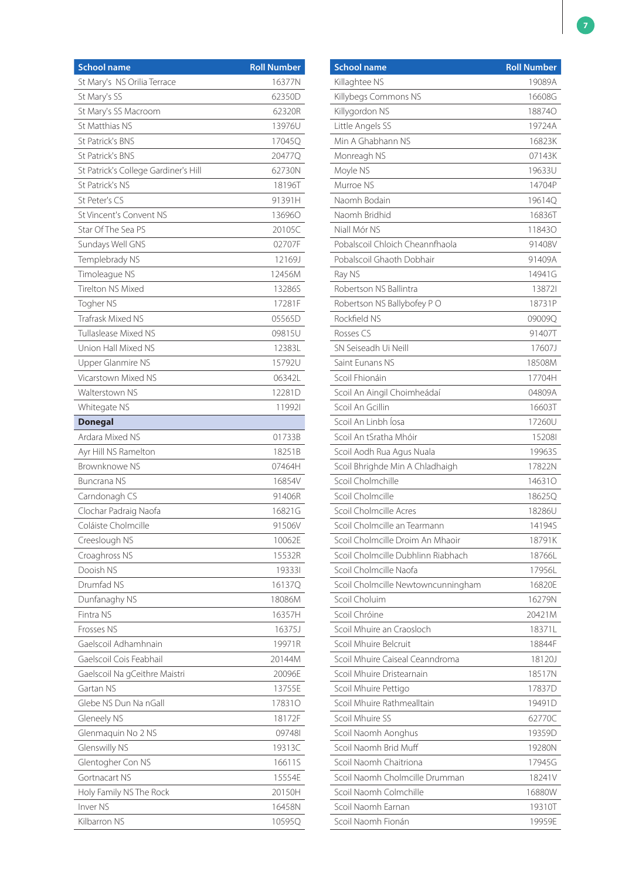| School name | Roll Number |
|---|---|
| St Mary's NS Orilia Terrace | 16377N |
| St Mary's SS | 62350D |
| St Mary's SS Macroom | 62320R |
| St Matthias NS | 13976U |
| St Patrick's BNS | 17045Q |
| St Patrick's BNS | 20477Q |
| St Patrick's College Gardiner's Hill | 62730N |
| St Patrick's NS | 18196T |
| St Peter's CS | 91391H |
| St Vincent's Convent NS | 13696O |
| Star Of The Sea PS | 20105C |
| Sundays Well GNS | 02707F |
| Templebrady NS | 12169J |
| Timoleague NS | 12456M |
| Tirelton NS Mixed | 13286S |
| Togher NS | 17281F |
| Trafrask Mixed NS | 05565D |
| Tullaslease Mixed NS | 09815U |
| Union Hall Mixed NS | 12383L |
| Upper Glanmire NS | 15792U |
| Vicarstown Mixed NS | 06342L |
| Walterstown NS | 12281D |
| Whitegate NS | 11992I |
| **Donegal** | |
| Ardara Mixed NS | 01733B |
| Ayr Hill NS Ramelton | 18251B |
| Brownknowe NS | 07464H |
| Buncrana NS | 16854V |
| Carndonagh CS | 91406R |
| Clochar Padraig Naofa | 16821G |
| Coláiste Cholmcille | 91506V |
| Creeslough NS | 10062E |
| Croaghross NS | 15532R |
| Dooish NS | 19333I |
| Drumfad NS | 16137Q |
| Dunfanaghy NS | 18086M |
| Fintra NS | 16357H |
| Frosses NS | 16375J |
| Gaelscoil Adhamhnain | 19971R |
| Gaelscoil Cois Feabhail | 20144M |
| Gaelscoil Na gCeithre Maistri | 20096E |
| Gartan NS | 13755E |
| Glebe NS Dun Na nGall | 17831O |
| Gleneely NS | 18172F |
| Glenmaquin No 2 NS | 09748I |
| Glenswilly NS | 19313C |
| Glentogher Con NS | 16611S |
| Gortnacart NS | 15554E |
| Holy Family NS The Rock | 20150H |
| Inver NS | 16458N |
| Kilbarron NS | 10595Q |
| Killaghtee NS | 19089A |
| Killybegs Commons NS | 16608G |
| Killygordon NS | 18874O |
| Little Angels SS | 19724A |
| Min A Ghabhann NS | 16823K |
| Monreagh NS | 07143K |
| Moyle NS | 19633U |
| Murroe NS | 14704P |
| Naomh Bodain | 19614Q |
| Naomh Bridhid | 16836T |
| Niall Mór NS | 11843O |
| Pobalscoil Chloich Cheannfhaola | 91408V |
| Pobalscoil Ghaoth Dobhair | 91409A |
| Ray NS | 14941G |
| Robertson NS Ballintra | 13872I |
| Robertson NS Ballybofey P O | 18731P |
| Rockfield NS | 09009Q |
| Rosses CS | 91407T |
| SN Seiseadh Ui Neill | 17607J |
| Saint Eunans NS | 18508M |
| Scoil Fhionáin | 17704H |
| Scoil An Aingil Choimheádaí | 04809A |
| Scoil An Gcillin | 16603T |
| Scoil An Linbh Íosa | 17260U |
| Scoil An tSratha Mhóir | 15208I |
| Scoil Aodh Rua Agus Nuala | 19963S |
| Scoil Bhrighde Min A Chladhaigh | 17822N |
| Scoil Cholmchille | 14631O |
| Scoil Cholmcille | 18625Q |
| Scoil Cholmcille Acres | 18286U |
| Scoil Cholmcille an Tearmann | 14194S |
| Scoil Cholmcille Droim An Mhaoir | 18791K |
| Scoil Cholmcille Dubhlinn Riabhach | 18766L |
| Scoil Cholmcille Naofa | 17956L |
| Scoil Cholmcille Newtowncunningham | 16820E |
| Scoil Choluim | 16279N |
| Scoil Chróine | 20421M |
| Scoil Mhuire an Craosloch | 18371L |
| Scoil Mhuire Belcruit | 18844F |
| Scoil Mhuire Caiseal Ceanndroma | 18120J |
| Scoil Mhuire Dristearnain | 18517N |
| Scoil Mhuire Pettigo | 17837D |
| Scoil Mhuire Rathmealltain | 19491D |
| Scoil Mhuire SS | 62770C |
| Scoil Naomh Aonghus | 19359D |
| Scoil Naomh Brid Muff | 19280N |
| Scoil Naomh Chaitriona | 17945G |
| Scoil Naomh Cholmcille Drumman | 18241V |
| Scoil Naomh Colmchille | 16880W |
| Scoil Naomh Earnan | 19310T |
| Scoil Naomh Fionán | 19959E |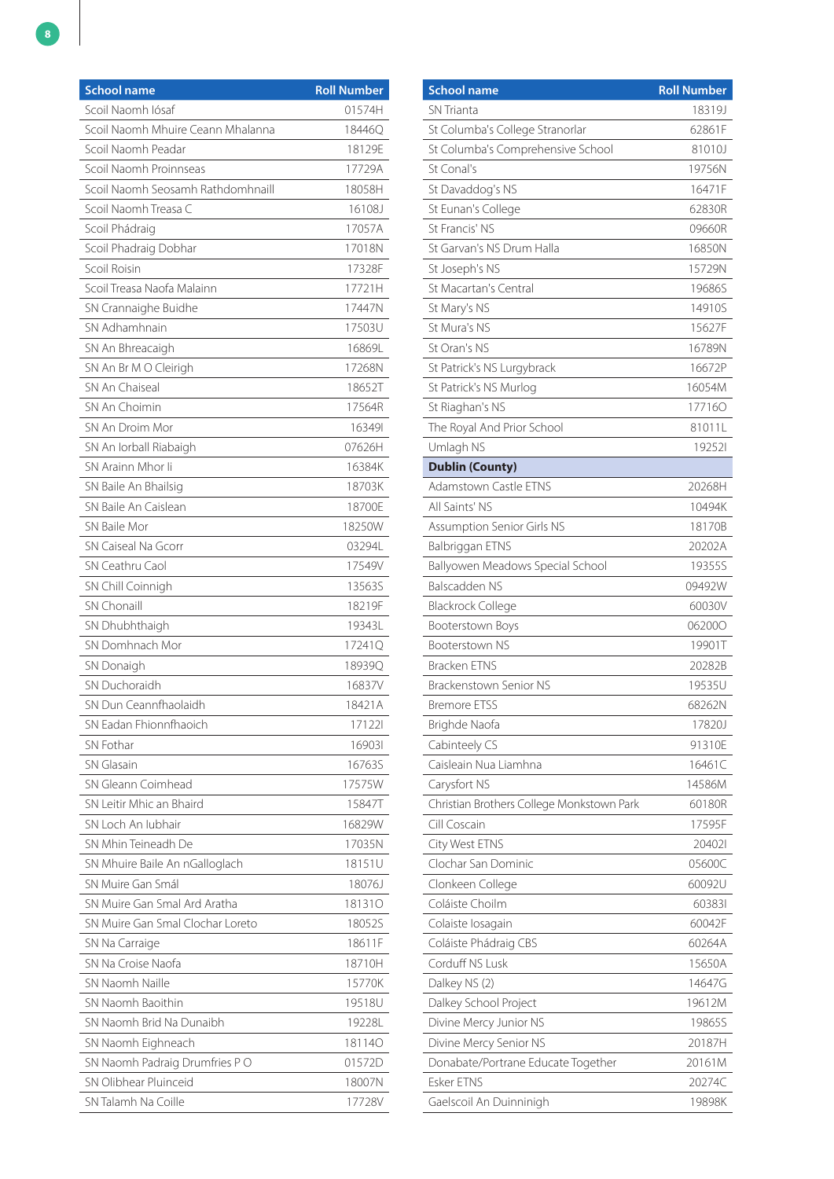| School name | Roll Number |
|---|---|
| Scoil Naomh Iósaf | 01574H |
| Scoil Naomh Mhuire Ceann Mhalanna | 18446Q |
| Scoil Naomh Peadar | 18129E |
| Scoil Naomh Proinnseas | 17729A |
| Scoil Naomh Seosamh Rathdomhnaill | 18058H |
| Scoil Naomh Treasa C | 16108J |
| Scoil Phádraig | 17057A |
| Scoil Phadraig Dobhar | 17018N |
| Scoil Roisin | 17328F |
| Scoil Treasa Naofa Malainn | 17721H |
| SN Crannaighe Buidhe | 17447N |
| SN Adhamhnain | 17503U |
| SN An Bhreacaigh | 16869L |
| SN An Br M O Cleirigh | 17268N |
| SN An Chaiseal | 18652T |
| SN An Choimin | 17564R |
| SN An Droim Mor | 16349I |
| SN An Iorball Riabaigh | 07626H |
| SN Arainn Mhor Ii | 16384K |
| SN Baile An Bhailsig | 18703K |
| SN Baile An Caislean | 18700E |
| SN Baile Mor | 18250W |
| SN Caiseal Na Gcorr | 03294L |
| SN Ceathru Caol | 17549V |
| SN Chill Coinnigh | 13563S |
| SN Chonaill | 18219F |
| SN Dhubhthaigh | 19343L |
| SN Domhnach Mor | 17241Q |
| SN Donaigh | 18939Q |
| SN Duchoraidh | 16837V |
| SN Dun Ceannfhaolaidh | 18421A |
| SN Eadan Fhionnfhaoich | 17122I |
| SN Fothar | 16903I |
| SN Glasain | 16763S |
| SN Gleann Coimhead | 17575W |
| SN Leitir Mhic an Bhaird | 15847T |
| SN Loch An Iubhair | 16829W |
| SN Mhin Teineadh De | 17035N |
| SN Mhuire Baile An nGalloglach | 18151U |
| SN Muire Gan Smál | 18076J |
| SN Muire Gan Smal Ard Aratha | 18131O |
| SN Muire Gan Smal Clochar Loreto | 18052S |
| SN Na Carraige | 18611F |
| SN Na Croise Naofa | 18710H |
| SN Naomh Naille | 15770K |
| SN Naomh Baoithin | 19518U |
| SN Naomh Brid Na Dunaibh | 19228L |
| SN Naomh Eighneach | 18114O |
| SN Naomh Padraig Drumfries P O | 01572D |
| SN Olibhear Pluinceid | 18007N |
| SN Talamh Na Coille | 17728V |
| SN Trianta | 18319J |
| St Columba's College Stranorlar | 62861F |
| St Columba's Comprehensive School | 81010J |
| St Conal's | 19756N |
| St Davaddog's NS | 16471F |
| St Eunan's College | 62830R |
| St Francis' NS | 09660R |
| St Garvan's NS Drum Halla | 16850N |
| St Joseph's NS | 15729N |
| St Macartan's Central | 19686S |
| St Mary's NS | 14910S |
| St Mura's NS | 15627F |
| St Oran's NS | 16789N |
| St Patrick's NS Lurgybrack | 16672P |
| St Patrick's NS Murlog | 16054M |
| St Riaghan's NS | 17716O |
| The Royal And Prior School | 81011L |
| Umlagh NS | 19252I |
| **Dublin (County)** | |
| Adamstown Castle ETNS | 20268H |
| All Saints' NS | 10494K |
| Assumption Senior Girls NS | 18170B |
| Balbriggan ETNS | 20202A |
| Ballyowen Meadows Special School | 19355S |
| Balscadden NS | 09492W |
| Blackrock College | 60030V |
| Booterstown Boys | 06200O |
| Booterstown NS | 19901T |
| Bracken ETNS | 20282B |
| Brackenstown Senior NS | 19535U |
| Bremore ETSS | 68262N |
| Brighde Naofa | 17820J |
| Cabinteely CS | 91310E |
| Caisleain Nua Liamhna | 16461C |
| Carysfort NS | 14586M |
| Christian Brothers College Monkstown Park | 60180R |
| Cill Coscain | 17595F |
| City West ETNS | 20402I |
| Clochar San Dominic | 05600C |
| Clonkeen College | 60092U |
| Coláiste Choilm | 60383I |
| Colaiste Iosagain | 60042F |
| Coláiste Phádraig CBS | 60264A |
| Corduff NS Lusk | 15650A |
| Dalkey NS (2) | 14647G |
| Dalkey School Project | 19612M |
| Divine Mercy Junior NS | 19865S |
| Divine Mercy Senior NS | 20187H |
| Donabate/Portrane Educate Together | 20161M |
| Esker ETNS | 20274C |
| Gaelscoil An Duinninigh | 19898K |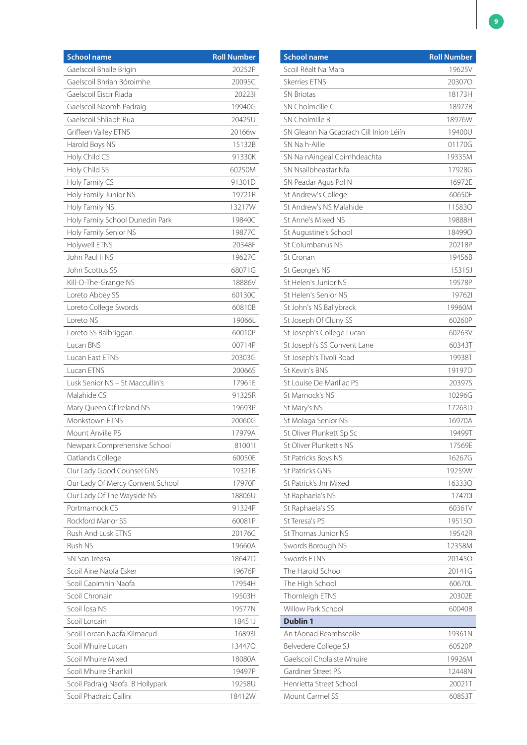| School name | Roll Number |
|---|---|
| Gaelscoil Bhaile Brigin | 20252P |
| Gaelscoil Bhrian Bóroimhe | 20095C |
| Gaelscoil Eiscir Riada | 20223I |
| Gaelscoil Naomh Padraig | 19940G |
| Gaelscoil Shliabh Rua | 20425U |
| Griffeen Valley ETNS | 20166w |
| Harold Boys NS | 15132B |
| Holy Child CS | 91330K |
| Holy Child SS | 60250M |
| Holy Family CS | 91301D |
| Holy Family Junior NS | 19721R |
| Holy Family NS | 13217W |
| Holy Family School Dunedin Park | 19840C |
| Holy Family Senior NS | 19877C |
| Holywell ETNS | 20348F |
| John Paul Ii NS | 19627C |
| John Scottus SS | 68071G |
| Kill-O-The-Grange NS | 18886V |
| Loreto Abbey SS | 60130C |
| Loreto College Swords | 60810B |
| Loreto NS | 19066L |
| Loreto SS Balbriggan | 60010P |
| Lucan BNS | 00714P |
| Lucan East ETNS | 20303G |
| Lucan ETNS | 20066S |
| Lusk Senior NS – St Maccullin's | 17961E |
| Malahide CS | 91325R |
| Mary Queen Of Ireland NS | 19693P |
| Monkstown ETNS | 20060G |
| Mount Anville PS | 17979A |
| Newpark Comprehensive School | 81001I |
| Oatlands College | 60050E |
| Our Lady Good Counsel GNS | 19321B |
| Our Lady Of Mercy Convent School | 17970F |
| Our Lady Of The Wayside NS | 18806U |
| Portmarnock CS | 91324P |
| Rockford Manor SS | 60081P |
| Rush And Lusk ETNS | 20176C |
| Rush NS | 19660A |
| SN San Treasa | 18647D |
| Scoil Aine Naofa Esker | 19676P |
| Scoil Caoimhin Naofa | 17954H |
| Scoil Chronain | 19503H |
| Scoil Íosa NS | 19577N |
| Scoil Lorcain | 18451J |
| Scoil Lorcan Naofa Kilmacud | 16893I |
| Scoil Mhuire Lucan | 13447Q |
| Scoil Mhuire Mixed | 18080A |
| Scoil Mhuire Shankill | 19497P |
| Scoil Padraig Naofa B Hollypark | 19258U |
| Scoil Phadraic Cailini | 18412W |

| School name | Roll Number |
|---|---|
| Scoil Réalt Na Mara | 19625V |
| Skerries ETNS | 20307O |
| SN Briotas | 18173H |
| SN Cholmcille C | 18977B |
| SN Cholmille B | 18976W |
| SN Gleann Na Gcaorach Cill Iníon Léiín | 19400U |
| SN Na h-Aille | 01170G |
| SN Na nAingeal Coimhdeachta | 19335M |
| SN Nsailbheastar Nfa | 17928G |
| SN Peadar Agus Pol N | 16972E |
| St Andrew's College | 60650F |
| St Andrew's NS Malahide | 11583O |
| St Anne's Mixed NS | 19888H |
| St Augustine's School | 18499O |
| St Columbanus NS | 20218P |
| St Cronan | 19456B |
| St George's NS | 15315J |
| St Helen's Junior NS | 19578P |
| St Helen's Senior NS | 19762I |
| St John's NS Ballybrack | 19960M |
| St Joseph Of Cluny SS | 60260P |
| St Joseph's College Lucan | 60263V |
| St Joseph's SS Convent Lane | 60343T |
| St Joseph's Tivoli Road | 19938T |
| St Kevin's BNS | 19197D |
| St Louise De Marillac PS | 20397S |
| St Marnock's NS | 10296G |
| St Mary's NS | 17263D |
| St Molaga Senior NS | 16970A |
| St Oliver Plunkett Sp Sc | 19499T |
| St Oliver Plunkett's NS | 17569E |
| St Patricks Boys NS | 16267G |
| St Patricks GNS | 19259W |
| St Patrick's Jnr Mixed | 16333Q |
| St Raphaela's NS | 17470I |
| St Raphaela's SS | 60361V |
| St Teresa's PS | 19515O |
| St Thomas Junior NS | 19542R |
| Swords Borough NS | 12358M |
| Swords ETNS | 20145O |
| The Harold School | 20141G |
| The High School | 60670L |
| Thornleigh ETNS | 20302E |
| Willow Park School | 60040B |
| **Dublin 1** | |
| An tAonad Reamhscoile | 19361N |
| Belvedere College SJ | 60520P |
| Gaelscoil Cholaiste Mhuire | 19926M |
| Gardiner Street PS | 12448N |
| Henrietta Street School | 20021T |
| Mount Carmel SS | 60853T |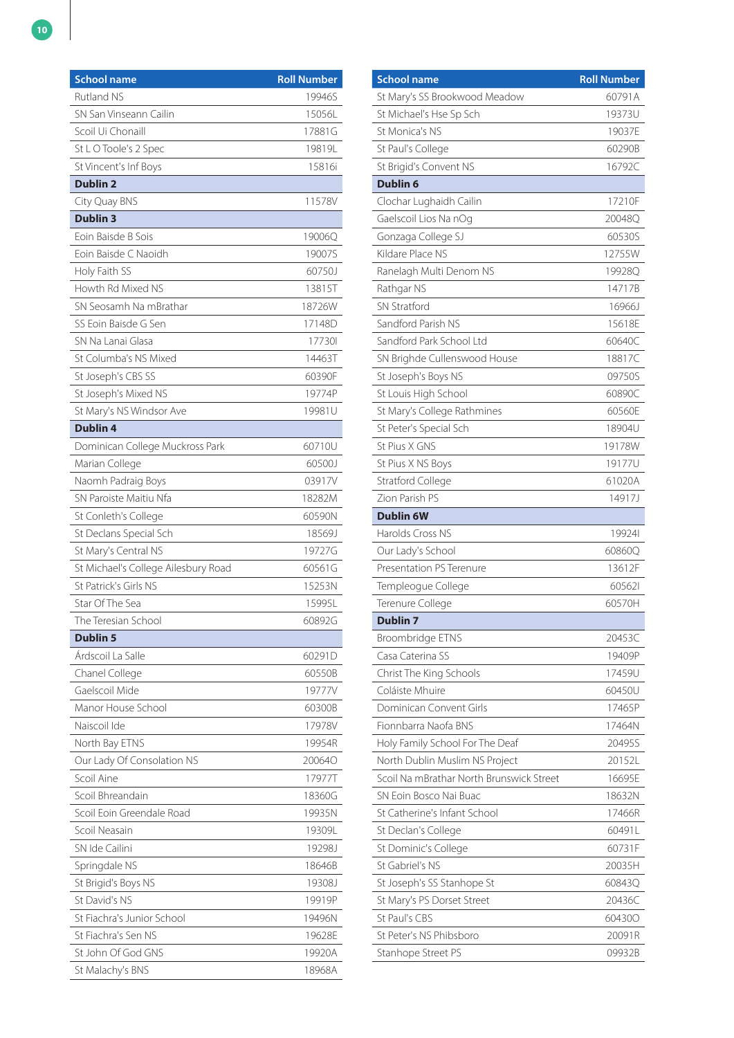| School name | Roll Number |
|---|---|
| Rutland NS | 19946S |
| SN San Vinseann Cailin | 15056L |
| Scoil Ui Chonaill | 17881G |
| St L O Toole's 2 Spec | 19819L |
| St Vincent's Inf Boys | 15816i |
| **Dublin 2** | |
| City Quay BNS | 11578V |
| **Dublin 3** | |
| Eoin Baisde B Sois | 19006Q |
| Eoin Baisde C Naoidh | 19007S |
| Holy Faith SS | 60750J |
| Howth Rd Mixed NS | 13815T |
| SN Seosamh Na mBrathar | 18726W |
| SS Eoin Baisde G Sen | 17148D |
| SN Na Lanai Glasa | 17730I |
| St Columba's NS Mixed | 14463T |
| St Joseph's CBS SS | 60390F |
| St Joseph's Mixed NS | 19774P |
| St Mary's NS Windsor Ave | 19981U |
| **Dublin 4** | |
| Dominican College Muckross Park | 60710U |
| Marian College | 60500J |
| Naomh Padraig Boys | 03917V |
| SN Paroiste Maitiu Nfa | 18282M |
| St Conleth's College | 60590N |
| St Declans Special Sch | 18569J |
| St Mary's Central NS | 19727G |
| St Michael's College Ailesbury Road | 60561G |
| St Patrick's Girls NS | 15253N |
| Star Of The Sea | 15995L |
| The Teresian School | 60892G |
| **Dublin 5** | |
| Árdscoil La Salle | 60291D |
| Chanel College | 60550B |
| Gaelscoil Mide | 19777V |
| Manor House School | 60300B |
| Naiscoil Ide | 17978V |
| North Bay ETNS | 19954R |
| Our Lady Of Consolation NS | 20064O |
| Scoil Aine | 17977T |
| Scoil Bhreandain | 18360G |
| Scoil Eoin Greendale Road | 19935N |
| Scoil Neasain | 19309L |
| SN Ide Cailini | 19298J |
| Springdale NS | 18646B |
| St Brigid's Boys NS | 19308J |
| St David's NS | 19919P |
| St Fiachra's Junior School | 19496N |
| St Fiachra's Sen NS | 19628E |
| St John Of God GNS | 19920A |
| St Malachy's BNS | 18968A |
| St Mary's SS Brookwood Meadow | 60791A |
| St Michael's Hse Sp Sch | 19373U |
| St Monica's NS | 19037E |
| St Paul's College | 60290B |
| St Brigid's Convent NS | 16792C |
| **Dublin 6** | |
| Clochar Lughaidh Cailin | 17210F |
| Gaelscoil Lios Na nOg | 20048Q |
| Gonzaga College SJ | 60530S |
| Kildare Place NS | 12755W |
| Ranelagh Multi Denom NS | 19928Q |
| Rathgar NS | 14717B |
| SN Stratford | 16966J |
| Sandford Parish NS | 15618E |
| Sandford Park School Ltd | 60640C |
| SN Brighde Cullenswood House | 18817C |
| St Joseph's Boys NS | 09750S |
| St Louis High School | 60890C |
| St Mary's College Rathmines | 60560E |
| St Peter's Special Sch | 18904U |
| St Pius X GNS | 19178W |
| St Pius X NS Boys | 19177U |
| Stratford College | 61020A |
| Zion Parish PS | 14917J |
| **Dublin 6W** | |
| Harolds Cross NS | 19924I |
| Our Lady's School | 60860Q |
| Presentation PS Terenure | 13612F |
| Templeogue College | 60562I |
| Terenure College | 60570H |
| **Dublin 7** | |
| Broombridge ETNS | 20453C |
| Casa Caterina SS | 19409P |
| Christ The King Schools | 17459U |
| Coláiste Mhuire | 60450U |
| Dominican Convent Girls | 17465P |
| Fionnbarra Naofa BNS | 17464N |
| Holy Family School For The Deaf | 20495S |
| North Dublin Muslim NS Project | 20152L |
| Scoil Na mBrathar North Brunswick Street | 16695E |
| SN Eoin Bosco Nai Buac | 18632N |
| St Catherine's Infant School | 17466R |
| St Declan's College | 60491L |
| St Dominic's College | 60731F |
| St Gabriel's NS | 20035H |
| St Joseph's SS Stanhope St | 60843Q |
| St Mary's PS Dorset Street | 20436C |
| St Paul's CBS | 60430O |
| St Peter's NS Phibsboro | 20091R |
| Stanhope Street PS | 09932B |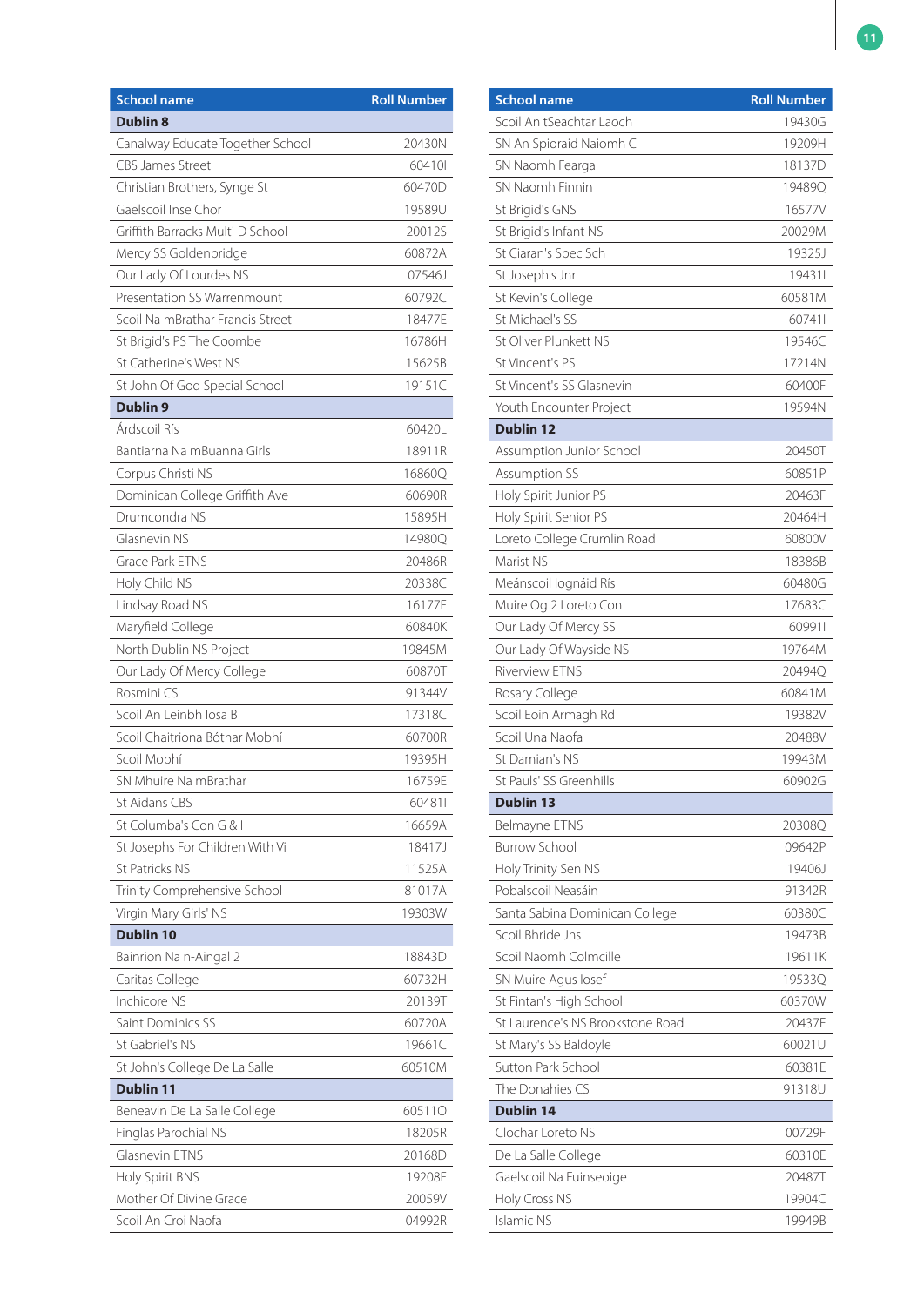| School name | Roll Number |
|---|---|
| **Dublin 8** | |
| Canalway Educate Together School | 20430N |
| CBS James Street | 60410I |
| Christian Brothers, Synge St | 60470D |
| Gaelscoil Inse Chor | 19589U |
| Griffith Barracks Multi D School | 20012S |
| Mercy SS Goldenbridge | 60872A |
| Our Lady Of Lourdes NS | 07546J |
| Presentation SS Warrenmount | 60792C |
| Scoil Na mBrathar Francis Street | 18477E |
| St Brigid's PS The Coombe | 16786H |
| St Catherine's West NS | 15625B |
| St John Of God Special School | 19151C |
| **Dublin 9** | |
| Árdscoil Rís | 60420L |
| Bantiarna Na mBuanna Girls | 18911R |
| Corpus Christi NS | 16860Q |
| Dominican College Griffith Ave | 60690R |
| Drumcondra NS | 15895H |
| Glasnevin NS | 14980Q |
| Grace Park ETNS | 20486R |
| Holy Child NS | 20338C |
| Lindsay Road NS | 16177F |
| Maryfield College | 60840K |
| North Dublin NS Project | 19845M |
| Our Lady Of Mercy College | 60870T |
| Rosmini CS | 91344V |
| Scoil An Leinbh Iosa B | 17318C |
| Scoil Chaitriona Bóthar Mobhí | 60700R |
| Scoil Mobhí | 19395H |
| SN Mhuire Na mBrathar | 16759E |
| St Aidans CBS | 60481I |
| St Columba's Con G & I | 16659A |
| St Josephs For Children With Vi | 18417J |
| St Patricks NS | 11525A |
| Trinity Comprehensive School | 81017A |
| Virgin Mary Girls' NS | 19303W |
| **Dublin 10** | |
| Bainrion Na n-Aingal 2 | 18843D |
| Caritas College | 60732H |
| Inchicore NS | 20139T |
| Saint Dominics SS | 60720A |
| St Gabriel's NS | 19661C |
| St John's College De La Salle | 60510M |
| **Dublin 11** | |
| Beneavin De La Salle College | 60511O |
| Finglas Parochial NS | 18205R |
| Glasnevin ETNS | 20168D |
| Holy Spirit BNS | 19208F |
| Mother Of Divine Grace | 20059V |
| Scoil An Croi Naofa | 04992R |
| Scoil An tSeachtar Laoch | 19430G |
| SN An Spioraid Naiomh C | 19209H |
| SN Naomh Feargal | 18137D |
| SN Naomh Finnin | 19489Q |
| St Brigid's GNS | 16577V |
| St Brigid's Infant NS | 20029M |
| St Ciaran's Spec Sch | 19325J |
| St Joseph's Jnr | 19431I |
| St Kevin's College | 60581M |
| St Michael's SS | 60741I |
| St Oliver Plunkett NS | 19546C |
| St Vincent's PS | 17214N |
| St Vincent's SS Glasnevin | 60400F |
| Youth Encounter Project | 19594N |
| **Dublin 12** | |
| Assumption Junior School | 20450T |
| Assumption SS | 60851P |
| Holy Spirit Junior PS | 20463F |
| Holy Spirit Senior PS | 20464H |
| Loreto College Crumlin Road | 60800V |
| Marist NS | 18386B |
| Meánscoil Iognáid Rís | 60480G |
| Muire Og 2 Loreto Con | 17683C |
| Our Lady Of Mercy SS | 60991I |
| Our Lady Of Wayside NS | 19764M |
| Riverview ETNS | 20494Q |
| Rosary College | 60841M |
| Scoil Eoin Armagh Rd | 19382V |
| Scoil Una Naofa | 20488V |
| St Damian's NS | 19943M |
| St Pauls' SS Greenhills | 60902G |
| **Dublin 13** | |
| Belmayne ETNS | 20308Q |
| Burrow School | 09642P |
| Holy Trinity Sen NS | 19406J |
| Pobalscoil Neasáin | 91342R |
| Santa Sabina Dominican College | 60380C |
| Scoil Bhride Jns | 19473B |
| Scoil Naomh Colmcille | 19611K |
| SN Muire Agus Iosef | 19533Q |
| St Fintan's High School | 60370W |
| St Laurence's NS Brookstone Road | 20437E |
| St Mary's SS Baldoyle | 60021U |
| Sutton Park School | 60381E |
| The Donahies CS | 91318U |
| **Dublin 14** | |
| Clochar Loreto NS | 00729F |
| De La Salle College | 60310E |
| Gaelscoil Na Fuinseoige | 20487T |
| Holy Cross NS | 19904C |
| Islamic NS | 19949B |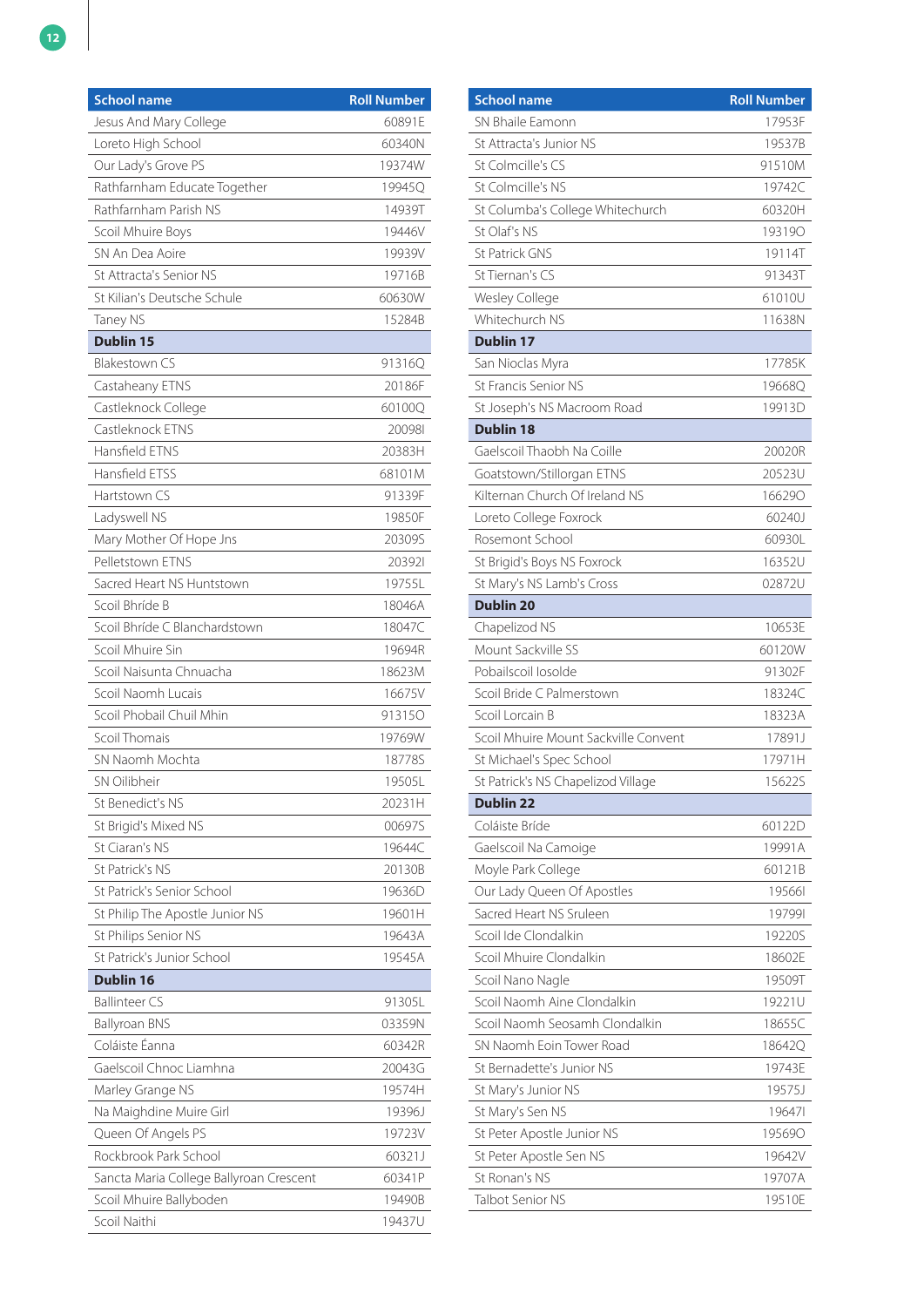| School name | Roll Number |
|---|---|
| Jesus And Mary College | 60891E |
| Loreto High School | 60340N |
| Our Lady's Grove PS | 19374W |
| Rathfarnham Educate Together | 19945Q |
| Rathfarnham Parish NS | 14939T |
| Scoil Mhuire Boys | 19446V |
| SN An Dea Aoire | 19939V |
| St Attracta's Senior NS | 19716B |
| St Kilian's Deutsche Schule | 60630W |
| Taney NS | 15284B |
| **Dublin 15** | |
| Blakestown CS | 91316Q |
| Castaheany ETNS | 20186F |
| Castleknock College | 60100Q |
| Castleknock ETNS | 20098I |
| Hansfield ETNS | 20383H |
| Hansfield ETSS | 68101M |
| Hartstown CS | 91339F |
| Ladyswell NS | 19850F |
| Mary Mother Of Hope Jns | 20309S |
| Pelletstown ETNS | 20392I |
| Sacred Heart NS Huntstown | 19755L |
| Scoil Bhríde B | 18046A |
| Scoil Bhríde C Blanchardstown | 18047C |
| Scoil Mhuire Sin | 19694R |
| Scoil Naisunta Chnuacha | 18623M |
| Scoil Naomh Lucais | 16675V |
| Scoil Phobail Chuil Mhin | 91315O |
| Scoil Thomais | 19769W |
| SN Naomh Mochta | 18778S |
| SN Oilibheir | 19505L |
| St Benedict's NS | 20231H |
| St Brigid's Mixed NS | 00697S |
| St Ciaran's NS | 19644C |
| St Patrick's NS | 20130B |
| St Patrick's Senior School | 19636D |
| St Philip The Apostle Junior NS | 19601H |
| St Philips Senior NS | 19643A |
| St Patrick's Junior School | 19545A |
| **Dublin 16** | |
| Ballinteer CS | 91305L |
| Ballyroan BNS | 03359N |
| Coláiste Éanna | 60342R |
| Gaelscoil Chnoc Liamhna | 20043G |
| Marley Grange NS | 19574H |
| Na Maighdine Muire Girl | 19396J |
| Queen Of Angels PS | 19723V |
| Rockbrook Park School | 60321J |
| Sancta Maria College Ballyroan Crescent | 60341P |
| Scoil Mhuire Ballyboden | 19490B |
| Scoil Naithi | 19437U |
| SN Bhaile Eamonn | 17953F |
| St Attracta's Junior NS | 19537B |
| St Colmcille's CS | 91510M |
| St Colmcille's NS | 19742C |
| St Columba's College Whitechurch | 60320H |
| St Olaf's NS | 19319O |
| St Patrick GNS | 19114T |
| St Tiernan's CS | 91343T |
| Wesley College | 61010U |
| Whitechurch NS | 11638N |
| **Dublin 17** | |
| San Nioclas Myra | 17785K |
| St Francis Senior NS | 19668Q |
| St Joseph's NS Macroom Road | 19913D |
| **Dublin 18** | |
| Gaelscoil Thaobh Na Coille | 20020R |
| Goatstown/Stillorgan ETNS | 20523U |
| Kilternan Church Of Ireland NS | 16629O |
| Loreto College Foxrock | 60240J |
| Rosemont School | 60930L |
| St Brigid's Boys NS Foxrock | 16352U |
| St Mary's NS Lamb's Cross | 02872U |
| **Dublin 20** | |
| Chapelizod NS | 10653E |
| Mount Sackville SS | 60120W |
| Pobailscoil Iosolde | 91302F |
| Scoil Bride C Palmerstown | 18324C |
| Scoil Lorcain B | 18323A |
| Scoil Mhuire Mount Sackville Convent | 17891J |
| St Michael's Spec School | 17971H |
| St Patrick's NS Chapelizod Village | 15622S |
| **Dublin 22** | |
| Coláiste Bríde | 60122D |
| Gaelscoil Na Camoige | 19991A |
| Moyle Park College | 60121B |
| Our Lady Queen Of Apostles | 19566I |
| Sacred Heart NS Sruleen | 19799I |
| Scoil Ide Clondalkin | 19220S |
| Scoil Mhuire Clondalkin | 18602E |
| Scoil Nano Nagle | 19509T |
| Scoil Naomh Aine Clondalkin | 19221U |
| Scoil Naomh Seosamh Clondalkin | 18655C |
| SN Naomh Eoin Tower Road | 18642Q |
| St Bernadette's Junior NS | 19743E |
| St Mary's Junior NS | 19575J |
| St Mary's Sen NS | 19647I |
| St Peter Apostle Junior NS | 19569O |
| St Peter Apostle Sen NS | 19642V |
| St Ronan's NS | 19707A |
| Talbot Senior NS | 19510E |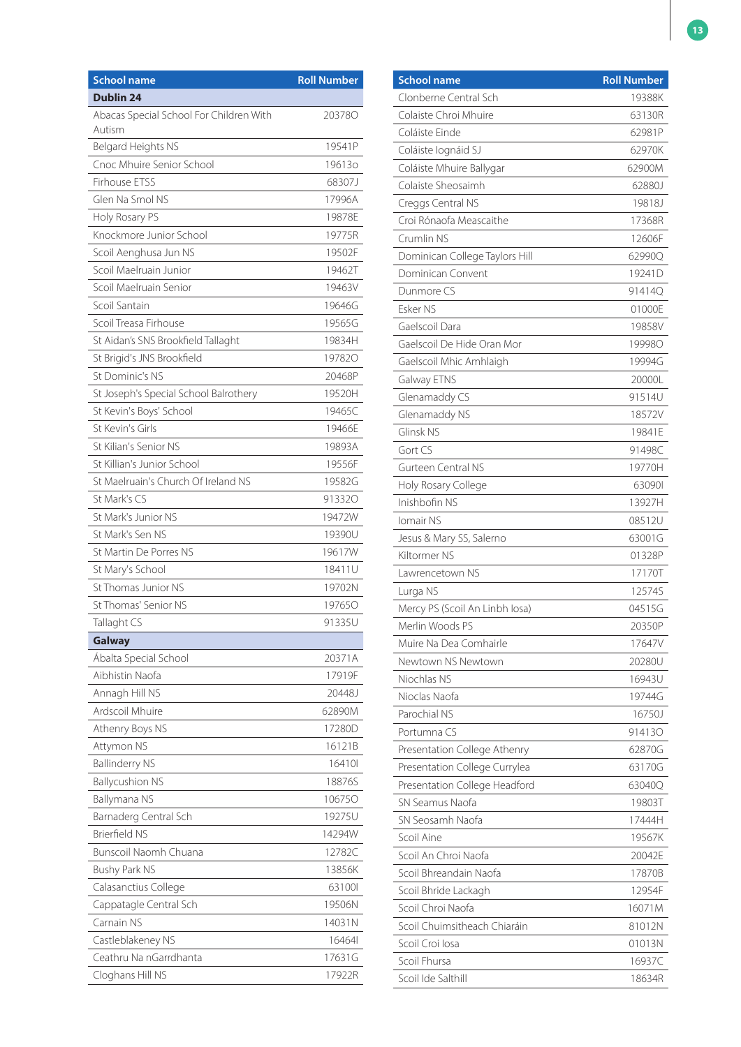| School name | Roll Number |
|---|---|
| **Dublin 24** | |
| Abacas Special School For Children With Autism | 20378O |
| Belgard Heights NS | 19541P |
| Cnoc Mhuire Senior School | 19613o |
| Firhouse ETSS | 68307J |
| Glen Na Smol NS | 17996A |
| Holy Rosary PS | 19878E |
| Knockmore Junior School | 19775R |
| Scoil Aenghusa Jun NS | 19502F |
| Scoil Maelruain Junior | 19462T |
| Scoil Maelruain Senior | 19463V |
| Scoil Santain | 19646G |
| Scoil Treasa Firhouse | 19565G |
| St Aidan's SNS Brookfield Tallaght | 19834H |
| St Brigid's JNS Brookfield | 19782O |
| St Dominic's NS | 20468P |
| St Joseph's Special School Balrothery | 19520H |
| St Kevin's Boys' School | 19465C |
| St Kevin's Girls | 19466E |
| St Kilian's Senior NS | 19893A |
| St Killian's Junior School | 19556F |
| St Maelruain's Church Of Ireland NS | 19582G |
| St Mark's CS | 91332O |
| St Mark's Junior NS | 19472W |
| St Mark's Sen NS | 19390U |
| St Martin De Porres NS | 19617W |
| St Mary's School | 18411U |
| St Thomas Junior NS | 19702N |
| St Thomas' Senior NS | 19765O |
| Tallaght CS | 91335U |
| **Galway** | |
| Ábalta Special School | 20371A |
| Aibhistin Naofa | 17919F |
| Annagh Hill NS | 20448J |
| Ardscoil Mhuire | 62890M |
| Athenry Boys NS | 17280D |
| Attymon NS | 16121B |
| Ballinderry NS | 16410I |
| Ballycushion NS | 18876S |
| Ballymana NS | 10675O |
| Barnaderg Central Sch | 19275U |
| Brierfield NS | 14294W |
| Bunscoil Naomh Chuana | 12782C |
| Bushy Park NS | 13856K |
| Calasanctius College | 63100I |
| Cappatagle Central Sch | 19506N |
| Carnain NS | 14031N |
| Castleblakeney NS | 16464I |
| Ceathru Na nGarrdhanta | 17631G |
| Cloghans Hill NS | 17922R |
| Clonberne Central Sch | 19388K |
| Colaiste Chroi Mhuire | 63130R |
| Coláiste Einde | 62981P |
| Coláiste Iognáid SJ | 62970K |
| Coláiste Mhuire Ballygar | 62900M |
| Colaiste Sheosaimh | 62880J |
| Creggs Central NS | 19818J |
| Croi Rónaofa Meascaithe | 17368R |
| Crumlin NS | 12606F |
| Dominican College Taylors Hill | 62990Q |
| Dominican Convent | 19241D |
| Dunmore CS | 91414Q |
| Esker NS | 01000E |
| Gaelscoil Dara | 19858V |
| Gaelscoil De Hide Oran Mor | 19998O |
| Gaelscoil Mhic Amhlaigh | 19994G |
| Galway ETNS | 20000L |
| Glenamaddy CS | 91514U |
| Glenamaddy NS | 18572V |
| Glinsk NS | 19841E |
| Gort CS | 91498C |
| Gurteen Central NS | 19770H |
| Holy Rosary College | 63090I |
| Inishbofin NS | 13927H |
| Iomair NS | 08512U |
| Jesus & Mary SS, Salerno | 63001G |
| Kiltormer NS | 01328P |
| Lawrencetown NS | 17170T |
| Lurga NS | 12574S |
| Mercy PS (Scoil An Linbh Iosa) | 04515G |
| Merlin Woods PS | 20350P |
| Muire Na Dea Comhairle | 17647V |
| Newtown NS Newtown | 20280U |
| Niochlas NS | 16943U |
| Nioclas Naofa | 19744G |
| Parochial NS | 16750J |
| Portumna CS | 91413O |
| Presentation College Athenry | 62870G |
| Presentation College Currylea | 63170G |
| Presentation College Headford | 63040Q |
| SN Seamus Naofa | 19803T |
| SN Seosamh Naofa | 17444H |
| Scoil Aine | 19567K |
| Scoil An Chroi Naofa | 20042E |
| Scoil Bhreandain Naofa | 17870B |
| Scoil Bhride Lackagh | 12954F |
| Scoil Chroi Naofa | 16071M |
| Scoil Chuimsitheach Chiaráin | 81012N |
| Scoil Croi Iosa | 01013N |
| Scoil Fhursa | 16937C |
| Scoil Ide Salthill | 18634R |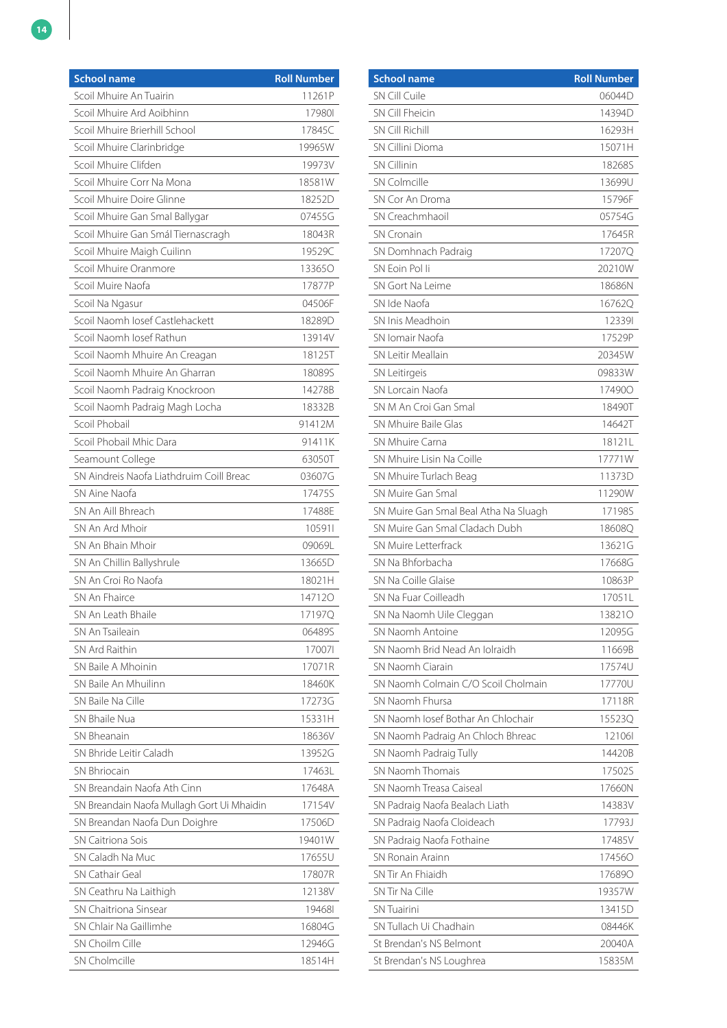| School name | Roll Number |
|---|---|
| Scoil Mhuire An Tuairin | 11261P |
| Scoil Mhuire Ard Aoibhinn | 17980I |
| Scoil Mhuire Brierhill School | 17845C |
| Scoil Mhuire Clarinbridge | 19965W |
| Scoil Mhuire Clifden | 19973V |
| Scoil Mhuire Corr Na Mona | 18581W |
| Scoil Mhuire Doire Glinne | 18252D |
| Scoil Mhuire Gan Smal Ballygar | 07455G |
| Scoil Mhuire Gan Smál Tiernascragh | 18043R |
| Scoil Mhuire Maigh Cuilinn | 19529C |
| Scoil Mhuire Oranmore | 13365O |
| Scoil Muire Naofa | 17877P |
| Scoil Na Ngasur | 04506F |
| Scoil Naomh Iosef Castlehackett | 18289D |
| Scoil Naomh Iosef Rathun | 13914V |
| Scoil Naomh Mhuire An Creagan | 18125T |
| Scoil Naomh Mhuire An Gharran | 18089S |
| Scoil Naomh Padraig Knockroon | 14278B |
| Scoil Naomh Padraig Magh Locha | 18332B |
| Scoil Phobail | 91412M |
| Scoil Phobail Mhic Dara | 91411K |
| Seamount College | 63050T |
| SN Aindreis Naofa Liathdruim Coill Breac | 03607G |
| SN Aine Naofa | 17475S |
| SN An Aill Bhreach | 17488E |
| SN An Ard Mhoir | 10591I |
| SN An Bhain Mhoir | 09069L |
| SN An Chillin Ballyshrule | 13665D |
| SN An Croi Ro Naofa | 18021H |
| SN An Fhairce | 14712O |
| SN An Leath Bhaile | 17197Q |
| SN An Tsaileain | 06489S |
| SN Ard Raithin | 17007I |
| SN Baile A Mhoinin | 17071R |
| SN Baile An Mhuilinn | 18460K |
| SN Baile Na Cille | 17273G |
| SN Bhaile Nua | 15331H |
| SN Bheanain | 18636V |
| SN Bhride Leitir Caladh | 13952G |
| SN Bhriocain | 17463L |
| SN Breandain Naofa Ath Cinn | 17648A |
| SN Breandain Naofa Mullagh Gort Ui Mhaidin | 17154V |
| SN Breandan Naofa Dun Doighre | 17506D |
| SN Caitriona Sois | 19401W |
| SN Caladh Na Muc | 17655U |
| SN Cathair Geal | 17807R |
| SN Ceathru Na Laithigh | 12138V |
| SN Chaitriona Sinsear | 19468I |
| SN Chlair Na Gaillimhe | 16804G |
| SN Choilm Cille | 12946G |
| SN Cholmcille | 18514H |
| SN Cill Cuile | 06044D |
| SN Cill Fheicin | 14394D |
| SN Cill Richill | 16293H |
| SN Cillini Dioma | 15071H |
| SN Cillinin | 18268S |
| SN Colmcille | 13699U |
| SN Cor An Droma | 15796F |
| SN Creachmhaoil | 05754G |
| SN Cronain | 17645R |
| SN Domhnach Padraig | 17207Q |
| SN Eoin Pol Ii | 20210W |
| SN Gort Na Leime | 18686N |
| SN Ide Naofa | 16762Q |
| SN Inis Meadhoin | 12339I |
| SN Iomair Naofa | 17529P |
| SN Leitir Meallain | 20345W |
| SN Leitirgeis | 09833W |
| SN Lorcain Naofa | 17490O |
| SN M An Croi Gan Smal | 18490T |
| SN Mhuire Baile Glas | 14642T |
| SN Mhuire Carna | 18121L |
| SN Mhuire Lisin Na Coille | 17771W |
| SN Mhuire Turlach Beag | 11373D |
| SN Muire Gan Smal | 11290W |
| SN Muire Gan Smal Beal Atha Na Sluagh | 17198S |
| SN Muire Gan Smal Cladach Dubh | 18608Q |
| SN Muire Letterfrack | 13621G |
| SN Na Bhforbacha | 17668G |
| SN Na Coille Glaise | 10863P |
| SN Na Fuar Coilleadh | 17051L |
| SN Na Naomh Uile Cleggan | 13821O |
| SN Naomh Antoine | 12095G |
| SN Naomh Brid Nead An Iolraidh | 11669B |
| SN Naomh Ciarain | 17574U |
| SN Naomh Colmain C/O Scoil Cholmain | 17770U |
| SN Naomh Fhursa | 17118R |
| SN Naomh Iosef Bothar An Chlochair | 15523Q |
| SN Naomh Padraig An Chloch Bhreac | 12106I |
| SN Naomh Padraig Tully | 14420B |
| SN Naomh Thomais | 17502S |
| SN Naomh Treasa Caiseal | 17660N |
| SN Padraig Naofa Bealach Liath | 14383V |
| SN Padraig Naofa Cloideach | 17793J |
| SN Padraig Naofa Fothaine | 17485V |
| SN Ronain Arainn | 17456O |
| SN Tir An Fhiaidh | 17689O |
| SN Tir Na Cille | 19357W |
| SN Tuairini | 13415D |
| SN Tullach Ui Chadhain | 08446K |
| St Brendan's NS Belmont | 20040A |
| St Brendan's NS Loughrea | 15835M |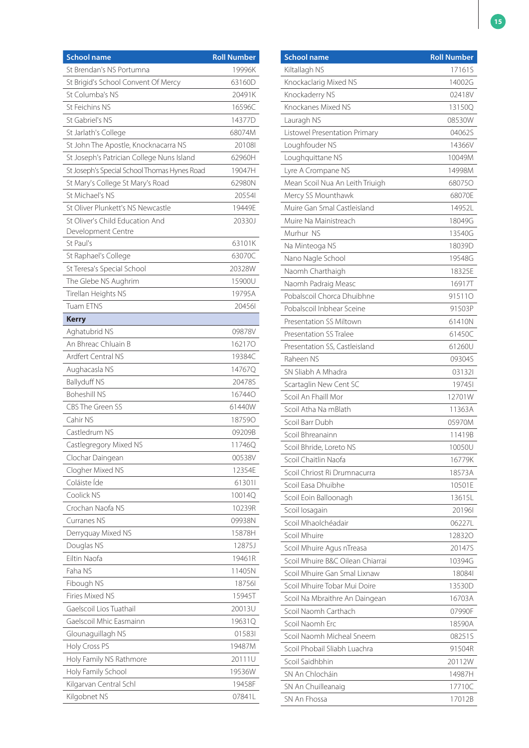| School name | Roll Number |
|---|---|
| St Brendan's NS Portumna | 19996K |
| St Brigid's School Convent Of Mercy | 63160D |
| St Columba's NS | 20491K |
| St Feichins NS | 16596C |
| St Gabriel's NS | 14377D |
| St Jarlath's College | 68074M |
| St John The Apostle, Knocknacarra NS | 20108I |
| St Joseph's Patrician College Nuns Island | 62960H |
| St Joseph's Special School Thomas Hynes Road | 19047H |
| St Mary's College St Mary's Road | 62980N |
| St Michael's NS | 20554I |
| St Oliver Plunkett's NS Newcastle | 19449E |
| St Oliver's Child Education And Development Centre | 20330J |
| St Paul's | 63101K |
| St Raphael's College | 63070C |
| St Teresa's Special School | 20328W |
| The Glebe NS Aughrim | 15900U |
| Tirellan Heights NS | 19795A |
| Tuam ETNS | 20456I |
| **Kerry** | |
| Aghatubrid NS | 09878V |
| An Bhreac Chluain B | 16217O |
| Ardfert Central NS | 19384C |
| Aughacasla NS | 14767Q |
| Ballyduff NS | 20478S |
| Boheshill NS | 16744O |
| CBS The Green SS | 61440W |
| Cahir NS | 18759O |
| Castledrum NS | 09209B |
| Castlegregory Mixed NS | 11746Q |
| Clochar Daingean | 00538V |
| Clogher Mixed NS | 12354E |
| Coláiste Íde | 61301I |
| Coolick NS | 10014Q |
| Crochan Naofa NS | 10239R |
| Curranes NS | 09938N |
| Derryquay Mixed NS | 15878H |
| Douglas NS | 12875J |
| Eiltin Naofa | 19461R |
| Faha NS | 11405N |
| Fibough NS | 18756I |
| Firies Mixed NS | 15945T |
| Gaelscoil Lios Tuathail | 20013U |
| Gaelscoil Mhic Easmainn | 19631Q |
| Glounaguillagh NS | 01583I |
| Holy Cross PS | 19487M |
| Holy Family NS Rathmore | 20111U |
| Holy Family School | 19536W |
| Kilgarvan Central Schl | 19458F |
| Kilgobnet NS | 07841L |
| Kiltallagh NS | 17161S |
| Knockaclarig Mixed NS | 14002G |
| Knockaderry NS | 02418V |
| Knockanes Mixed NS | 13150Q |
| Lauragh NS | 08530W |
| Listowel Presentation Primary | 04062S |
| Loughfouder NS | 14366V |
| Loughquittane NS | 10049M |
| Lyre A Crompane NS | 14998M |
| Mean Scoil Nua An Leith Triuigh | 68075O |
| Mercy SS Mounthawk | 68070E |
| Muire Gan Smal Castleisland | 14952L |
| Muire Na Mainistreach | 18049G |
| Murhur NS | 13540G |
| Na Minteoga NS | 18039D |
| Nano Nagle School | 19548G |
| Naomh Charthaigh | 18325E |
| Naomh Padraig Measc | 16917T |
| Pobalscoil Chorca Dhuibhne | 91511O |
| Pobalscoil Inbhear Sceine | 91503P |
| Presentation SS Miltown | 61410N |
| Presentation SS Tralee | 61450C |
| Presentation SS, Castleisland | 61260U |
| Raheen NS | 09304S |
| SN Sliabh A Mhadra | 03132I |
| Scartaglin New Cent SC | 19745I |
| Scoil An Fhaill Mor | 12701W |
| Scoil Atha Na mBlath | 11363A |
| Scoil Barr Dubh | 05970M |
| Scoil Bhreanainn | 11419B |
| Scoil Bhride, Loreto NS | 10050U |
| Scoil Chaitlin Naofa | 16779K |
| Scoil Chriost Ri Drumnacurra | 18573A |
| Scoil Easa Dhuibhe | 10501E |
| Scoil Eoin Balloonagh | 13615L |
| Scoil Iosagain | 20196I |
| Scoil Mhaolchéadair | 06227L |
| Scoil Mhuire | 12832O |
| Scoil Mhuire Agus nTreasa | 20147S |
| Scoil Mhuire B&C Oilean Chiarrai | 10394G |
| Scoil Mhuire Gan Smal Lixnaw | 18084I |
| Scoil Mhuire Tobar Mui Doire | 13530D |
| Scoil Na Mbraithre An Daingean | 16703A |
| Scoil Naomh Carthach | 07990F |
| Scoil Naomh Erc | 18590A |
| Scoil Naomh Micheal Sneem | 08251S |
| Scoil Phobail Sliabh Luachra | 91504R |
| Scoil Saidhbhin | 20112W |
| SN An Chlocháin | 14987H |
| SN An Chuilleanaig | 17710C |
| SN An Fhossa | 17012B |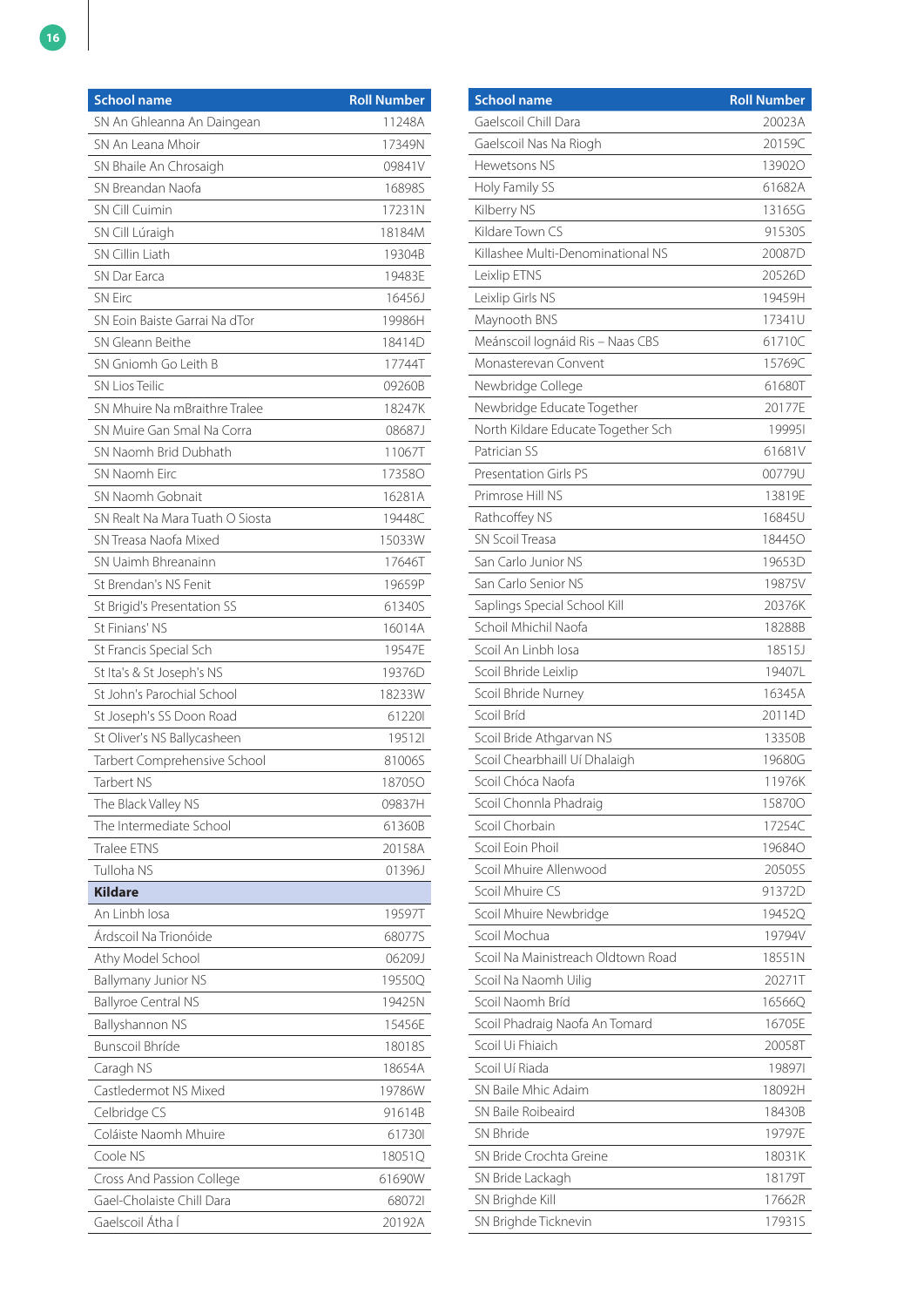| School name | Roll Number |
|---|---|
| SN An Ghleanna An Daingean | 11248A |
| SN An Leana Mhoir | 17349N |
| SN Bhaile An Chrosaigh | 09841V |
| SN Breandan Naofa | 16898S |
| SN Cill Cuimin | 17231N |
| SN Cill Lúraigh | 18184M |
| SN Cillin Liath | 19304B |
| SN Dar Earca | 19483E |
| SN Eirc | 16456J |
| SN Eoin Baiste Garrai Na dTor | 19986H |
| SN Gleann Beithe | 18414D |
| SN Gniomh Go Leith B | 17744T |
| SN Lios Teilic | 09260B |
| SN Mhuire Na mBraithre Tralee | 18247K |
| SN Muire Gan Smal Na Corra | 08687J |
| SN Naomh Brid Dubhath | 11067T |
| SN Naomh Eirc | 17358O |
| SN Naomh Gobnait | 16281A |
| SN Realt Na Mara Tuath O Siosta | 19448C |
| SN Treasa Naofa Mixed | 15033W |
| SN Uaimh Bhreanainn | 17646T |
| St Brendan's NS Fenit | 19659P |
| St Brigid's Presentation SS | 61340S |
| St Finians' NS | 16014A |
| St Francis Special Sch | 19547E |
| St Ita's & St Joseph's NS | 19376D |
| St John's Parochial School | 18233W |
| St Joseph's SS Doon Road | 61220I |
| St Oliver's NS Ballycasheen | 19512I |
| Tarbert Comprehensive School | 81006S |
| Tarbert NS | 18705O |
| The Black Valley NS | 09837H |
| The Intermediate School | 61360B |
| Tralee ETNS | 20158A |
| Tulloha NS | 01396J |
| **Kildare** | |
| An Linbh Iosa | 19597T |
| Árdscoil Na Trionóide | 68077S |
| Athy Model School | 06209J |
| Ballymany Junior NS | 19550Q |
| Ballyroe Central NS | 19425N |
| Ballyshannon NS | 15456E |
| Bunscoil Bhríde | 18018S |
| Caragh NS | 18654A |
| Castledermot NS Mixed | 19786W |
| Celbridge CS | 91614B |
| Coláiste Naomh Mhuire | 61730I |
| Coole NS | 18051Q |
| Cross And Passion College | 61690W |
| Gael-Cholaiste Chill Dara | 68072I |
| Gaelscoil Átha Í | 20192A |
| Gaelscoil Chill Dara | 20023A |
| Gaelscoil Nas Na Riogh | 20159C |
| Hewetsons NS | 13902O |
| Holy Family SS | 61682A |
| Kilberry NS | 13165G |
| Kildare Town CS | 91530S |
| Killashee Multi-Denominational NS | 20087D |
| Leixlip ETNS | 20526D |
| Leixlip Girls NS | 19459H |
| Maynooth BNS | 17341U |
| Meánscoil Iognáid Ris – Naas CBS | 61710C |
| Monasterevan Convent | 15769C |
| Newbridge College | 61680T |
| Newbridge Educate Together | 20177E |
| North Kildare Educate Together Sch | 19995I |
| Patrician SS | 61681V |
| Presentation Girls PS | 00779U |
| Primrose Hill NS | 13819E |
| Rathcoffey NS | 16845U |
| SN Scoil Treasa | 18445O |
| San Carlo Junior NS | 19653D |
| San Carlo Senior NS | 19875V |
| Saplings Special School Kill | 20376K |
| Scoil Mhichil Naofa | 18288B |
| Scoil An Linbh Iosa | 18515J |
| Scoil Bhride Leixlip | 19407L |
| Scoil Bhride Nurney | 16345A |
| Scoil Bríd | 20114D |
| Scoil Bride Athgarvan NS | 13350B |
| Scoil Chearbhaill Uí Dhalaigh | 19680G |
| Scoil Chóca Naofa | 11976K |
| Scoil Chonnla Phadraig | 15870O |
| Scoil Chorbain | 17254C |
| Scoil Eoin Phoil | 19684O |
| Scoil Mhuire Allenwood | 20505S |
| Scoil Mhuire CS | 91372D |
| Scoil Mhuire Newbridge | 19452Q |
| Scoil Mochua | 19794V |
| Scoil Na Mainistreach Oldtown Road | 18551N |
| Scoil Na Naomh Uilig | 20271T |
| Scoil Naomh Bríd | 16566Q |
| Scoil Phadraig Naofa An Tomard | 16705E |
| Scoil Ui Fhiaich | 20058T |
| Scoil Uí Riada | 19897I |
| SN Baile Mhic Adaim | 18092H |
| SN Baile Roibeaird | 18430B |
| SN Bhride | 19797E |
| SN Bride Crochta Greine | 18031K |
| SN Bride Lackagh | 18179T |
| SN Brighde Kill | 17662R |
| SN Brighde Ticknevin | 17931S |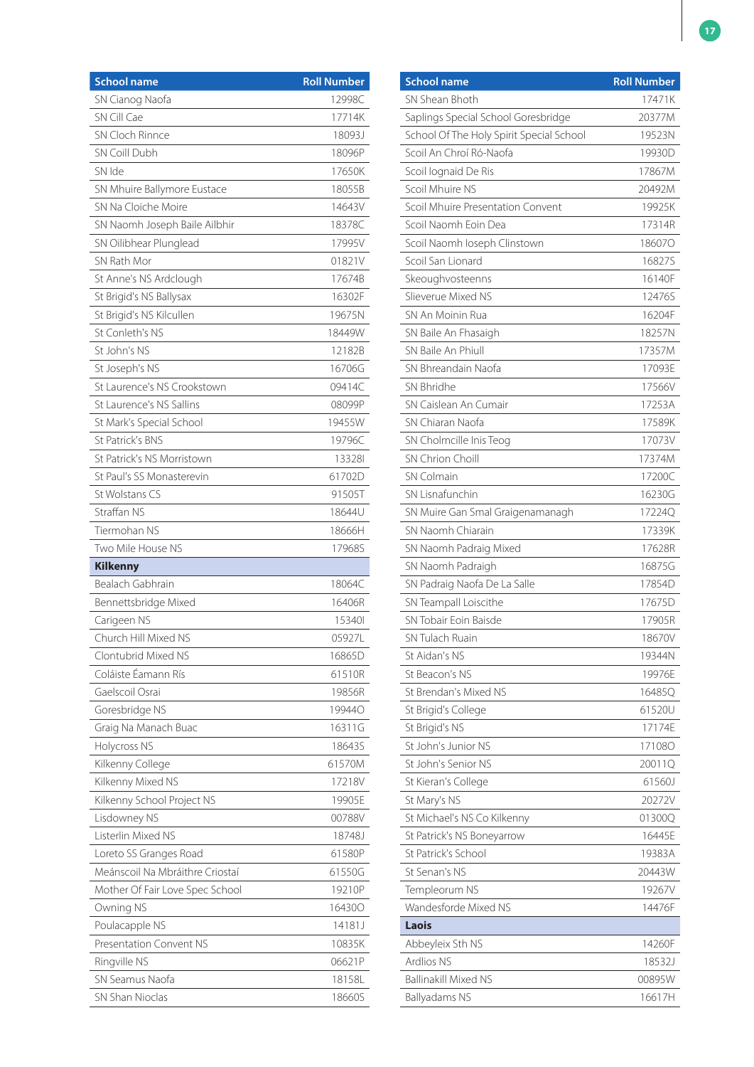| School name | Roll Number |
|---|---|
| SN Cianog Naofa | 12998C |
| SN Cill Cae | 17714K |
| SN Cloch Rinnce | 18093J |
| SN Coill Dubh | 18096P |
| SN Ide | 17650K |
| SN Mhuire Ballymore Eustace | 18055B |
| SN Na Cloiche Moire | 14643V |
| SN Naomh Joseph Baile Ailbhir | 18378C |
| SN Oilibhear Plunglead | 17995V |
| SN Rath Mor | 01821V |
| St Anne's NS Ardclough | 17674B |
| St Brigid's NS Ballysax | 16302F |
| St Brigid's NS Kilcullen | 19675N |
| St Conleth's NS | 18449W |
| St John's NS | 12182B |
| St Joseph's NS | 16706G |
| St Laurence's NS Crookstown | 09414C |
| St Laurence's NS Sallins | 08099P |
| St Mark's Special School | 19455W |
| St Patrick's BNS | 19796C |
| St Patrick's NS Morristown | 13328I |
| St Paul's SS Monasterevin | 61702D |
| St Wolstans CS | 91505T |
| Straffan NS | 18644U |
| Tiermohan NS | 18666H |
| Two Mile House NS | 17968S |
| **Kilkenny** | |
| Bealach Gabhrain | 18064C |
| Bennettsbridge Mixed | 16406R |
| Carigeen NS | 15340I |
| Church Hill Mixed NS | 05927L |
| Clontubrid Mixed NS | 16865D |
| Coláiste Éamann Rís | 61510R |
| Gaelscoil Osrai | 19856R |
| Goresbridge NS | 19944O |
| Graig Na Manach Buac | 16311G |
| Holycross NS | 18643S |
| Kilkenny College | 61570M |
| Kilkenny Mixed NS | 17218V |
| Kilkenny School Project NS | 19905E |
| Lisdowney NS | 00788V |
| Listerlin Mixed NS | 18748J |
| Loreto SS Granges Road | 61580P |
| Meánscoil Na Mbráithre Criostaí | 61550G |
| Mother Of Fair Love Spec School | 19210P |
| Owning NS | 16430O |
| Poulacapple NS | 14181J |
| Presentation Convent NS | 10835K |
| Ringville NS | 06621P |
| SN Seamus Naofa | 18158L |
| SN Shan Nioclas | 18660S |
| SN Shean Bhoth | 17471K |
| Saplings Special School Goresbridge | 20377M |
| School Of The Holy Spirit Special School | 19523N |
| Scoil An Chroí Ró-Naofa | 19930D |
| Scoil Iognaid De Ris | 17867M |
| Scoil Mhuire NS | 20492M |
| Scoil Mhuire Presentation Convent | 19925K |
| Scoil Naomh Eoin Dea | 17314R |
| Scoil Naomh Ioseph Clinstown | 18607O |
| Scoil San Lionard | 16827S |
| Skeoughvosteenns | 16140F |
| Slieverue Mixed NS | 12476S |
| SN An Moinin Rua | 16204F |
| SN Baile An Fhasaigh | 18257N |
| SN Baile An Phiull | 17357M |
| SN Bhreandain Naofa | 17093E |
| SN Bhridhe | 17566V |
| SN Caislean An Cumair | 17253A |
| SN Chiaran Naofa | 17589K |
| SN Cholmcille Inis Teog | 17073V |
| SN Chrion Choill | 17374M |
| SN Colmain | 17200C |
| SN Lisnafunchin | 16230G |
| SN Muire Gan Smal Graigenamanagh | 17224Q |
| SN Naomh Chiarain | 17339K |
| SN Naomh Padraig Mixed | 17628R |
| SN Naomh Padraigh | 16875G |
| SN Padraig Naofa De La Salle | 17854D |
| SN Teampall Loiscithe | 17675D |
| SN Tobair Eoin Baisde | 17905R |
| SN Tulach Ruain | 18670V |
| St Aidan's NS | 19344N |
| St Beacon's NS | 19976E |
| St Brendan's Mixed NS | 16485Q |
| St Brigid's College | 61520U |
| St Brigid's NS | 17174E |
| St John's Junior NS | 17108O |
| St John's Senior NS | 20011Q |
| St Kieran's College | 61560J |
| St Mary's NS | 20272V |
| St Michael's NS Co Kilkenny | 01300Q |
| St Patrick's NS Boneyarrow | 16445E |
| St Patrick's School | 19383A |
| St Senan's NS | 20443W |
| Templeorum NS | 19267V |
| Wandesforde Mixed NS | 14476F |
| **Laois** | |
| Abbeyleix Sth NS | 14260F |
| Ardlios NS | 18532J |
| Ballinakill Mixed NS | 00895W |
| Ballyadams NS | 16617H |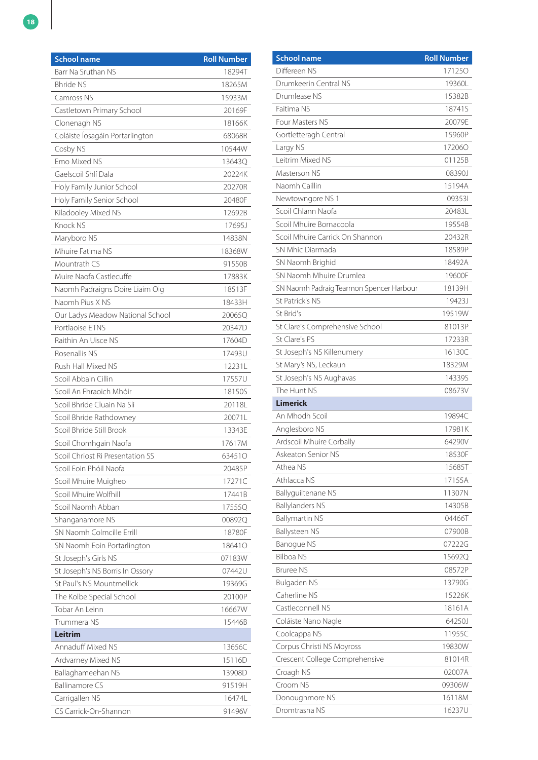| School name | Roll Number |
|---|---|
| Barr Na Sruthan NS | 18294T |
| Bhride NS | 18265M |
| Camross NS | 15933M |
| Castletown Primary School | 20169F |
| Clonenagh NS | 18166K |
| Coláiste Íosagáin Portarlington | 68068R |
| Cosby NS | 10544W |
| Emo Mixed NS | 13643Q |
| Gaelscoil Shlí Dala | 20224K |
| Holy Family Junior School | 20270R |
| Holy Family Senior School | 20480F |
| Kiladooley Mixed NS | 12692B |
| Knock NS | 17695J |
| Maryboro NS | 14838N |
| Mhuire Fatima NS | 18368W |
| Mountrath CS | 91550B |
| Muire Naofa Castlecuffe | 17883K |
| Naomh Padraigns Doire Liaim Oig | 18513F |
| Naomh Pius X NS | 18433H |
| Our Ladys Meadow National School | 20065Q |
| Portlaoise ETNS | 20347D |
| Raithin An Uisce NS | 17604D |
| Rosenallis NS | 17493U |
| Rush Hall Mixed NS | 12231L |
| Scoil Abbain Cillin | 17557U |
| Scoil An Fhraoich Mhóir | 18150S |
| Scoil Bhride Cluain Na Sli | 20118L |
| Scoil Bhride Rathdowney | 20071L |
| Scoil Bhride Still Brook | 13343E |
| Scoil Chomhgain Naofa | 17617M |
| Scoil Chriost Ri Presentation SS | 63451O |
| Scoil Eoin Phóil Naofa | 20485P |
| Scoil Mhuire Muigheo | 17271C |
| Scoil Mhuire Wolfhill | 17441B |
| Scoil Naomh Abban | 17555Q |
| Shanganamore NS | 00892Q |
| SN Naomh Colmcille Errill | 18780F |
| SN Naomh Eoin Portarlington | 18641O |
| St Joseph's Girls NS | 07183W |
| St Joseph's NS Borris In Ossory | 07442U |
| St Paul's NS Mountmellick | 19369G |
| The Kolbe Special School | 20100P |
| Tobar An Leinn | 16667W |
| Trummera NS | 15446B |
| **Leitrim** | |
| Annaduff Mixed NS | 13656C |
| Ardvarney Mixed NS | 15116D |
| Ballaghameehan NS | 13908D |
| Ballinamore CS | 91519H |
| Carrigallen NS | 16474L |
| CS Carrick-On-Shannon | 91496V |
| Differeen NS | 17125O |
| Drumkeerin Central NS | 19360L |
| Drumlease NS | 15382B |
| Faitima NS | 18741S |
| Four Masters NS | 20079E |
| Gortletteragh Central | 15960P |
| Largy NS | 17206O |
| Leitrim Mixed NS | 01125B |
| Masterson NS | 08390J |
| Naomh Caillin | 15194A |
| Newtowngore NS 1 | 09353I |
| Scoil Chlann Naofa | 20483L |
| Scoil Mhuire Bornacoola | 19554B |
| Scoil Mhuire Carrick On Shannon | 20432R |
| SN Mhic Diarmada | 18589P |
| SN Naomh Brighid | 18492A |
| SN Naomh Mhuire Drumlea | 19600F |
| SN Naomh Padraig Tearmon Spencer Harbour | 18139H |
| St Patrick's NS | 19423J |
| St Brid's | 19519W |
| St Clare's Comprehensive School | 81013P |
| St Clare's PS | 17233R |
| St Joseph's NS Killenumery | 16130C |
| St Mary's NS, Leckaun | 18329M |
| St Joseph's NS Aughavas | 14339S |
| The Hunt NS | 08673V |
| **Limerick** | |
| An Mhodh Scoil | 19894C |
| Anglesboro NS | 17981K |
| Ardscoil Mhuire Corbally | 64290V |
| Askeaton Senior NS | 18530F |
| Athea NS | 15685T |
| Athlacca NS | 17155A |
| Ballyguiltenane NS | 11307N |
| Ballylanders NS | 14305B |
| Ballymartin NS | 04466T |
| Ballysteen NS | 07900B |
| Banogue NS | 07222G |
| Bilboa NS | 15692Q |
| Bruree NS | 08572P |
| Bulgaden NS | 13790G |
| Caherline NS | 15226K |
| Castleconnell NS | 18161A |
| Coláiste Nano Nagle | 64250J |
| Coolcappa NS | 11955C |
| Corpus Christi NS Moyross | 19830W |
| Crescent College Comprehensive | 81014R |
| Croagh NS | 02007A |
| Croom NS | 09306W |
| Donoughmore NS | 16118M |
| Dromtrasna NS | 16237U |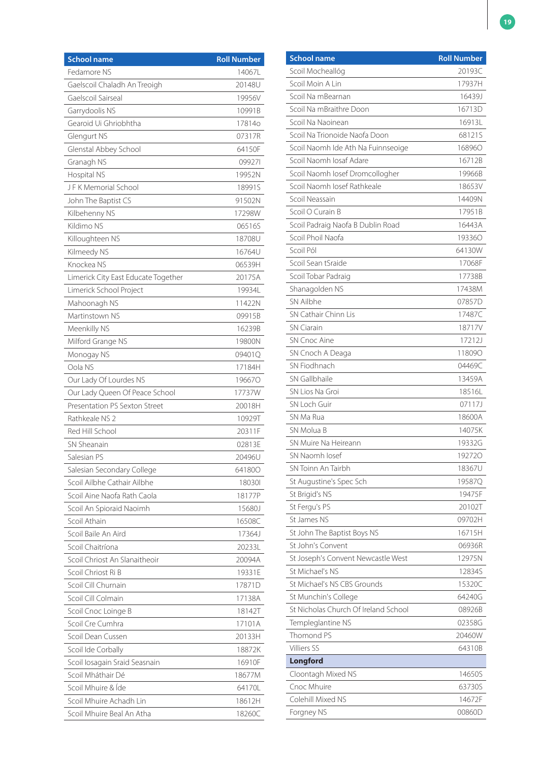| School name | Roll Number |
|---|---|
| Fedamore NS | 14067L |
| Gaelscoil Chaladh An Treoigh | 20148U |
| Gaelscoil Sairseal | 19956V |
| Garrydoolis NS | 10991B |
| Gearoid Ui Ghriobhtha | 17814o |
| Glengurt NS | 07317R |
| Glenstal Abbey School | 64150F |
| Granagh NS | 09927I |
| Hospital NS | 19952N |
| J F K Memorial School | 18991S |
| John The Baptist CS | 91502N |
| Kilbehenny NS | 17298W |
| Kildimo NS | 06516S |
| Killoughteen NS | 18708U |
| Kilmeedy NS | 16764U |
| Knockea NS | 06539H |
| Limerick City East Educate Together | 20175A |
| Limerick School Project | 19934L |
| Mahoonagh NS | 11422N |
| Martinstown NS | 09915B |
| Meenkilly NS | 16239B |
| Milford Grange NS | 19800N |
| Monogay NS | 09401Q |
| Oola NS | 17184H |
| Our Lady Of Lourdes NS | 19667O |
| Our Lady Queen Of Peace School | 17737W |
| Presentation PS Sexton Street | 20018H |
| Rathkeale NS 2 | 10929T |
| Red Hill School | 20311F |
| SN Sheanain | 02813E |
| Salesian PS | 20496U |
| Salesian Secondary College | 64180O |
| Scoil Ailbhe Cathair Ailbhe | 18030I |
| Scoil Aine Naofa Rath Caola | 18177P |
| Scoil An Spioraid Naoimh | 15680J |
| Scoil Athain | 16508C |
| Scoil Baile An Aird | 17364J |
| Scoil Chaitríona | 20233L |
| Scoil Chriost An Slanaitheoir | 20094A |
| Scoil Chriost Ri B | 19331E |
| Scoil Cill Churnain | 17871D |
| Scoil Cill Colmain | 17138A |
| Scoil Cnoc Loinge B | 18142T |
| Scoil Cre Cumhra | 17101A |
| Scoil Dean Cussen | 20133H |
| Scoil Ide Corbally | 18872K |
| Scoil Iosagain Sraid Seasnain | 16910F |
| Scoil Mháthair Dé | 18677M |
| Scoil Mhuire & Íde | 64170L |
| Scoil Mhuire Achadh Lin | 18612H |
| Scoil Mhuire Beal An Atha | 18260C |
| Scoil Mocheallóg | 20193C |
| Scoil Moin A Lin | 17937H |
| Scoil Na mBearnan | 16439J |
| Scoil Na mBraithre Doon | 16713D |
| Scoil Na Naoinean | 16913L |
| Scoil Na Trionoide Naofa Doon | 68121S |
| Scoil Naomh Ide Ath Na Fuinnseoige | 16896O |
| Scoil Naomh Iosaf Adare | 16712B |
| Scoil Naomh Iosef Dromcollogher | 19966B |
| Scoil Naomh Iosef Rathkeale | 18653V |
| Scoil Neassain | 14409N |
| Scoil O Curain B | 17951B |
| Scoil Padraig Naofa B Dublin Road | 16443A |
| Scoil Phoil Naofa | 19336O |
| Scoil Pól | 64130W |
| Scoil Sean tSraide | 17068F |
| Scoil Tobar Padraig | 17738B |
| Shanagolden NS | 17438M |
| SN Ailbhe | 07857D |
| SN Cathair Chinn Lis | 17487C |
| SN Ciarain | 18717V |
| SN Cnoc Aine | 17212J |
| SN Cnoch A Deaga | 11809O |
| SN Fiodhnach | 04469C |
| SN Gallbhaile | 13459A |
| SN Lios Na Groi | 18516L |
| SN Loch Guir | 07117J |
| SN Ma Rua | 18600A |
| SN Molua B | 14075K |
| SN Muire Na Heireann | 19332G |
| SN Naomh Iosef | 19272O |
| SN Toinn An Tairbh | 18367U |
| St Augustine's Spec Sch | 19587Q |
| St Brigid's NS | 19475F |
| St Fergu's PS | 20102T |
| St James NS | 09702H |
| St John The Baptist Boys NS | 16715H |
| St John's Convent | 06936R |
| St Joseph's Convent Newcastle West | 12975N |
| St Michael's NS | 12834S |
| St Michael's NS CBS Grounds | 15320C |
| St Munchin's College | 64240G |
| St Nicholas Church Of Ireland School | 08926B |
| Templeglantine NS | 02358G |
| Thomond PS | 20460W |
| Villiers SS | 64310B |
| **Longford** | |
| Cloontagh Mixed NS | 14650S |
| Cnoc Mhuire | 63730S |
| Colehill Mixed NS | 14672F |
| Forgney NS | 00860D |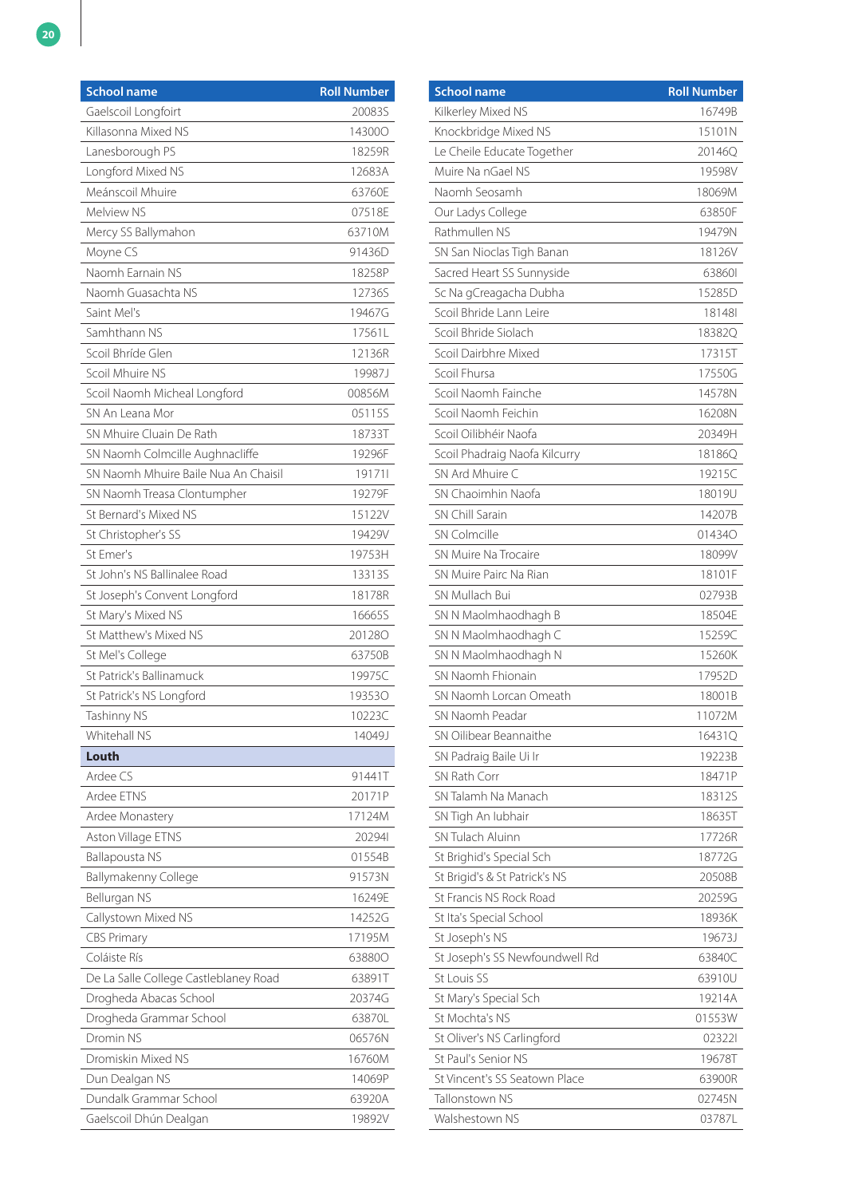| School name | Roll Number |
|---|---|
| Gaelscoil Longfoirt | 20083S |
| Killasonna Mixed NS | 14300O |
| Lanesborough PS | 18259R |
| Longford Mixed NS | 12683A |
| Meánscoil Mhuire | 63760E |
| Melview NS | 07518E |
| Mercy SS Ballymahon | 63710M |
| Moyne CS | 91436D |
| Naomh Earnain NS | 18258P |
| Naomh Guasachta NS | 12736S |
| Saint Mel's | 19467G |
| Samhthann NS | 17561L |
| Scoil Bhríde Glen | 12136R |
| Scoil Mhuire NS | 19987J |
| Scoil Naomh Micheal Longford | 00856M |
| SN An Leana Mor | 05115S |
| SN Mhuire Cluain De Rath | 18733T |
| SN Naomh Colmcille Aughnacliffe | 19296F |
| SN Naomh Mhuire Baile Nua An Chaisil | 19171I |
| SN Naomh Treasa Clontumpher | 19279F |
| St Bernard's Mixed NS | 15122V |
| St Christopher's SS | 19429V |
| St Emer's | 19753H |
| St John's NS Ballinalee Road | 13313S |
| St Joseph's Convent Longford | 18178R |
| St Mary's Mixed NS | 16665S |
| St Matthew's Mixed NS | 20128O |
| St Mel's College | 63750B |
| St Patrick's Ballinamuck | 19975C |
| St Patrick's NS Longford | 19353O |
| Tashinny NS | 10223C |
| Whitehall NS | 14049J |
| **Louth** | |
| Ardee CS | 91441T |
| Ardee ETNS | 20171P |
| Ardee Monastery | 17124M |
| Aston Village ETNS | 20294I |
| Ballapousta NS | 01554B |
| Ballymakenny College | 91573N |
| Bellurgan NS | 16249E |
| Callystown Mixed NS | 14252G |
| CBS Primary | 17195M |
| Coláiste Rís | 63880O |
| De La Salle College Castleblaney Road | 63891T |
| Drogheda Abacas School | 20374G |
| Drogheda Grammar School | 63870L |
| Dromin NS | 06576N |
| Dromiskin Mixed NS | 16760M |
| Dun Dealgan NS | 14069P |
| Dundalk Grammar School | 63920A |
| Gaelscoil Dhún Dealgan | 19892V |
| Kilkerley Mixed NS | 16749B |
| Knockbridge Mixed NS | 15101N |
| Le Cheile Educate Together | 20146Q |
| Muire Na nGael NS | 19598V |
| Naomh Seosamh | 18069M |
| Our Ladys College | 63850F |
| Rathmullen NS | 19479N |
| SN San Nioclas Tigh Banan | 18126V |
| Sacred Heart SS Sunnyside | 63860I |
| Sc Na gCreagacha Dubha | 15285D |
| Scoil Bhride Lann Leire | 18148I |
| Scoil Bhride Siolach | 18382Q |
| Scoil Dairbhre Mixed | 17315T |
| Scoil Fhursa | 17550G |
| Scoil Naomh Fainche | 14578N |
| Scoil Naomh Feichin | 16208N |
| Scoil Oilibhéir Naofa | 20349H |
| Scoil Phadraig Naofa Kilcurry | 18186Q |
| SN Ard Mhuire C | 19215C |
| SN Chaoimhin Naofa | 18019U |
| SN Chill Sarain | 14207B |
| SN Colmcille | 01434O |
| SN Muire Na Trocaire | 18099V |
| SN Muire Pairc Na Rian | 18101F |
| SN Mullach Bui | 02793B |
| SN N Maolmhaodhagh B | 18504E |
| SN N Maolmhaodhagh C | 15259C |
| SN N Maolmhaodhagh N | 15260K |
| SN Naomh Fhionain | 17952D |
| SN Naomh Lorcan Omeath | 18001B |
| SN Naomh Peadar | 11072M |
| SN Oilibear Beannaithe | 16431Q |
| SN Padraig Baile Ui Ir | 19223B |
| SN Rath Corr | 18471P |
| SN Talamh Na Manach | 18312S |
| SN Tigh An Iubhair | 18635T |
| SN Tulach Aluinn | 17726R |
| St Brighid's Special Sch | 18772G |
| St Brigid's & St Patrick's NS | 20508B |
| St Francis NS Rock Road | 20259G |
| St Ita's Special School | 18936K |
| St Joseph's NS | 19673J |
| St Joseph's SS Newfoundwell Rd | 63840C |
| St Louis SS | 63910U |
| St Mary's Special Sch | 19214A |
| St Mochta's NS | 01553W |
| St Oliver's NS Carlingford | 02322I |
| St Paul's Senior NS | 19678T |
| St Vincent's SS Seatown Place | 63900R |
| Tallonstown NS | 02745N |
| Walshestown NS | 03787L |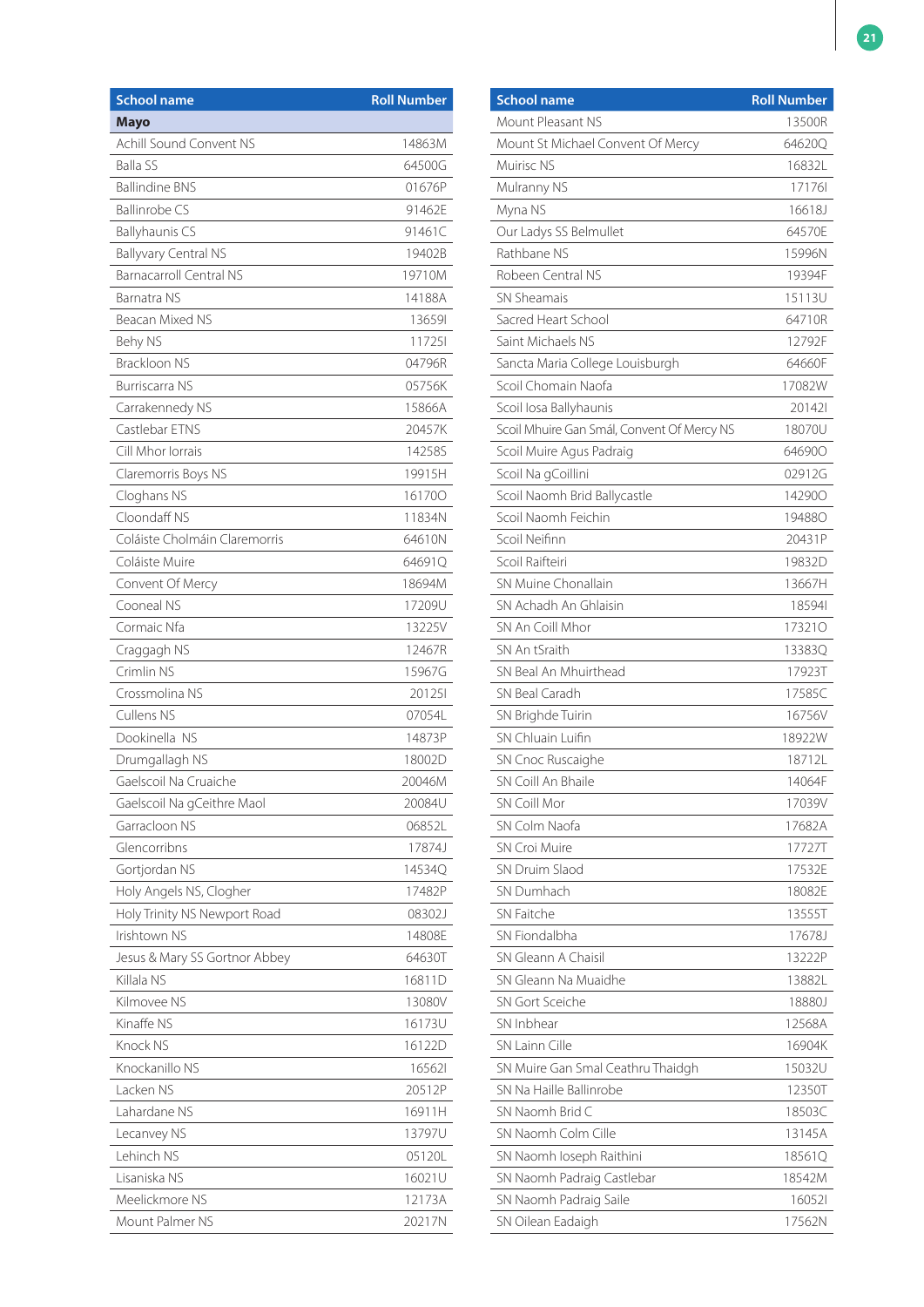| School name | Roll Number |
|---|---|
| **Mayo** | |
| Achill Sound Convent NS | 14863M |
| Balla SS | 64500G |
| Ballindine BNS | 01676P |
| Ballinrobe CS | 91462E |
| Ballyhaunis CS | 91461C |
| Ballyvary Central NS | 19402B |
| Barnacarroll Central NS | 19710M |
| Barnatra NS | 14188A |
| Beacan Mixed NS | 13659I |
| Behy NS | 11725I |
| Brackloon NS | 04796R |
| Burriscarra NS | 05756K |
| Carrakennedy NS | 15866A |
| Castlebar ETNS | 20457K |
| Cill Mhor Iorrais | 14258S |
| Claremorris Boys NS | 19915H |
| Cloghans NS | 16170O |
| Cloondaff NS | 11834N |
| Coláiste Cholmáin Claremorris | 64610N |
| Coláiste Muire | 64691Q |
| Convent Of Mercy | 18694M |
| Cooneal NS | 17209U |
| Cormaic Nfa | 13225V |
| Craggagh NS | 12467R |
| Crimlin NS | 15967G |
| Crossmolina NS | 20125I |
| Cullens NS | 07054L |
| Dookinella NS | 14873P |
| Drumgallagh NS | 18002D |
| Gaelscoil Na Cruaiche | 20046M |
| Gaelscoil Na gCeithre Maol | 20084U |
| Garracloon NS | 06852L |
| Glencorribns | 17874J |
| Gortjordan NS | 14534Q |
| Holy Angels NS, Clogher | 17482P |
| Holy Trinity NS Newport Road | 08302J |
| Irishtown NS | 14808E |
| Jesus & Mary SS Gortnor Abbey | 64630T |
| Killala NS | 16811D |
| Kilmovee NS | 13080V |
| Kinaffe NS | 16173U |
| Knock NS | 16122D |
| Knockanillo NS | 16562I |
| Lacken NS | 20512P |
| Lahardane NS | 16911H |
| Lecanvey NS | 13797U |
| Lehinch NS | 05120L |
| Lisaniska NS | 16021U |
| Meelickmore NS | 12173A |
| Mount Palmer NS | 20217N |
| Mount Pleasant NS | 13500R |
| Mount St Michael Convent Of Mercy | 64620Q |
| Muirisc NS | 16832L |
| Mulranny NS | 17176I |
| Myna NS | 16618J |
| Our Ladys SS Belmullet | 64570E |
| Rathbane NS | 15996N |
| Robeen Central NS | 19394F |
| SN Sheamais | 15113U |
| Sacred Heart School | 64710R |
| Saint Michaels NS | 12792F |
| Sancta Maria College Louisburgh | 64660F |
| Scoil Chomain Naofa | 17082W |
| Scoil Iosa Ballyhaunis | 20142I |
| Scoil Mhuire Gan Smál, Convent Of Mercy NS | 18070U |
| Scoil Muire Agus Padraig | 64690O |
| Scoil Na gCoillini | 02912G |
| Scoil Naomh Brid Ballycastle | 14290O |
| Scoil Naomh Feichin | 19488O |
| Scoil Neifinn | 20431P |
| Scoil Raifteiri | 19832D |
| SN Muine Chonallain | 13667H |
| SN Achadh An Ghlaisin | 18594I |
| SN An Coill Mhor | 17321O |
| SN An tSraith | 13383Q |
| SN Beal An Mhuirthead | 17923T |
| SN Beal Caradh | 17585C |
| SN Brighde Tuirin | 16756V |
| SN Chluain Luifin | 18922W |
| SN Cnoc Ruscaighe | 18712L |
| SN Coill An Bhaile | 14064F |
| SN Coill Mor | 17039V |
| SN Colm Naofa | 17682A |
| SN Croi Muire | 17727T |
| SN Druim Slaod | 17532E |
| SN Dumhach | 18082E |
| SN Faitche | 13555T |
| SN Fiondalbha | 17678J |
| SN Gleann A Chaisil | 13222P |
| SN Gleann Na Muaidhe | 13882L |
| SN Gort Sceiche | 18880J |
| SN Inbhear | 12568A |
| SN Lainn Cille | 16904K |
| SN Muire Gan Smal Ceathru Thaidgh | 15032U |
| SN Na Haille Ballinrobe | 12350T |
| SN Naomh Brid C | 18503C |
| SN Naomh Colm Cille | 13145A |
| SN Naomh Ioseph Raithini | 18561Q |
| SN Naomh Padraig Castlebar | 18542M |
| SN Naomh Padraig Saile | 16052I |
| SN Oilean Eadaigh | 17562N |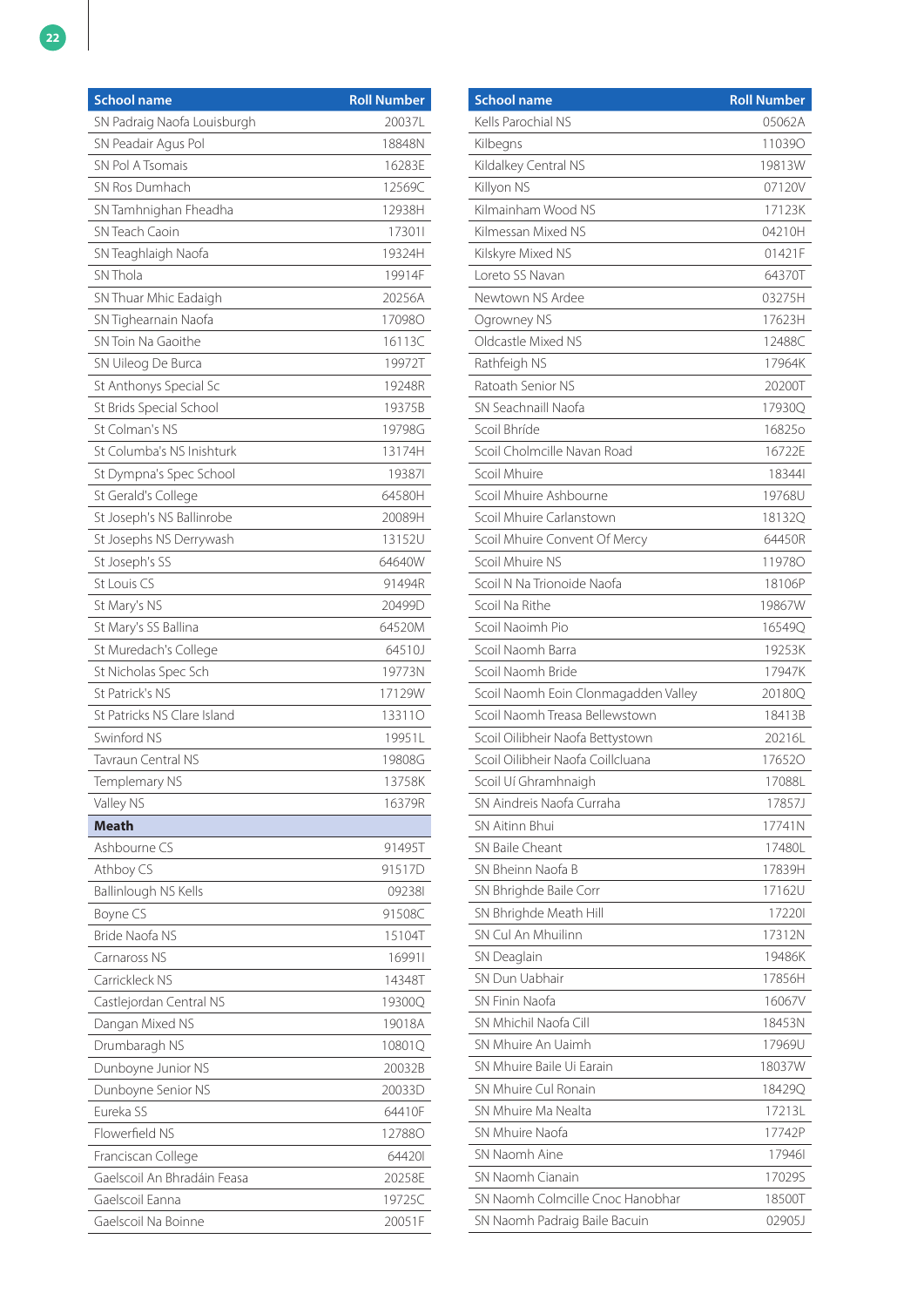| School name | Roll Number |
|---|---|
| SN Padraig Naofa Louisburgh | 20037L |
| SN Peadair Agus Pol | 18848N |
| SN Pol A Tsomais | 16283E |
| SN Ros Dumhach | 12569C |
| SN Tamhnighan Fheadha | 12938H |
| SN Teach Caoin | 17301I |
| SN Teaghlaigh Naofa | 19324H |
| SN Thola | 19914F |
| SN Thuar Mhic Eadaigh | 20256A |
| SN Tighearnain Naofa | 17098O |
| SN Toin Na Gaoithe | 16113C |
| SN Uileog De Burca | 19972T |
| St Anthonys Special Sc | 19248R |
| St Brids Special School | 19375B |
| St Colman's NS | 19798G |
| St Columba's NS Inishturk | 13174H |
| St Dympna's Spec School | 19387I |
| St Gerald's College | 64580H |
| St Joseph's NS Ballinrobe | 20089H |
| St Josephs NS Derrywash | 13152U |
| St Joseph's SS | 64640W |
| St Louis CS | 91494R |
| St Mary's NS | 20499D |
| St Mary's SS Ballina | 64520M |
| St Muredach's College | 64510J |
| St Nicholas Spec Sch | 19773N |
| St Patrick's NS | 17129W |
| St Patricks NS Clare Island | 13311O |
| Swinford NS | 19951L |
| Tavraun Central NS | 19808G |
| Templemary NS | 13758K |
| Valley NS | 16379R |
| **Meath** | |
| Ashbourne CS | 91495T |
| Athboy CS | 91517D |
| Ballinlough NS Kells | 09238I |
| Boyne CS | 91508C |
| Bride Naofa NS | 15104T |
| Carnaross NS | 16991I |
| Carrickleck NS | 14348T |
| Castlejordan Central NS | 19300Q |
| Dangan Mixed NS | 19018A |
| Drumbaragh NS | 10801Q |
| Dunboyne Junior NS | 20032B |
| Dunboyne Senior NS | 20033D |
| Eureka SS | 64410F |
| Flowerfield NS | 12788O |
| Franciscan College | 64420I |
| Gaelscoil An Bhradáin Feasa | 20258E |
| Gaelscoil Eanna | 19725C |
| Gaelscoil Na Boinne | 20051F |

| School name | Roll Number |
|---|---|
| Kells Parochial NS | 05062A |
| Kilbegns | 11039O |
| Kildalkey Central NS | 19813W |
| Killyon NS | 07120V |
| Kilmainham Wood NS | 17123K |
| Kilmessan Mixed NS | 04210H |
| Kilskyre Mixed NS | 01421F |
| Loreto SS Navan | 64370T |
| Newtown NS Ardee | 03275H |
| Ogrowney NS | 17623H |
| Oldcastle Mixed NS | 12488C |
| Rathfeigh NS | 17964K |
| Ratoath Senior NS | 20200T |
| SN Seachnaill Naofa | 17930Q |
| Scoil Bhríde | 16825o |
| Scoil Cholmcille Navan Road | 16722E |
| Scoil Mhuire | 18344I |
| Scoil Mhuire Ashbourne | 19768U |
| Scoil Mhuire Carlanstown | 18132Q |
| Scoil Mhuire Convent Of Mercy | 64450R |
| Scoil Mhuire NS | 11978O |
| Scoil N Na Trionoide Naofa | 18106P |
| Scoil Na Rithe | 19867W |
| Scoil Naoimh Pio | 16549Q |
| Scoil Naomh Barra | 19253K |
| Scoil Naomh Bride | 17947K |
| Scoil Naomh Eoin Clonmagadden Valley | 20180Q |
| Scoil Naomh Treasa Bellewstown | 18413B |
| Scoil Oilibheir Naofa Bettystown | 20216L |
| Scoil Oilibheir Naofa Coillcluana | 17652O |
| Scoil Uí Ghramhnaigh | 17088L |
| SN Aindreis Naofa Curraha | 17857J |
| SN Aitinn Bhui | 17741N |
| SN Baile Cheant | 17480L |
| SN Bheinn Naofa B | 17839H |
| SN Bhrighde Baile Corr | 17162U |
| SN Bhrighde Meath Hill | 17220I |
| SN Cul An Mhuilinn | 17312N |
| SN Deaglain | 19486K |
| SN Dun Uabhair | 17856H |
| SN Finin Naofa | 16067V |
| SN Mhichil Naofa Cill | 18453N |
| SN Mhuire An Uaimh | 17969U |
| SN Mhuire Baile Ui Earain | 18037W |
| SN Mhuire Cul Ronain | 18429Q |
| SN Mhuire Ma Nealta | 17213L |
| SN Mhuire Naofa | 17742P |
| SN Naomh Aine | 17946I |
| SN Naomh Cianain | 17029S |
| SN Naomh Colmcille Cnoc Hanobhar | 18500T |
| SN Naomh Padraig Baile Bacuin | 02905J |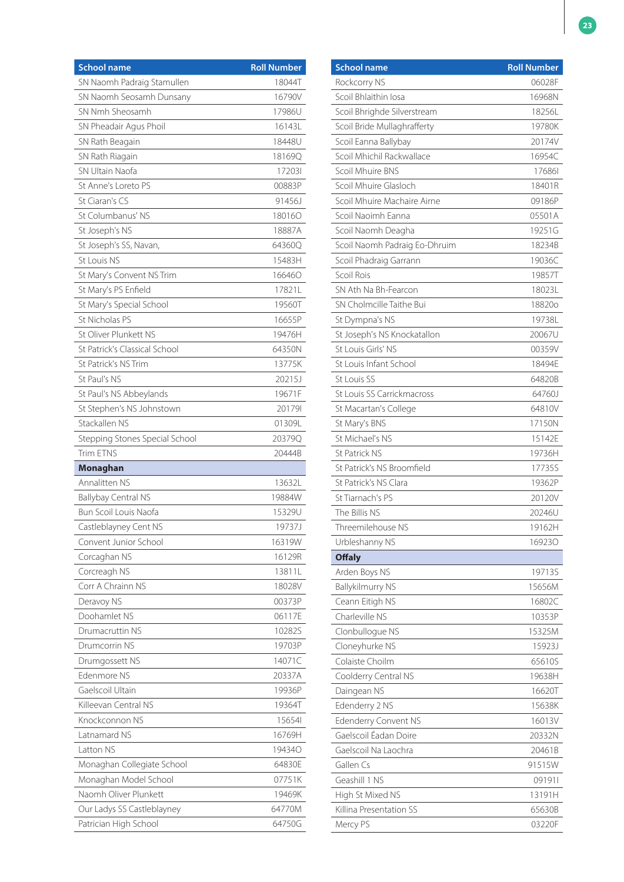| School name | Roll Number |
|---|---|
| SN Naomh Padraig Stamullen | 18044T |
| SN Naomh Seosamh Dunsany | 16790V |
| SN Nmh Sheosamh | 17986U |
| SN Pheadair Agus Phoil | 16143L |
| SN Rath Beagain | 18448U |
| SN Rath Riagain | 18169Q |
| SN Ultain Naofa | 17203I |
| St Anne's Loreto PS | 00883P |
| St Ciaran's CS | 91456J |
| St Columbanus' NS | 18016O |
| St Joseph's NS | 18887A |
| St Joseph's SS, Navan, | 64360Q |
| St Louis NS | 15483H |
| St Mary's Convent NS Trim | 16646O |
| St Mary's PS Enfield | 17821L |
| St Mary's Special School | 19560T |
| St Nicholas PS | 16655P |
| St Oliver Plunkett NS | 19476H |
| St Patrick's Classical School | 64350N |
| St Patrick's NS Trim | 13775K |
| St Paul's NS | 20215J |
| St Paul's NS Abbeylands | 19671F |
| St Stephen's NS Johnstown | 20179I |
| Stackallen NS | 01309L |
| Stepping Stones Special School | 20379Q |
| Trim ETNS | 20444B |
| **Monaghan** | |
| Annalitten NS | 13632L |
| Ballybay Central NS | 19884W |
| Bun Scoil Louis Naofa | 15329U |
| Castleblayney Cent NS | 19737J |
| Convent Junior School | 16319W |
| Corcaghan NS | 16129R |
| Corcreagh NS | 13811L |
| Corr A Chrainn NS | 18028V |
| Deravoy NS | 00373P |
| Doohamlet NS | 06117E |
| Drumacruttin NS | 10282S |
| Drumcorrin NS | 19703P |
| Drumgossett NS | 14071C |
| Edenmore NS | 20337A |
| Gaelscoil Ultain | 19936P |
| Killeevan Central NS | 19364T |
| Knockconnon NS | 15654I |
| Latnamard NS | 16769H |
| Latton NS | 19434O |
| Monaghan Collegiate School | 64830E |
| Monaghan Model School | 07751K |
| Naomh Oliver Plunkett | 19469K |
| Our Ladys SS Castleblayney | 64770M |
| Patrician High School | 64750G |
| Rockcorry NS | 06028F |
| Scoil Bhlaithin Iosa | 16968N |
| Scoil Bhrighde Silverstream | 18256L |
| Scoil Bride Mullaghrafferty | 19780K |
| Scoil Eanna Ballybay | 20174V |
| Scoil Mhichil Rackwallace | 16954C |
| Scoil Mhuire BNS | 17686I |
| Scoil Mhuire Glasloch | 18401R |
| Scoil Mhuire Machaire Airne | 09186P |
| Scoil Naoimh Eanna | 05501A |
| Scoil Naomh Deagha | 19251G |
| Scoil Naomh Padraig Eo-Dhruim | 18234B |
| Scoil Phadraig Garrann | 19036C |
| Scoil Rois | 19857T |
| SN Ath Na Bh-Fearcon | 18023L |
| SN Cholmcille Taithe Bui | 18820o |
| St Dympna's NS | 19738L |
| St Joseph's NS Knockatallon | 20067U |
| St Louis Girls' NS | 00359V |
| St Louis Infant School | 18494E |
| St Louis SS | 64820B |
| St Louis SS Carrickmacross | 64760J |
| St Macartan's College | 64810V |
| St Mary's BNS | 17150N |
| St Michael's NS | 15142E |
| St Patrick NS | 19736H |
| St Patrick's NS Broomfield | 17735S |
| St Patrick's NS Clara | 19362P |
| St Tiarnach's PS | 20120V |
| The Billis NS | 20246U |
| Threemilehouse NS | 19162H |
| Urbleshanny NS | 16923O |
| **Offaly** | |
| Arden Boys NS | 19713S |
| Ballykilmurry NS | 15656M |
| Ceann Eitigh NS | 16802C |
| Charleville NS | 10353P |
| Clonbullogue NS | 15325M |
| Cloneyhurke NS | 15923J |
| Colaiste Choilm | 65610S |
| Coolderry Central NS | 19638H |
| Daingean NS | 16620T |
| Edenderry 2 NS | 15638K |
| Edenderry Convent NS | 16013V |
| Gaelscoil Éadan Doire | 20332N |
| Gaelscoil Na Laochra | 20461B |
| Gallen Cs | 91515W |
| Geashill 1 NS | 09191I |
| High St Mixed NS | 13191H |
| Killina Presentation SS | 65630B |
| Mercy PS | 03220F |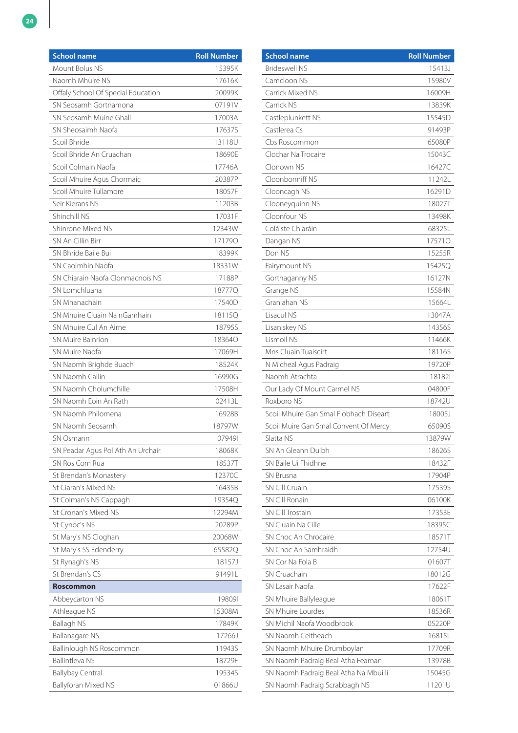| School name | Roll Number |
|---|---|
| Mount Bolus NS | 15395K |
| Naomh Mhuire NS | 17616K |
| Offaly School Of Special Education | 20099K |
| SN Seosamh Gortnamona | 07191V |
| SN Seosamh Muine Ghall | 17003A |
| SN Sheosaimh Naofa | 17637S |
| Scoil Bhride | 13118U |
| Scoil Bhride An Cruachan | 18690E |
| Scoil Colmain Naofa | 17746A |
| Scoil Mhuire Agus Chormaic | 20387P |
| Scoil Mhuire Tullamore | 18057F |
| Seir Kierans NS | 11203B |
| Shinchill NS | 17031F |
| Shinrone Mixed NS | 12343W |
| SN An Cillin Birr | 17179O |
| SN Bhride Baile Bui | 18399K |
| SN Caoimhin Naofa | 18331W |
| SN Chiarain Naofa Clonmacnois NS | 17188P |
| SN Lomchluana | 18777Q |
| SN Mhanachain | 17540D |
| SN Mhuire Cluain Na nGamhain | 18115Q |
| SN Mhuire Cul An Airne | 18795S |
| SN Muire Bainrion | 18364O |
| SN Muire Naofa | 17069H |
| SN Naomh Brighde Buach | 18524K |
| SN Naomh Callin | 16990G |
| SN Naomh Cholumchille | 17508H |
| SN Naomh Eoin An Rath | 02413L |
| SN Naomh Philomena | 16928B |
| SN Naomh Seosamh | 18797W |
| SN Osmann | 07949I |
| SN Peadar Agus Pol Ath An Urchair | 18068K |
| SN Ros Com Rua | 18537T |
| St Brendan's Monastery | 12370C |
| St Ciaran's Mixed NS | 16435B |
| St Colman's NS Cappagh | 19354Q |
| St Cronan's Mixed NS | 12294M |
| St Cynoc's NS | 20289P |
| St Mary's NS Cloghan | 20068W |
| St Mary's SS Edenderry | 65582Q |
| St Rynagh's NS | 18157J |
| St Brendan's CS | 91491L |
| **Roscommon** | |
| Abbeycarton NS | 19809I |
| Athleague NS | 15308M |
| Ballagh NS | 17849K |
| Ballanagare NS | 17266J |
| Ballinlough NS Roscommon | 11943S |
| Ballintleva NS | 18729F |
| Ballybay Central | 19534S |
| Ballyforan Mixed NS | 01866U |

| School name | Roll Number |
|---|---|
| Brideswell NS | 15413J |
| Camcloon NS | 15980V |
| Carrick Mixed NS | 16009H |
| Carrick NS | 13839K |
| Castleplunkett NS | 15545D |
| Castlerea Cs | 91493P |
| Cbs Roscommon | 65080P |
| Clochar Na Trocaire | 15043C |
| Clonown NS | 16427C |
| Cloonbonniff NS | 11242L |
| Clooncagh NS | 16291D |
| Clooneyquinn NS | 18027T |
| Cloonfour NS | 13498K |
| Coláiste Chiaráin | 68325L |
| Dangan NS | 17571O |
| Don NS | 15255R |
| Fairymount NS | 15425Q |
| Gorthaganny NS | 16127N |
| Grange NS | 15584N |
| Granlahan NS | 15664L |
| Lisacul NS | 13047A |
| Lisaniskey NS | 14356S |
| Lismoil NS | 11466K |
| Mns Cluain Tuaiscirt | 18116S |
| N Micheal Agus Padraig | 19720P |
| Naomh Atrachta | 18182I |
| Our Lady Of Mount Carmel NS | 04800F |
| Roxboro NS | 18742U |
| Scoil Mhuire Gan Smal Fiobhach Diseart | 18005J |
| Scoil Muire Gan Smal Convent Of Mercy | 65090S |
| Slatta NS | 13879W |
| SN An Gleann Duibh | 18626S |
| SN Baile Ui Fhidhne | 18432F |
| SN Brusna | 17904P |
| SN Cill Cruain | 17539S |
| SN Cill Ronain | 06100K |
| SN Cill Trostain | 17353E |
| SN Cluain Na Cille | 18395C |
| SN Cnoc An Chrocaire | 18571T |
| SN Cnoc An Samhraidh | 12754U |
| SN Cor Na Fola B | 01607T |
| SN Cruachain | 18012G |
| SN Lasair Naofa | 17622F |
| SN Mhuire Ballyleague | 18061T |
| SN Mhuire Lourdes | 18536R |
| SN Michil Naofa Woodbrook | 05220P |
| SN Naomh Ceitheach | 16815L |
| SN Naomh Mhuire Drumboylan | 17709R |
| SN Naomh Padraig Beal Atha Fearnan | 13978B |
| SN Naomh Padraig Beal Atha Na Mbuilli | 15045G |
| SN Naomh Padraig Scrabbagh NS | 11201U |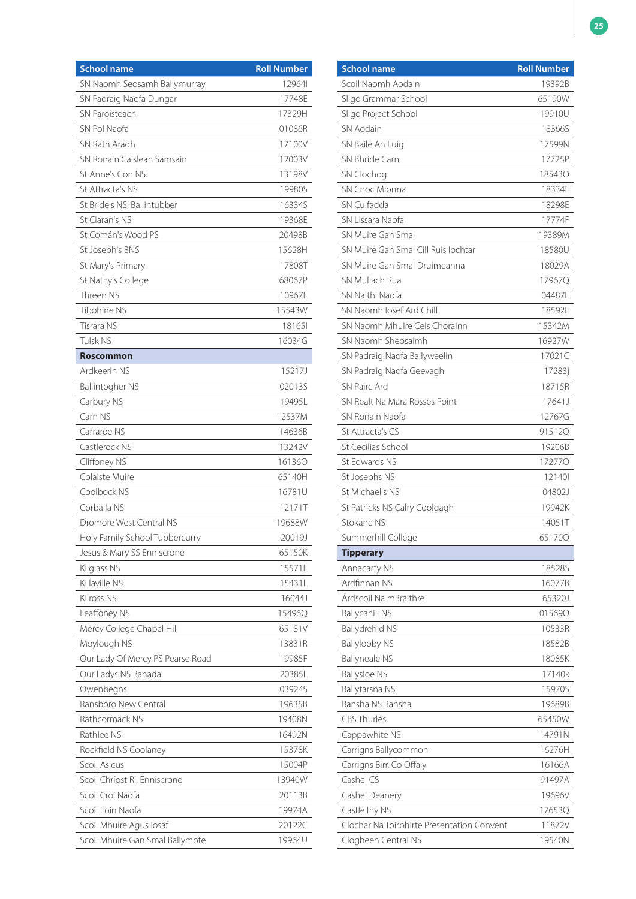| School name | Roll Number |
|---|---|
| SN Naomh Seosamh Ballymurray | 12964I |
| SN Padraig Naofa Dungar | 17748E |
| SN Paroisteach | 17329H |
| SN Pol Naofa | 01086R |
| SN Rath Aradh | 17100V |
| SN Ronain Caislean Samsain | 12003V |
| St Anne's Con NS | 13198V |
| St Attracta's NS | 19980S |
| St Bride's NS, Ballintubber | 16334S |
| St Ciaran's NS | 19368E |
| St Comán's Wood PS | 20498B |
| St Joseph's BNS | 15628H |
| St Mary's Primary | 17808T |
| St Nathy's College | 68067P |
| Threen NS | 10967E |
| Tibohine NS | 15543W |
| Tisrara NS | 18165I |
| Tulsk NS | 16034G |
| **Roscommon** | |
| Ardkeerin NS | 15217J |
| Ballintogher NS | 02013S |
| Carbury NS | 19495L |
| Carn NS | 12537M |
| Carraroe NS | 14636B |
| Castlerock NS | 13242V |
| Cliffoney NS | 16136O |
| Colaiste Muire | 65140H |
| Coolbock NS | 16781U |
| Corballa NS | 12171T |
| Dromore West Central NS | 19688W |
| Holy Family School Tubbercurry | 20019J |
| Jesus & Mary SS Enniscrone | 65150K |
| Kilglass NS | 15571E |
| Killaville NS | 15431L |
| Kilross NS | 16044J |
| Leaffoney NS | 15496Q |
| Mercy College Chapel Hill | 65181V |
| Moylough NS | 13831R |
| Our Lady Of Mercy PS Pearse Road | 19985F |
| Our Ladys NS Banada | 20385L |
| Owenbegns | 03924S |
| Ransboro New Central | 19635B |
| Rathcormack NS | 19408N |
| Rathlee NS | 16492N |
| Rockfield NS Coolaney | 15378K |
| Scoil Asicus | 15004P |
| Scoil Chríost Ri, Enniscrone | 13940W |
| Scoil Croi Naofa | 20113B |
| Scoil Eoin Naofa | 19974A |
| Scoil Mhuire Agus Iosaf | 20122C |
| Scoil Mhuire Gan Smal Ballymote | 19964U |

| School name | Roll Number |
|---|---|
| Scoil Naomh Aodain | 19392B |
| Sligo Grammar School | 65190W |
| Sligo Project School | 19910U |
| SN Aodain | 18366S |
| SN Baile An Luig | 17599N |
| SN Bhride Carn | 17725P |
| SN Clochog | 18543O |
| SN Cnoc Mionna | 18334F |
| SN Culfadda | 18298E |
| SN Lissara Naofa | 17774F |
| SN Muire Gan Smal | 19389M |
| SN Muire Gan Smal Cill Ruis Iochtar | 18580U |
| SN Muire Gan Smal Druimeanna | 18029A |
| SN Mullach Rua | 17967Q |
| SN Naithi Naofa | 04487E |
| SN Naomh Iosef Ard Chill | 18592E |
| SN Naomh Mhuire Ceis Chorainn | 15342M |
| SN Naomh Sheosaimh | 16927W |
| SN Padraig Naofa Ballyweelin | 17021C |
| SN Padraig Naofa Geevagh | 17283j |
| SN Pairc Ard | 18715R |
| SN Realt Na Mara Rosses Point | 17641J |
| SN Ronain Naofa | 12767G |
| St Attracta's CS | 91512Q |
| St Cecilias School | 19206B |
| St Edwards NS | 17277O |
| St Josephs NS | 12140I |
| St Michael's NS | 04802J |
| St Patricks NS Calry Coolgagh | 19942K |
| Stokane NS | 14051T |
| Summerhill College | 65170Q |
| **Tipperary** | |
| Annacarty NS | 18528S |
| Ardfinnan NS | 16077B |
| Árdscoil Na mBráithre | 65320J |
| Ballycahill NS | 01569O |
| Ballydrehid NS | 10533R |
| Ballylooby NS | 18582B |
| Ballyneale NS | 18085K |
| Ballysloe NS | 17140k |
| Ballytarsna NS | 15970S |
| Bansha NS Bansha | 19689B |
| CBS Thurles | 65450W |
| Cappawhite NS | 14791N |
| Carrigns Ballycommon | 16276H |
| Carrigns Birr, Co Offaly | 16166A |
| Cashel CS | 91497A |
| Cashel Deanery | 19696V |
| Castle Iny NS | 17653Q |
| Clochar Na Toirbhirte Presentation Convent | 11872V |
| Clogheen Central NS | 19540N |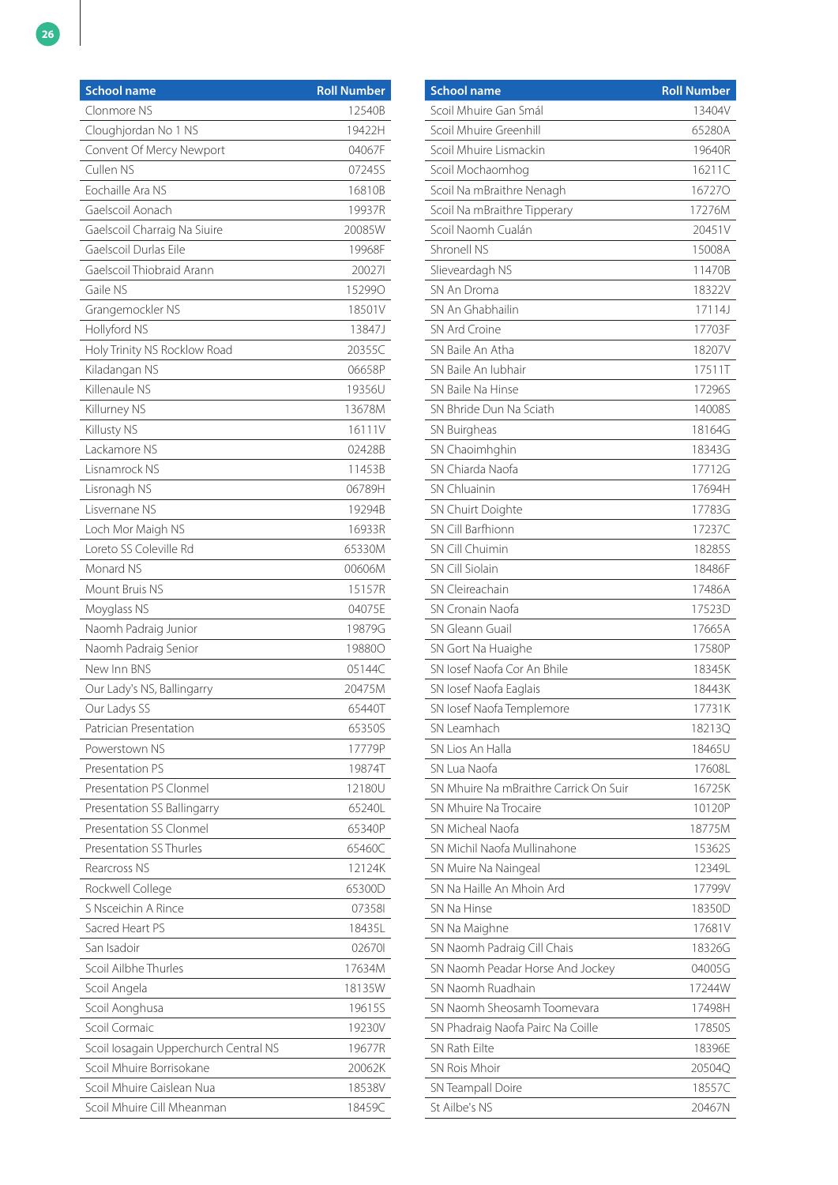| School name | Roll Number |
|---|---|
| Clonmore NS | 12540B |
| Cloughjordan No 1 NS | 19422H |
| Convent Of Mercy Newport | 04067F |
| Cullen NS | 07245S |
| Eochaille Ara NS | 16810B |
| Gaelscoil Aonach | 19937R |
| Gaelscoil Charraig Na Siuire | 20085W |
| Gaelscoil Durlas Eile | 19968F |
| Gaelscoil Thiobraid Arann | 20027I |
| Gaile NS | 15299O |
| Grangemockler NS | 18501V |
| Hollyford NS | 13847J |
| Holy Trinity NS Rocklow Road | 20355C |
| Kiladangan NS | 06658P |
| Killenaule NS | 19356U |
| Killurney NS | 13678M |
| Killusty NS | 16111V |
| Lackamore NS | 02428B |
| Lisnamrock NS | 11453B |
| Lisronagh NS | 06789H |
| Lisvernane NS | 19294B |
| Loch Mor Maigh NS | 16933R |
| Loreto SS Coleville Rd | 65330M |
| Monard NS | 00606M |
| Mount Bruis NS | 15157R |
| Moyglass NS | 04075E |
| Naomh Padraig Junior | 19879G |
| Naomh Padraig Senior | 19880O |
| New Inn BNS | 05144C |
| Our Lady's NS, Ballingarry | 20475M |
| Our Ladys SS | 65440T |
| Patrician Presentation | 65350S |
| Powerstown NS | 17779P |
| Presentation PS | 19874T |
| Presentation PS Clonmel | 12180U |
| Presentation SS Ballingarry | 65240L |
| Presentation SS Clonmel | 65340P |
| Presentation SS Thurles | 65460C |
| Rearcross NS | 12124K |
| Rockwell College | 65300D |
| S Nsceichin A Rince | 07358I |
| Sacred Heart PS | 18435L |
| San Isadoir | 02670I |
| Scoil Ailbhe Thurles | 17634M |
| Scoil Angela | 18135W |
| Scoil Aonghusa | 19615S |
| Scoil Cormaic | 19230V |
| Scoil Iosagain Upperchurch Central NS | 19677R |
| Scoil Mhuire Borrisokane | 20062K |
| Scoil Mhuire Caislean Nua | 18538V |
| Scoil Mhuire Cill Mheanman | 18459C |
| Scoil Mhuire Gan Smál | 13404V |
| Scoil Mhuire Greenhill | 65280A |
| Scoil Mhuire Lismackin | 19640R |
| Scoil Mochaomhog | 16211C |
| Scoil Na mBraithre Nenagh | 16727O |
| Scoil Na mBraithre Tipperary | 17276M |
| Scoil Naomh Cualán | 20451V |
| Shronell NS | 15008A |
| Slieveardagh NS | 11470B |
| SN An Droma | 18322V |
| SN An Ghabhailin | 17114J |
| SN Ard Croine | 17703F |
| SN Baile An Atha | 18207V |
| SN Baile An Iubhair | 17511T |
| SN Baile Na Hinse | 17296S |
| SN Bhride Dun Na Sciath | 14008S |
| SN Buirgheas | 18164G |
| SN Chaoimhghin | 18343G |
| SN Chiarda Naofa | 17712G |
| SN Chluainin | 17694H |
| SN Chuirt Doighte | 17783G |
| SN Cill Barfhionn | 17237C |
| SN Cill Chuimin | 18285S |
| SN Cill Siolain | 18486F |
| SN Cleireachain | 17486A |
| SN Cronain Naofa | 17523D |
| SN Gleann Guail | 17665A |
| SN Gort Na Huaighe | 17580P |
| SN Iosef Naofa Cor An Bhile | 18345K |
| SN Iosef Naofa Eaglais | 18443K |
| SN Iosef Naofa Templemore | 17731K |
| SN Leamhach | 18213Q |
| SN Lios An Halla | 18465U |
| SN Lua Naofa | 17608L |
| SN Mhuire Na mBraithre Carrick On Suir | 16725K |
| SN Mhuire Na Trocaire | 10120P |
| SN Micheal Naofa | 18775M |
| SN Michil Naofa Mullinahone | 15362S |
| SN Muire Na Naingeal | 12349L |
| SN Na Haille An Mhoin Ard | 17799V |
| SN Na Hinse | 18350D |
| SN Na Maighne | 17681V |
| SN Naomh Padraig Cill Chais | 18326G |
| SN Naomh Peadar Horse And Jockey | 04005G |
| SN Naomh Ruadhain | 17244W |
| SN Naomh Sheosamh Toomevara | 17498H |
| SN Phadraig Naofa Pairc Na Coille | 17850S |
| SN Rath Eilte | 18396E |
| SN Rois Mhoir | 20504Q |
| SN Teampall Doire | 18557C |
| St Ailbe's NS | 20467N |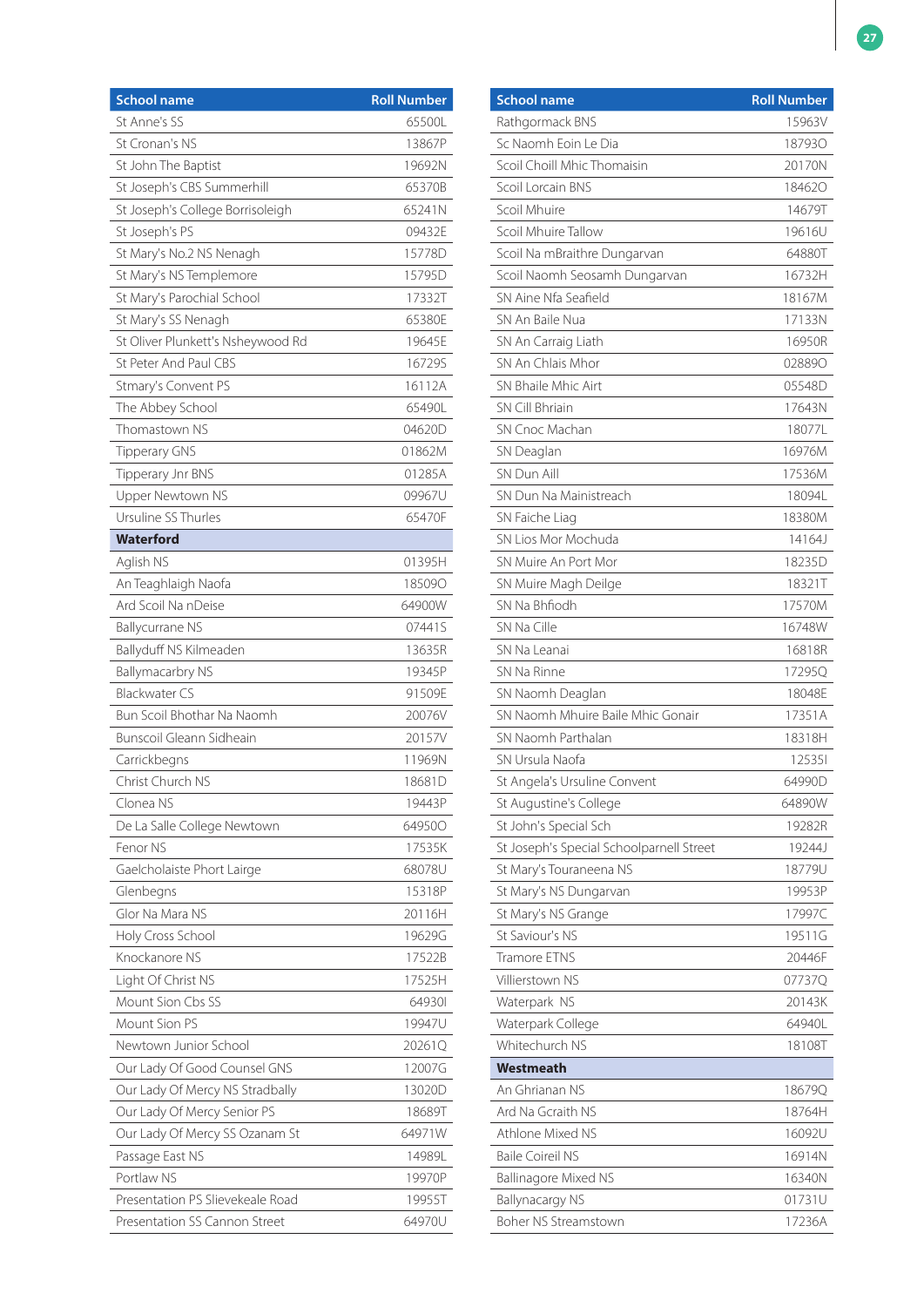| School name | Roll Number |
|---|---|
| St Anne's SS | 65500L |
| St Cronan's NS | 13867P |
| St John The Baptist | 19692N |
| St Joseph's CBS Summerhill | 65370B |
| St Joseph's College Borrisoleigh | 65241N |
| St Joseph's PS | 09432E |
| St Mary's No.2 NS Nenagh | 15778D |
| St Mary's NS Templemore | 15795D |
| St Mary's Parochial School | 17332T |
| St Mary's SS Nenagh | 65380E |
| St Oliver Plunkett's Nsheywood Rd | 19645E |
| St Peter And Paul CBS | 16729S |
| Stmary's Convent PS | 16112A |
| The Abbey School | 65490L |
| Thomastown NS | 04620D |
| Tipperary GNS | 01862M |
| Tipperary Jnr BNS | 01285A |
| Upper Newtown NS | 09967U |
| Ursuline SS Thurles | 65470F |
| **Waterford** | |
| Aglish NS | 01395H |
| An Teaghlaigh Naofa | 18509O |
| Ard Scoil Na nDeise | 64900W |
| Ballycurrane NS | 07441S |
| Ballyduff NS Kilmeaden | 13635R |
| Ballymacarbry NS | 19345P |
| Blackwater CS | 91509E |
| Bun Scoil Bhothar Na Naomh | 20076V |
| Bunscoil Gleann Sidheain | 20157V |
| Carrickbegns | 11969N |
| Christ Church NS | 18681D |
| Clonea NS | 19443P |
| De La Salle College Newtown | 64950O |
| Fenor NS | 17535K |
| Gaelcholaiste Phort Lairge | 68078U |
| Glenbegns | 15318P |
| Glor Na Mara NS | 20116H |
| Holy Cross School | 19629G |
| Knockanore NS | 17522B |
| Light Of Christ NS | 17525H |
| Mount Sion Cbs SS | 64930I |
| Mount Sion PS | 19947U |
| Newtown Junior School | 20261Q |
| Our Lady Of Good Counsel GNS | 12007G |
| Our Lady Of Mercy NS Stradbally | 13020D |
| Our Lady Of Mercy Senior PS | 18689T |
| Our Lady Of Mercy SS Ozanam St | 64971W |
| Passage East NS | 14989L |
| Portlaw NS | 19970P |
| Presentation PS Slievekeale Road | 19955T |
| Presentation SS Cannon Street | 64970U |
| Rathgormack BNS | 15963V |
| Sc Naomh Eoin Le Dia | 18793O |
| Scoil Choill Mhic Thomaisin | 20170N |
| Scoil Lorcain BNS | 18462O |
| Scoil Mhuire | 14679T |
| Scoil Mhuire Tallow | 19616U |
| Scoil Na mBraithre Dungarvan | 64880T |
| Scoil Naomh Seosamh Dungarvan | 16732H |
| SN Aine Nfa Seafield | 18167M |
| SN An Baile Nua | 17133N |
| SN An Carraig Liath | 16950R |
| SN An Chlais Mhor | 02889O |
| SN Bhaile Mhic Airt | 05548D |
| SN Cill Bhriain | 17643N |
| SN Cnoc Machan | 18077L |
| SN Deaglan | 16976M |
| SN Dun Aill | 17536M |
| SN Dun Na Mainistreach | 18094L |
| SN Faiche Liag | 18380M |
| SN Lios Mor Mochuda | 14164J |
| SN Muire An Port Mor | 18235D |
| SN Muire Magh Deilge | 18321T |
| SN Na Bhfiodh | 17570M |
| SN Na Cille | 16748W |
| SN Na Leanai | 16818R |
| SN Na Rinne | 17295Q |
| SN Naomh Deaglan | 18048E |
| SN Naomh Mhuire Baile Mhic Gonair | 17351A |
| SN Naomh Parthalan | 18318H |
| SN Ursula Naofa | 12535I |
| St Angela's Ursuline Convent | 64990D |
| St Augustine's College | 64890W |
| St John's Special Sch | 19282R |
| St Joseph's Special Schoolparnell Street | 19244J |
| St Mary's Touraneena NS | 18779U |
| St Mary's NS Dungarvan | 19953P |
| St Mary's NS Grange | 17997C |
| St Saviour's NS | 19511G |
| Tramore ETNS | 20446F |
| Villierstown NS | 07737Q |
| Waterpark NS | 20143K |
| Waterpark College | 64940L |
| Whitechurch NS | 18108T |
| **Westmeath** | |
| An Ghrianan NS | 18679Q |
| Ard Na Gcraith NS | 18764H |
| Athlone Mixed NS | 16092U |
| Baile Coireil NS | 16914N |
| Ballinagore Mixed NS | 16340N |
| Ballynacargy NS | 01731U |
| Boher NS Streamstown | 17236A |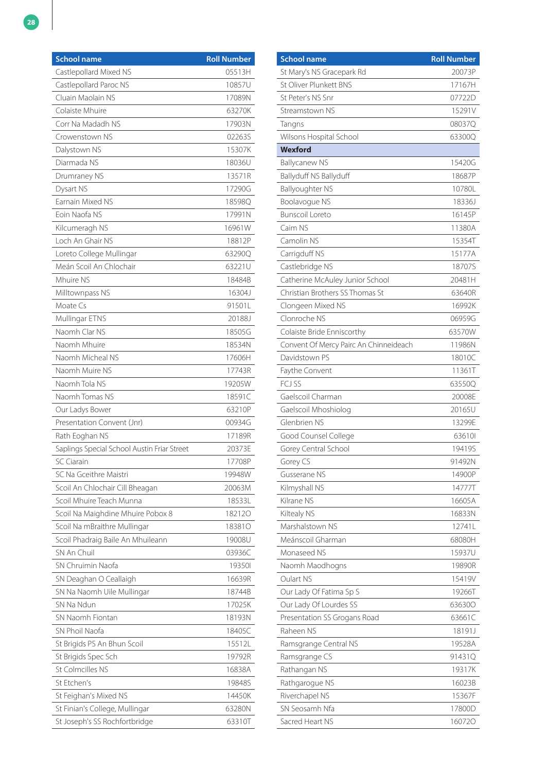| School name | Roll Number |
|---|---|
| Castlepollard Mixed NS | 05513H |
| Castlepollard Paroc NS | 10857U |
| Cluain Maolain NS | 17089N |
| Colaiste Mhuire | 63270K |
| Corr Na Madadh NS | 17903N |
| Crowenstown NS | 02263S |
| Dalystown NS | 15307K |
| Diarmada NS | 18036U |
| Drumraney NS | 13571R |
| Dysart NS | 17290G |
| Earnain Mixed NS | 18598Q |
| Eoin Naofa NS | 17991N |
| Kilcumeragh NS | 16961W |
| Loch An Ghair NS | 18812P |
| Loreto College Mullingar | 63290Q |
| Meán Scoil An Chlochair | 63221U |
| Mhuire NS | 18484B |
| Milltownpass NS | 16304J |
| Moate Cs | 91501L |
| Mullingar ETNS | 20188J |
| Naomh Clar NS | 18505G |
| Naomh Mhuire | 18534N |
| Naomh Micheal NS | 17606H |
| Naomh Muire NS | 17743R |
| Naomh Tola NS | 19205W |
| Naomh Tomas NS | 18591C |
| Our Ladys Bower | 63210P |
| Presentation Convent (Jnr) | 00934G |
| Rath Eoghan NS | 17189R |
| Saplings Special School Austin Friar Street | 20373E |
| SC Ciarain | 17708P |
| SC Na Gceithre Maistri | 19948W |
| Scoil An Chlochair Cill Bheagan | 20063M |
| Scoil Mhuire Teach Munna | 18533L |
| Scoil Na Maighdine Mhuire Pobox 8 | 18212O |
| Scoil Na mBraithre Mullingar | 18381O |
| Scoil Phadraig Baile An Mhuileann | 19008U |
| SN An Chuil | 03936C |
| SN Chruimin Naofa | 19350I |
| SN Deaghan O Ceallaigh | 16639R |
| SN Na Naomh Uile Mullingar | 18744B |
| SN Na Ndun | 17025K |
| SN Naomh Fiontan | 18193N |
| SN Phoil Naofa | 18405C |
| St Brigids PS An Bhun Scoil | 15512L |
| St Brigids Spec Sch | 19792R |
| St Colmcilles NS | 16838A |
| St Etchen's | 19848S |
| St Feighan's Mixed NS | 14450K |
| St Finian's College, Mullingar | 63280N |
| St Joseph's SS Rochfortbridge | 63310T |
| St Mary's NS Gracepark Rd | 20073P |
| St Oliver Plunkett BNS | 17167H |
| St Peter's NS Snr | 07722D |
| Streamstown NS | 15291V |
| Tangns | 08037Q |
| Wilsons Hospital School | 63300Q |
| **Wexford** | |
| Ballycanew NS | 15420G |
| Ballyduff NS Ballyduff | 18687P |
| Ballyoughter NS | 10780L |
| Boolavogue NS | 18336J |
| Bunscoil Loreto | 16145P |
| Caim NS | 11380A |
| Camolin NS | 15354T |
| Carrigduff NS | 15177A |
| Castlebridge NS | 18707S |
| Catherine McAuley Junior School | 20481H |
| Christian Brothers SS Thomas St | 63640R |
| Clongeen Mixed NS | 16992K |
| Clonroche NS | 06959G |
| Colaiste Bride Enniscorthy | 63570W |
| Convent Of Mercy Pairc An Chinneideach | 11986N |
| Davidstown PS | 18010C |
| Faythe Convent | 11361T |
| FCJ SS | 63550Q |
| Gaelscoil Charman | 20008E |
| Gaelscoil Mhoshiolog | 20165U |
| Glenbrien NS | 13299E |
| Good Counsel College | 63610I |
| Gorey Central School | 19419S |
| Gorey CS | 91492N |
| Gusserane NS | 14900P |
| Kilmyshall NS | 14777T |
| Kilrane NS | 16605A |
| Kiltealy NS | 16833N |
| Marshalstown NS | 12741L |
| Meánscoil Gharman | 68080H |
| Monaseed NS | 15937U |
| Naomh Maodhogns | 19890R |
| Oulart NS | 15419V |
| Our Lady Of Fatima Sp S | 19266T |
| Our Lady Of Lourdes SS | 63630O |
| Presentation SS Grogans Road | 63661C |
| Raheen NS | 18191J |
| Ramsgrange Central NS | 19528A |
| Ramsgrange CS | 91431Q |
| Rathangan NS | 19317K |
| Rathgarogue NS | 16023B |
| Riverchapel NS | 15367F |
| SN Seosamh Nfa | 17800D |
| Sacred Heart NS | 16072O |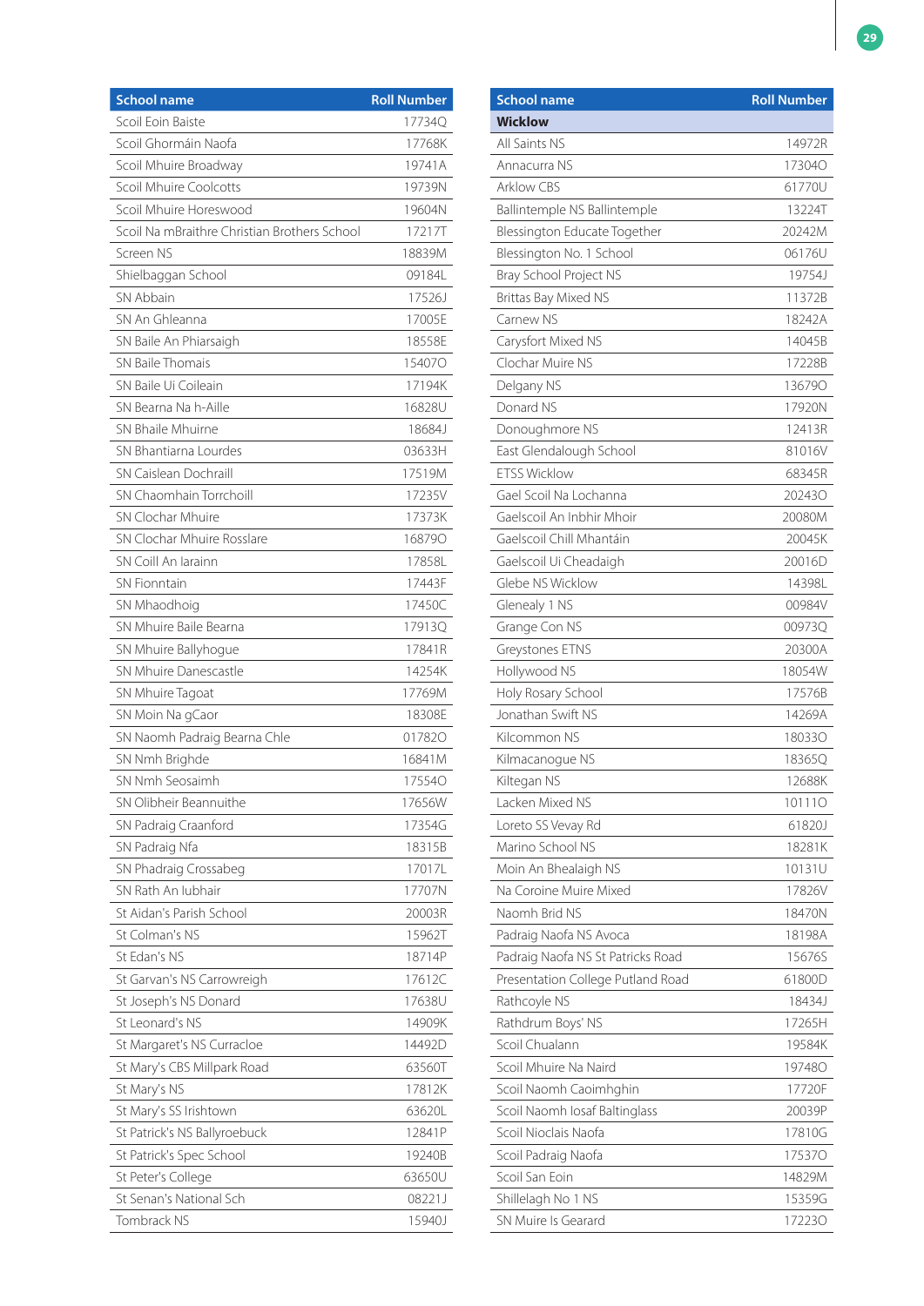| School name | Roll Number |
|---|---|
| Scoil Eoin Baiste | 17734Q |
| Scoil Ghormáin Naofa | 17768K |
| Scoil Mhuire Broadway | 19741A |
| Scoil Mhuire Coolcotts | 19739N |
| Scoil Mhuire Horeswood | 19604N |
| Scoil Na mBraithre Christian Brothers School | 17217T |
| Screen NS | 18839M |
| Shielbaggan School | 09184L |
| SN Abbain | 17526J |
| SN An Ghleanna | 17005E |
| SN Baile An Phiarsaigh | 18558E |
| SN Baile Thomais | 15407O |
| SN Baile Ui Coileain | 17194K |
| SN Bearna Na h-Aille | 16828U |
| SN Bhaile Mhuirne | 18684J |
| SN Bhantiarna Lourdes | 03633H |
| SN Caislean Dochraill | 17519M |
| SN Chaomhain Torrchoill | 17235V |
| SN Clochar Mhuire | 17373K |
| SN Clochar Mhuire Rosslare | 16879O |
| SN Coill An Iarainn | 17858L |
| SN Fionntain | 17443F |
| SN Mhaodhoig | 17450C |
| SN Mhuire Baile Bearna | 17913Q |
| SN Mhuire Ballyhogue | 17841R |
| SN Mhuire Danescastle | 14254K |
| SN Mhuire Tagoat | 17769M |
| SN Moin Na gCaor | 18308E |
| SN Naomh Padraig Bearna Chle | 01782O |
| SN Nmh Brighde | 16841M |
| SN Nmh Seosaimh | 17554O |
| SN Olibheir Beannuithe | 17656W |
| SN Padraig Craanford | 17354G |
| SN Padraig Nfa | 18315B |
| SN Phadraig Crossabeg | 17017L |
| SN Rath An Iubhair | 17707N |
| St Aidan's Parish School | 20003R |
| St Colman's NS | 15962T |
| St Edan's NS | 18714P |
| St Garvan's NS Carrowreigh | 17612C |
| St Joseph's NS Donard | 17638U |
| St Leonard's NS | 14909K |
| St Margaret's NS Curracloe | 14492D |
| St Mary's CBS Millpark Road | 63560T |
| St Mary's NS | 17812K |
| St Mary's SS Irishtown | 63620L |
| St Patrick's NS Ballyroebuck | 12841P |
| St Patrick's Spec School | 19240B |
| St Peter's College | 63650U |
| St Senan's National Sch | 08221J |
| Tombrack NS | 15940J |

| School name | Roll Number |
|---|---|
| **Wicklow** | |
| All Saints NS | 14972R |
| Annacurra NS | 17304O |
| Arklow CBS | 61770U |
| Ballintemple NS Ballintemple | 13224T |
| Blessington Educate Together | 20242M |
| Blessington No. 1 School | 06176U |
| Bray School Project NS | 19754J |
| Brittas Bay Mixed NS | 11372B |
| Carnew NS | 18242A |
| Carysfort Mixed NS | 14045B |
| Clochar Muire NS | 17228B |
| Delgany NS | 13679O |
| Donard NS | 17920N |
| Donoughmore NS | 12413R |
| East Glendalough School | 81016V |
| ETSS Wicklow | 68345R |
| Gael Scoil Na Lochanna | 20243O |
| Gaelscoil An Inbhir Mhoir | 20080M |
| Gaelscoil Chill Mhantáin | 20045K |
| Gaelscoil Ui Cheadaigh | 20016D |
| Glebe NS Wicklow | 14398L |
| Glenealy 1 NS | 00984V |
| Grange Con NS | 00973Q |
| Greystones ETNS | 20300A |
| Hollywood NS | 18054W |
| Holy Rosary School | 17576B |
| Jonathan Swift NS | 14269A |
| Kilcommon NS | 18033O |
| Kilmacanogue NS | 18365Q |
| Kiltegan NS | 12688K |
| Lacken Mixed NS | 10111O |
| Loreto SS Vevay Rd | 61820J |
| Marino School NS | 18281K |
| Moin An Bhealaigh NS | 10131U |
| Na Coroine Muire Mixed | 17826V |
| Naomh Brid NS | 18470N |
| Padraig Naofa NS Avoca | 18198A |
| Padraig Naofa NS St Patricks Road | 15676S |
| Presentation College Putland Road | 61800D |
| Rathcoyle NS | 18434J |
| Rathdrum Boys' NS | 17265H |
| Scoil Chualann | 19584K |
| Scoil Mhuire Na Naird | 19748O |
| Scoil Naomh Caoimhghin | 17720F |
| Scoil Naomh Iosaf Baltinglass | 20039P |
| Scoil Nioclais Naofa | 17810G |
| Scoil Padraig Naofa | 17537O |
| Scoil San Eoin | 14829M |
| Shillelagh No 1 NS | 15359G |
| SN Muire Is Gearard | 17223O |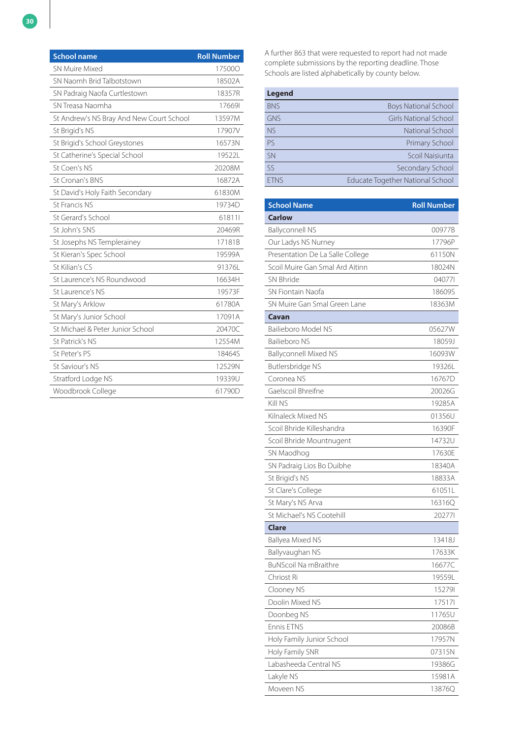| School name | Roll Number |
|---|---|
| SN Muire Mixed | 17500O |
| SN Naomh Brid Talbotstown | 18502A |
| SN Padraig Naofa Curtlestown | 18357R |
| SN Treasa Naomha | 17669I |
| St Andrew's NS Bray And New Court School | 13597M |
| St Brigid's NS | 17907V |
| St Brigid's School Greystones | 16573N |
| St Catherine's Special School | 19522L |
| St Coen's NS | 20208M |
| St Cronan's BNS | 16872A |
| St David's Holy Faith Secondary | 61830M |
| St Francis NS | 19734D |
| St Gerard's School | 61811I |
| St John's SNS | 20469R |
| St Josephs NS Templerainey | 17181B |
| St Kieran's Spec School | 19599A |
| St Kilian's CS | 91376L |
| St Laurence's NS Roundwood | 16634H |
| St Laurence's NS | 19573F |
| St Mary's Arklow | 61780A |
| St Mary's Junior School | 17091A |
| St Michael & Peter Junior School | 20470C |
| St Patrick's NS | 12554M |
| St Peter's PS | 18464S |
| St Saviour's NS | 12529N |
| Stratford Lodge NS | 19339U |
| Woodbrook College | 61790D |

A further 863 that were requested to report had not made complete submissions by the reporting deadline. Those Schools are listed alphabetically by county below.

| Legend | |
|---|---|
| BNS | Boys National School |
| GNS | Girls National School |
| NS | National School |
| PS | Primary School |
| SN | Scoil Naisiunta |
| SS | Secondary School |
| ETNS | Educate Together National School |

| School Name | Roll Number |
|---|---|
| **Carlow** | |
| Ballyconnell NS | 00977B |
| Our Ladys NS Nurney | 17796P |
| Presentation De La Salle College | 61150N |
| Scoil Muire Gan Smal Ard Aitinn | 18024N |
| SN Bhride | 04077I |
| SN Fiontain Naofa | 18609S |
| SN Muire Gan Smal Green Lane | 18363M |
| **Cavan** | |
| Bailieboro Model NS | 05627W |
| Bailieboro NS | 18059J |
| Ballyconnell Mixed NS | 16093W |
| Butlersbridge NS | 19326L |
| Coronea NS | 16767D |
| Gaelscoil Bhreifne | 20026G |
| Kill NS | 19285A |
| Kilnaleck Mixed NS | 01356U |
| Scoil Bhride Killeshandra | 16390F |
| Scoil Bhride Mountnugent | 14732U |
| SN Maodhog | 17630E |
| SN Padraig Lios Bo Duibhe | 18340A |
| St Brigid's NS | 18833A |
| St Clare's College | 61051L |
| St Mary's NS Arva | 16316Q |
| St Michael's NS Cootehill | 20277I |
| **Clare** | |
| Ballyea Mixed NS | 13418J |
| Ballyvaughan NS | 17633K |
| BuNScoil Na mBraithre | 16677C |
| Chriost Ri | 19559L |
| Clooney NS | 15279I |
| Doolin Mixed NS | 17517I |
| Doonbeg NS | 11765U |
| Ennis ETNS | 20086B |
| Holy Family Junior School | 17957N |
| Holy Family SNR | 07315N |
| Labasheeda Central NS | 19386G |
| Lakyle NS | 15981A |
| Moveen NS | 13876Q |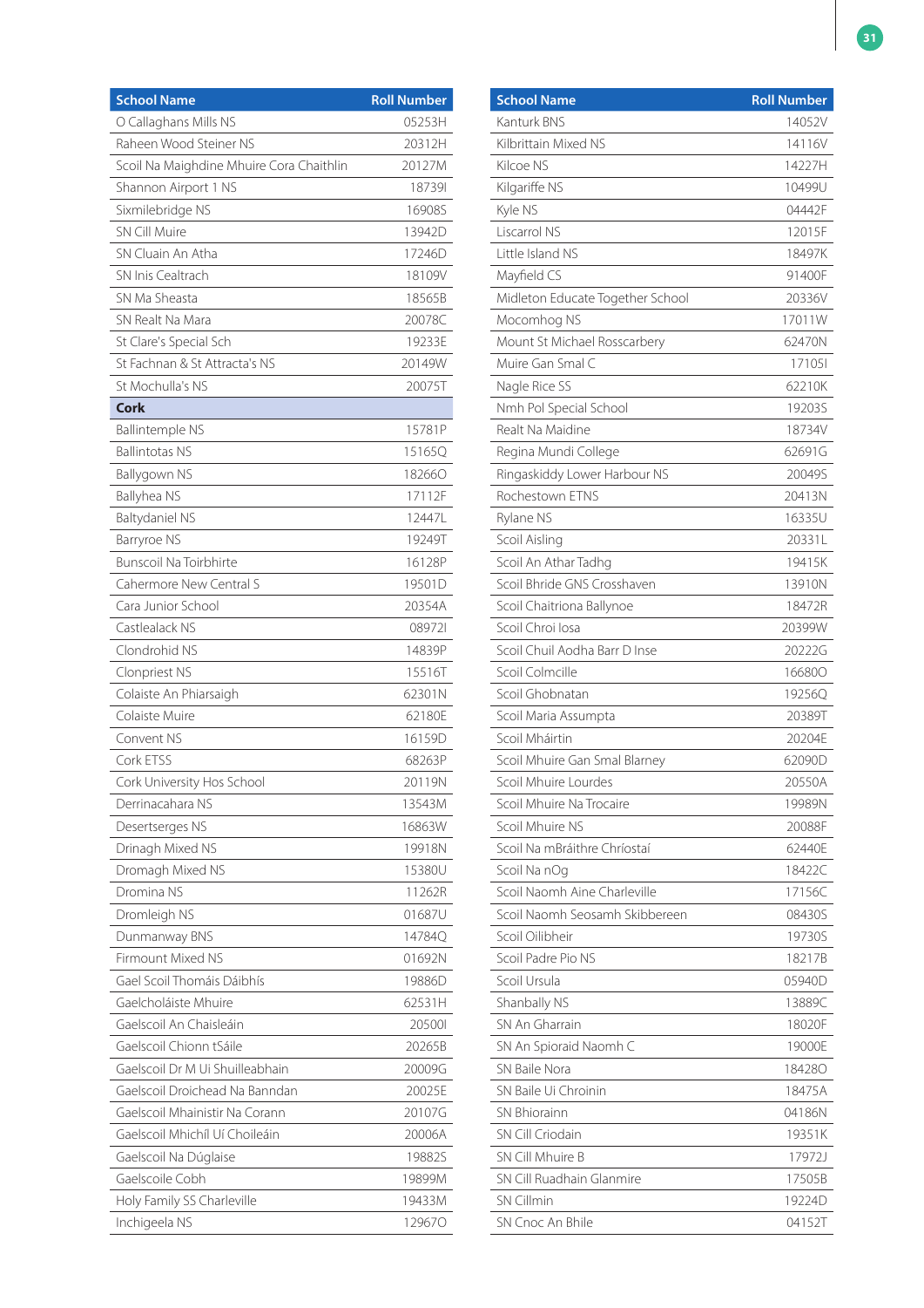| School Name | Roll Number |
|---|---|
| O Callaghans Mills NS | 05253H |
| Raheen Wood Steiner NS | 20312H |
| Scoil Na Maighdine Mhuire Cora Chaithlin | 20127M |
| Shannon Airport 1 NS | 18739I |
| Sixmilebridge NS | 16908S |
| SN Cill Muire | 13942D |
| SN Cluain An Atha | 17246D |
| SN Inis Cealtrach | 18109V |
| SN Ma Sheasta | 18565B |
| SN Realt Na Mara | 20078C |
| St Clare's Special Sch | 19233E |
| St Fachnan & St Attracta's NS | 20149W |
| St Mochulla's NS | 20075T |
| **Cork** | |
| Ballintemple NS | 15781P |
| Ballintotas NS | 15165Q |
| Ballygown NS | 18266O |
| Ballyhea NS | 17112F |
| Baltydaniel NS | 12447L |
| Barryroe NS | 19249T |
| Bunscoil Na Toirbhirte | 16128P |
| Cahermore New Central S | 19501D |
| Cara Junior School | 20354A |
| Castlealack NS | 08972I |
| Clondrohid NS | 14839P |
| Clonpriest NS | 15516T |
| Colaiste An Phiarsaigh | 62301N |
| Colaiste Muire | 62180E |
| Convent NS | 16159D |
| Cork ETSS | 68263P |
| Cork University Hos School | 20119N |
| Derrinacahara NS | 13543M |
| Desertserges NS | 16863W |
| Drinagh Mixed NS | 19918N |
| Dromagh Mixed NS | 15380U |
| Dromina NS | 11262R |
| Dromleigh NS | 01687U |
| Dunmanway BNS | 14784Q |
| Firmount Mixed NS | 01692N |
| Gael Scoil Thomáis Dáibhís | 19886D |
| Gaelcholáiste Mhuire | 62531H |
| Gaelscoil An Chaisleáin | 20500I |
| Gaelscoil Chionn tSáile | 20265B |
| Gaelscoil Dr M Ui Shuilleabhain | 20009G |
| Gaelscoil Droichead Na Banndan | 20025E |
| Gaelscoil Mhainistir Na Corann | 20107G |
| Gaelscoil Mhichíl Uí Choileáin | 20006A |
| Gaelscoil Na Dúglaise | 19882S |
| Gaelscoile Cobh | 19899M |
| Holy Family SS Charleville | 19433M |
| Inchigeela NS | 12967O |
| Kanturk BNS | 14052V |
| Kilbrittain Mixed NS | 14116V |
| Kilcoe NS | 14227H |
| Kilgariffe NS | 10499U |
| Kyle NS | 04442F |
| Liscarrol NS | 12015F |
| Little Island NS | 18497K |
| Mayfield CS | 91400F |
| Midleton Educate Together School | 20336V |
| Mocomhog NS | 17011W |
| Mount St Michael Rosscarbery | 62470N |
| Muire Gan Smal C | 17105I |
| Nagle Rice SS | 62210K |
| Nmh Pol Special School | 19203S |
| Realt Na Maidine | 18734V |
| Regina Mundi College | 62691G |
| Ringaskiddy Lower Harbour NS | 20049S |
| Rochestown ETNS | 20413N |
| Rylane NS | 16335U |
| Scoil Aisling | 20331L |
| Scoil An Athar Tadhg | 19415K |
| Scoil Bhride GNS Crosshaven | 13910N |
| Scoil Chaitriona Ballynoe | 18472R |
| Scoil Chroi Iosa | 20399W |
| Scoil Chuil Aodha Barr D Inse | 20222G |
| Scoil Colmcille | 16680O |
| Scoil Ghobnatan | 19256Q |
| Scoil Maria Assumpta | 20389T |
| Scoil Mháirtin | 20204E |
| Scoil Mhuire Gan Smal Blarney | 62090D |
| Scoil Mhuire Lourdes | 20550A |
| Scoil Mhuire Na Trocaire | 19989N |
| Scoil Mhuire NS | 20088F |
| Scoil Na mBráithre Chríostaí | 62440E |
| Scoil Na nOg | 18422C |
| Scoil Naomh Aine Charleville | 17156C |
| Scoil Naomh Seosamh Skibbereen | 08430S |
| Scoil Oilibheir | 19730S |
| Scoil Padre Pio NS | 18217B |
| Scoil Ursula | 05940D |
| Shanbally NS | 13889C |
| SN An Gharrain | 18020F |
| SN An Spioraid Naomh C | 19000E |
| SN Baile Nora | 18428O |
| SN Baile Ui Chroinin | 18475A |
| SN Bhiorainn | 04186N |
| SN Cill Criodain | 19351K |
| SN Cill Mhuire B | 17972J |
| SN Cill Ruadhain Glanmire | 17505B |
| SN Cillmin | 19224D |
| SN Cnoc An Bhile | 04152T |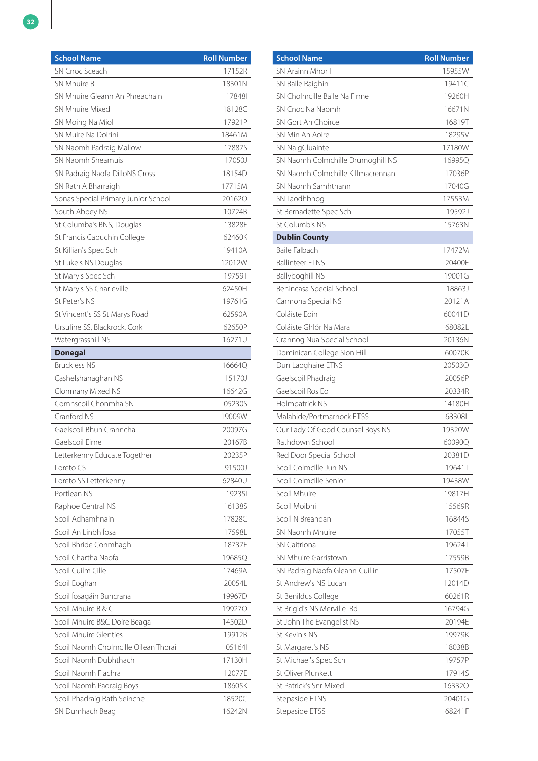| School Name | Roll Number |
|---|---|
| SN Cnoc Sceach | 17152R |
| SN Mhuire B | 18301N |
| SN Mhuire Gleann An Phreachain | 17848I |
| SN Mhuire Mixed | 18128C |
| SN Moing Na Miol | 17921P |
| SN Muire Na Doirini | 18461M |
| SN Naomh Padraig Mallow | 17887S |
| SN Naomh Sheamuis | 17050J |
| SN Padraig Naofa DilloNS Cross | 18154D |
| SN Rath A Bharraigh | 17715M |
| Sonas Special Primary Junior School | 20162O |
| South Abbey NS | 10724B |
| St Columba's BNS, Douglas | 13828F |
| St Francis Capuchin College | 62460K |
| St Killian's Spec Sch | 19410A |
| St Luke's NS Douglas | 12012W |
| St Mary's Spec Sch | 19759T |
| St Mary's SS Charleville | 62450H |
| St Peter's NS | 19761G |
| St Vincent's SS St Marys Road | 62590A |
| Ursuline SS, Blackrock, Cork | 62650P |
| Watergrasshill NS | 16271U |
| **Donegal** | |
| Bruckless NS | 16664Q |
| Cashelshanaghan NS | 15170J |
| Clonmany Mixed NS | 16642G |
| Comhscoil Chonmha SN | 05230S |
| Cranford NS | 19009W |
| Gaelscoil Bhun Cranncha | 20097G |
| Gaelscoil Eirne | 20167B |
| Letterkenny Educate Together | 20235P |
| Loreto CS | 91500J |
| Loreto SS Letterkenny | 62840U |
| Portlean NS | 19235I |
| Raphoe Central NS | 16138S |
| Scoil Adhamhnain | 17828C |
| Scoil An Linbh Íosa | 17598L |
| Scoil Bhride Conmhagh | 18737E |
| Scoil Chartha Naofa | 19685Q |
| Scoil Cuilm Cille | 17469A |
| Scoil Eoghan | 20054L |
| Scoil Íosagáin Buncrana | 19967D |
| Scoil Mhuire B & C | 19927O |
| Scoil Mhuire B&C Doire Beaga | 14502D |
| Scoil Mhuire Glenties | 19912B |
| Scoil Naomh Cholmcille Oilean Thorai | 05164I |
| Scoil Naomh Dubhthach | 17130H |
| Scoil Naomh Fiachra | 12077E |
| Scoil Naomh Padraig Boys | 18605K |
| Scoil Phadraig Rath Seinche | 18520C |
| SN Dumhach Beag | 16242N |
| SN Arainn Mhor I | 15955W |
| SN Baile Raighin | 19411C |
| SN Cholmcille Baile Na Finne | 19260H |
| SN Cnoc Na Naomh | 16671N |
| SN Gort An Choirce | 16819T |
| SN Min An Aoire | 18295V |
| SN Na gCluainte | 17180W |
| SN Naomh Colmchille Drumoghill NS | 16995Q |
| SN Naomh Colmchille Killmacrennan | 17036P |
| SN Naomh Samhthann | 17040G |
| SN Taodhbhog | 17553M |
| St Bernadette Spec Sch | 19592J |
| St Columb's NS | 15763N |
| **Dublin County** | |
| Baile Falbach | 17472M |
| Ballinteer ETNS | 20400E |
| Ballyboghill NS | 19001G |
| Benincasa Special School | 18863J |
| Carmona Special NS | 20121A |
| Coláiste Eoin | 60041D |
| Coláiste Ghlór Na Mara | 68082L |
| Crannog Nua Special School | 20136N |
| Dominican College Sion Hill | 60070K |
| Dun Laoghaire ETNS | 20503O |
| Gaelscoil Phadraig | 20056P |
| Gaelscoil Ros Eo | 20334R |
| Holmpatrick NS | 14180H |
| Malahide/Portmarnock ETSS | 68308L |
| Our Lady Of Good Counsel Boys NS | 19320W |
| Rathdown School | 60090Q |
| Red Door Special School | 20381D |
| Scoil Colmcille Jun NS | 19641T |
| Scoil Colmcille Senior | 19438W |
| Scoil Mhuire | 19817H |
| Scoil Moibhi | 15569R |
| Scoil N Breandan | 16844S |
| SN Naomh Mhuire | 17055T |
| SN Caitriona | 19624T |
| SN Mhuire Garristown | 17559B |
| SN Padraig Naofa Gleann Cuillin | 17507F |
| St Andrew's NS Lucan | 12014D |
| St Benildus College | 60261R |
| St Brigid's NS Merville Rd | 16794G |
| St John The Evangelist NS | 20194E |
| St Kevin's NS | 19979K |
| St Margaret's NS | 18038B |
| St Michael's Spec Sch | 19757P |
| St Oliver Plunkett | 17914S |
| St Patrick's Snr Mixed | 16332O |
| Stepaside ETNS | 20401G |
| Stepaside ETSS | 68241F |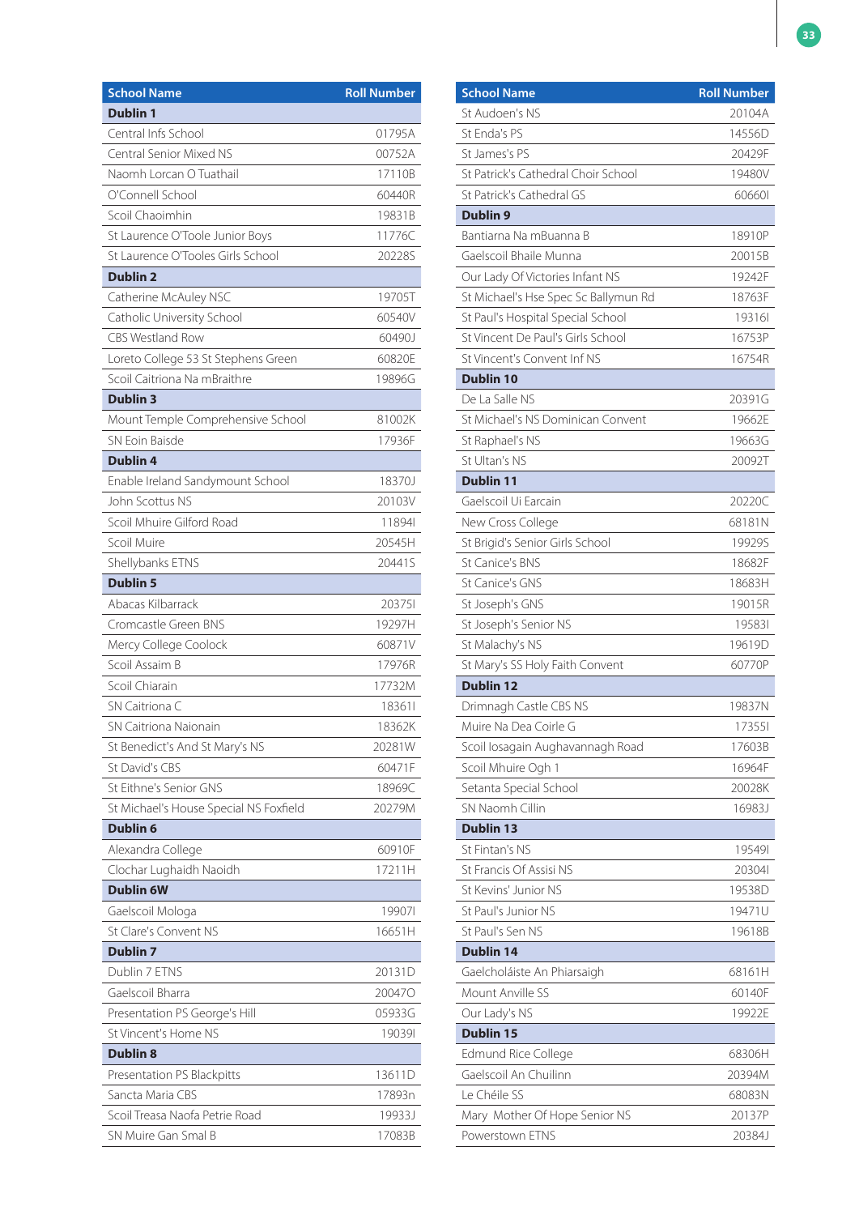| School Name | Roll Number |
|---|---|
| **Dublin 1** | |
| Central Infs School | 01795A |
| Central Senior Mixed NS | 00752A |
| Naomh Lorcan O Tuathail | 17110B |
| O'Connell School | 60440R |
| Scoil Chaoimhin | 19831B |
| St Laurence O'Toole Junior Boys | 11776C |
| St Laurence O'Tooles Girls School | 20228S |
| **Dublin 2** | |
| Catherine McAuley NSC | 19705T |
| Catholic University School | 60540V |
| CBS Westland Row | 60490J |
| Loreto College 53 St Stephens Green | 60820E |
| Scoil Caitriona Na mBraithre | 19896G |
| **Dublin 3** | |
| Mount Temple Comprehensive School | 81002K |
| SN Eoin Baisde | 17936F |
| **Dublin 4** | |
| Enable Ireland Sandymount School | 18370J |
| John Scottus NS | 20103V |
| Scoil Mhuire Gilford Road | 11894I |
| Scoil Muire | 20545H |
| Shellybanks ETNS | 20441S |
| **Dublin 5** | |
| Abacas Kilbarrack | 20375I |
| Cromcastle Green BNS | 19297H |
| Mercy College Coolock | 60871V |
| Scoil Assaim B | 17976R |
| Scoil Chiarain | 17732M |
| SN Caitriona C | 18361I |
| SN Caitriona Naionain | 18362K |
| St Benedict's And St Mary's NS | 20281W |
| St David's CBS | 60471F |
| St Eithne's Senior GNS | 18969C |
| St Michael's House Special NS Foxfield | 20279M |
| **Dublin 6** | |
| Alexandra College | 60910F |
| Clochar Lughaidh Naoidh | 17211H |
| **Dublin 6W** | |
| Gaelscoil Mologa | 19907I |
| St Clare's Convent NS | 16651H |
| **Dublin 7** | |
| Dublin 7 ETNS | 20131D |
| Gaelscoil Bharra | 20047O |
| Presentation PS George's Hill | 05933G |
| St Vincent's Home NS | 19039I |
| **Dublin 8** | |
| Presentation PS Blackpitts | 13611D |
| Sancta Maria CBS | 17893n |
| Scoil Treasa Naofa Petrie Road | 19933J |
| SN Muire Gan Smal B | 17083B |
| St Audoen's NS | 20104A |
| St Enda's PS | 14556D |
| St James's PS | 20429F |
| St Patrick's Cathedral Choir School | 19480V |
| St Patrick's Cathedral GS | 60660I |
| **Dublin 9** | |
| Bantiarna Na mBuanna B | 18910P |
| Gaelscoil Bhaile Munna | 20015B |
| Our Lady Of Victories Infant NS | 19242F |
| St Michael's Hse Spec Sc Ballymun Rd | 18763F |
| St Paul's Hospital Special School | 19316I |
| St Vincent De Paul's Girls School | 16753P |
| St Vincent's Convent Inf NS | 16754R |
| **Dublin 10** | |
| De La Salle NS | 20391G |
| St Michael's NS Dominican Convent | 19662E |
| St Raphael's NS | 19663G |
| St Ultan's NS | 20092T |
| **Dublin 11** | |
| Gaelscoil Ui Earcain | 20220C |
| New Cross College | 68181N |
| St Brigid's Senior Girls School | 19929S |
| St Canice's BNS | 18682F |
| St Canice's GNS | 18683H |
| St Joseph's GNS | 19015R |
| St Joseph's Senior NS | 19583I |
| St Malachy's NS | 19619D |
| St Mary's SS Holy Faith Convent | 60770P |
| **Dublin 12** | |
| Drimnagh Castle CBS NS | 19837N |
| Muire Na Dea Coirle G | 17355I |
| Scoil Iosagain Aughavannagh Road | 17603B |
| Scoil Mhuire Ogh 1 | 16964F |
| Setanta Special School | 20028K |
| SN Naomh Cillin | 16983J |
| **Dublin 13** | |
| St Fintan's NS | 19549I |
| St Francis Of Assisi NS | 20304I |
| St Kevins' Junior NS | 19538D |
| St Paul's Junior NS | 19471U |
| St Paul's Sen NS | 19618B |
| **Dublin 14** | |
| Gaelcholáiste An Phiarsaigh | 68161H |
| Mount Anville SS | 60140F |
| Our Lady's NS | 19922E |
| **Dublin 15** | |
| Edmund Rice College | 68306H |
| Gaelscoil An Chuilinn | 20394M |
| Le Chéile SS | 68083N |
| Mary Mother Of Hope Senior NS | 20137P |
| Powerstown ETNS | 20384J |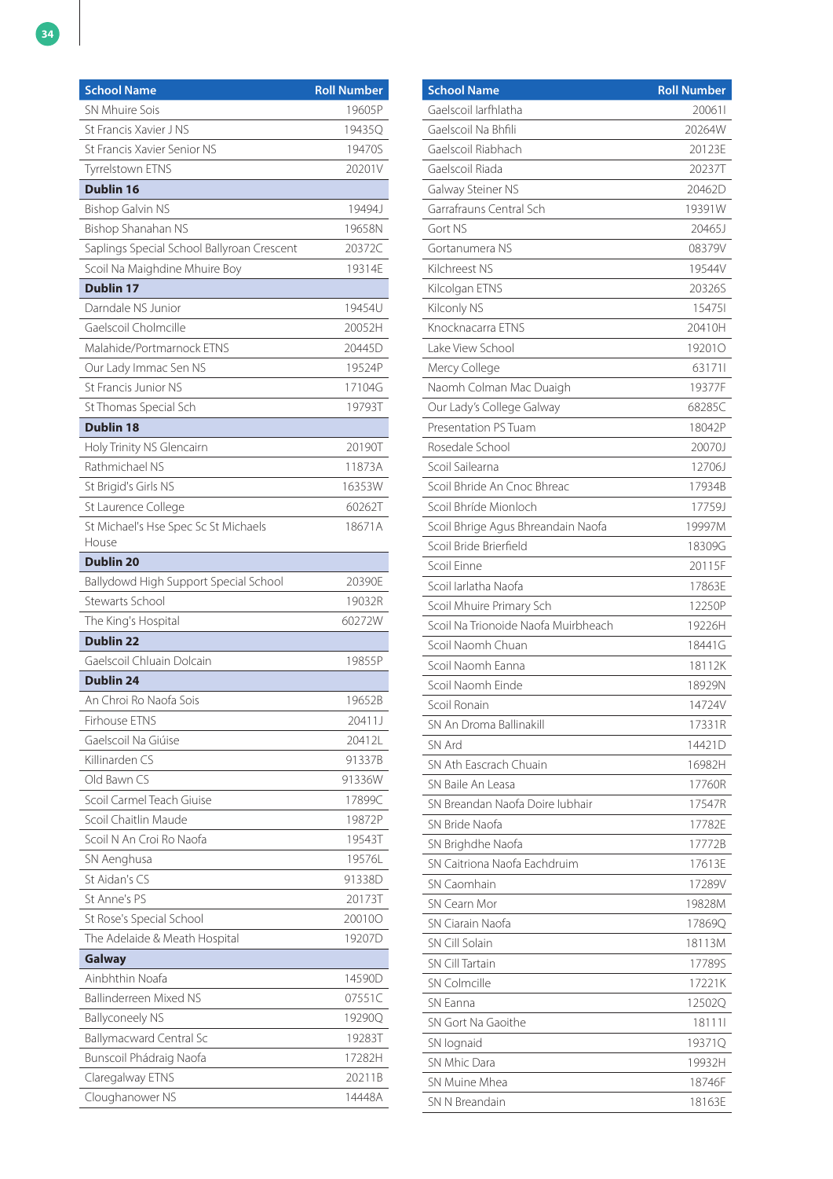| School Name | Roll Number |
|---|---|
| SN Mhuire Sois | 19605P |
| St Francis Xavier J NS | 19435Q |
| St Francis Xavier Senior NS | 19470S |
| Tyrrelstown ETNS | 20201V |
| **Dublin 16** | |
| Bishop Galvin NS | 19494J |
| Bishop Shanahan NS | 19658N |
| Saplings Special School Ballyroan Crescent | 20372C |
| Scoil Na Maighdine Mhuire Boy | 19314E |
| **Dublin 17** | |
| Darndale NS Junior | 19454U |
| Gaelscoil Cholmcille | 20052H |
| Malahide/Portmarnock ETNS | 20445D |
| Our Lady Immac Sen NS | 19524P |
| St Francis Junior NS | 17104G |
| St Thomas Special Sch | 19793T |
| **Dublin 18** | |
| Holy Trinity NS Glencairn | 20190T |
| Rathmichael NS | 11873A |
| St Brigid's Girls NS | 16353W |
| St Laurence College | 60262T |
| St Michael's Hse Spec Sc St Michaels House | 18671A |
| **Dublin 20** | |
| Ballydowd High Support Special School | 20390E |
| Stewarts School | 19032R |
| The King's Hospital | 60272W |
| **Dublin 22** | |
| Gaelscoil Chluain Dolcain | 19855P |
| **Dublin 24** | |
| An Chroi Ro Naofa Sois | 19652B |
| Firhouse ETNS | 20411J |
| Gaelscoil Na Giúise | 20412L |
| Killinarden CS | 91337B |
| Old Bawn CS | 91336W |
| Scoil Carmel Teach Giuise | 17899C |
| Scoil Chaitlin Maude | 19872P |
| Scoil N An Croi Ro Naofa | 19543T |
| SN Aenghusa | 19576L |
| St Aidan's CS | 91338D |
| St Anne's PS | 20173T |
| St Rose's Special School | 20010O |
| The Adelaide & Meath Hospital | 19207D |
| **Galway** | |
| Ainbhthin Noafa | 14590D |
| Ballinderreen Mixed NS | 07551C |
| Ballyconeely NS | 19290Q |
| Ballymacward Central Sc | 19283T |
| Bunscoil Phádraig Naofa | 17282H |
| Claregalway ETNS | 20211B |
| Cloughanower NS | 14448A |
| Gaelscoil Iarfhlatha | 20061I |
| Gaelscoil Na Bhfili | 20264W |
| Gaelscoil Riabhach | 20123E |
| Gaelscoil Riada | 20237T |
| Galway Steiner NS | 20462D |
| Garrafrauns Central Sch | 19391W |
| Gort NS | 20465J |
| Gortanumera NS | 08379V |
| Kilchreest NS | 19544V |
| Kilcolgan ETNS | 20326S |
| Kilconly NS | 15475I |
| Knocknacarra ETNS | 20410H |
| Lake View School | 19201O |
| Mercy College | 63171I |
| Naomh Colman Mac Duaigh | 19377F |
| Our Lady's College Galway | 68285C |
| Presentation PS Tuam | 18042P |
| Rosedale School | 20070J |
| Scoil Sailearna | 12706J |
| Scoil Bhride An Cnoc Bhreac | 17934B |
| Scoil Bhríde Mionloch | 17759J |
| Scoil Bhrige Agus Bhreandain Naofa | 19997M |
| Scoil Bride Brierfield | 18309G |
| Scoil Einne | 20115F |
| Scoil Iarlatha Naofa | 17863E |
| Scoil Mhuire Primary Sch | 12250P |
| Scoil Na Trionoide Naofa Muirbheach | 19226H |
| Scoil Naomh Chuan | 18441G |
| Scoil Naomh Eanna | 18112K |
| Scoil Naomh Einde | 18929N |
| Scoil Ronain | 14724V |
| SN An Droma Ballinakill | 17331R |
| SN Ard | 14421D |
| SN Ath Eascrach Chuain | 16982H |
| SN Baile An Leasa | 17760R |
| SN Breandan Naofa Doire Iubhair | 17547R |
| SN Bride Naofa | 17782E |
| SN Brighdhe Naofa | 17772B |
| SN Caitriona Naofa Eachdruim | 17613E |
| SN Caomhain | 17289V |
| SN Cearn Mor | 19828M |
| SN Ciarain Naofa | 17869Q |
| SN Cill Solain | 18113M |
| SN Cill Tartain | 17789S |
| SN Colmcille | 17221K |
| SN Eanna | 12502Q |
| SN Gort Na Gaoithe | 18111I |
| SN Iognaid | 19371Q |
| SN Mhic Dara | 19932H |
| SN Muine Mhea | 18746F |
| SN N Breandain | 18163E |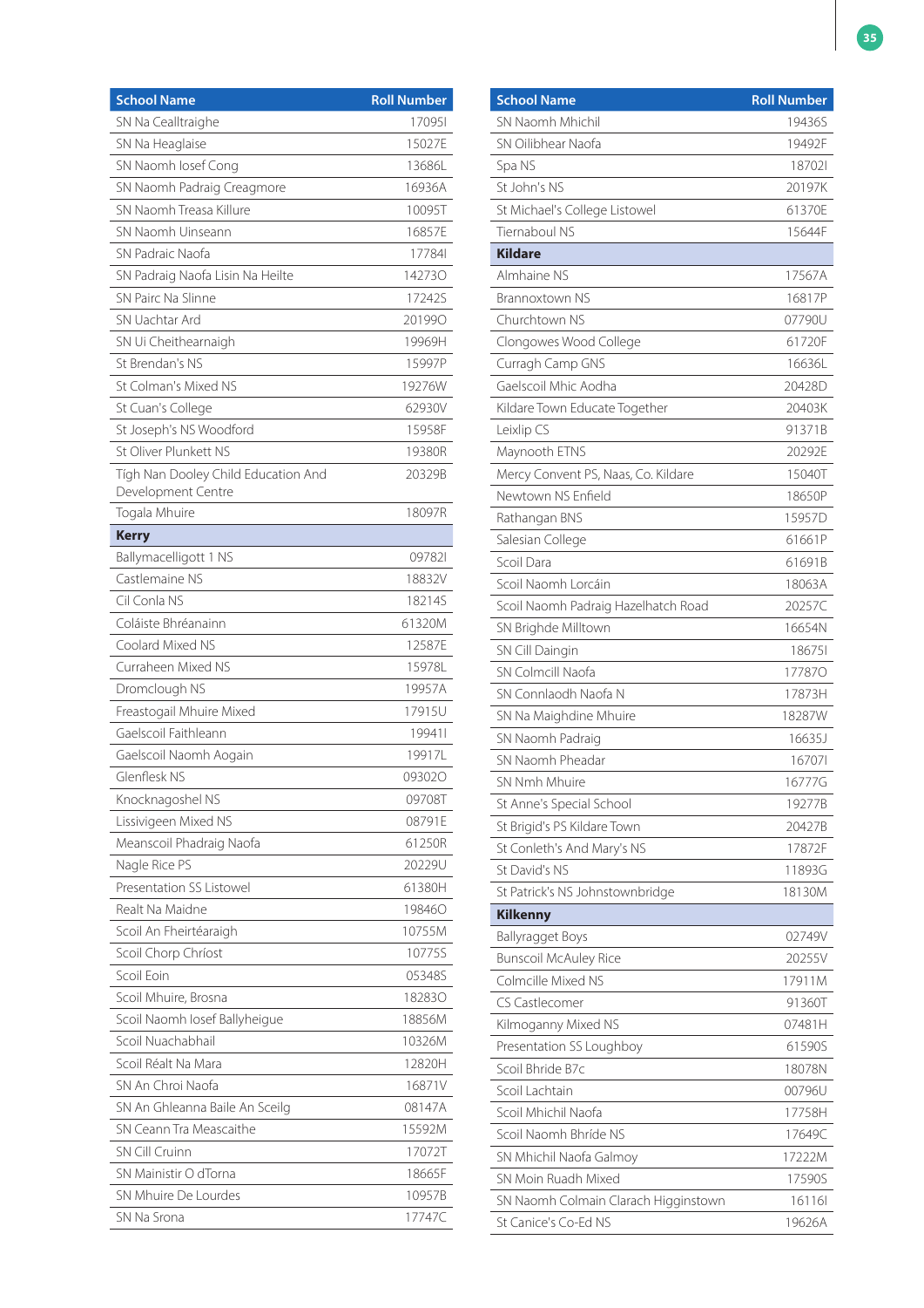| School Name | Roll Number |
|---|---|
| SN Na Cealltraighe | 17095I |
| SN Na Heaglaise | 15027E |
| SN Naomh Iosef Cong | 13686L |
| SN Naomh Padraig Creagmore | 16936A |
| SN Naomh Treasa Killure | 10095T |
| SN Naomh Uinseann | 16857E |
| SN Padraic Naofa | 17784I |
| SN Padraig Naofa Lisin Na Heilte | 14273O |
| SN Pairc Na Slinne | 17242S |
| SN Uachtar Ard | 20199O |
| SN Ui Cheithearnaigh | 19969H |
| St Brendan's NS | 15997P |
| St Colman's Mixed NS | 19276W |
| St Cuan's College | 62930V |
| St Joseph's NS Woodford | 15958F |
| St Oliver Plunkett NS | 19380R |
| Tígh Nan Dooley Child Education And Development Centre | 20329B |
| Togala Mhuire | 18097R |
| **Kerry** | |
| Ballymacelligott 1 NS | 09782I |
| Castlemaine NS | 18832V |
| Cil Conla NS | 18214S |
| Coláiste Bhréanainn | 61320M |
| Coolard Mixed NS | 12587E |
| Curraheen Mixed NS | 15978L |
| Dromclough NS | 19957A |
| Freastogail Mhuire Mixed | 17915U |
| Gaelscoil Faithleann | 19941I |
| Gaelscoil Naomh Aogain | 19917L |
| Glenflesk NS | 09302O |
| Knocknagoshel NS | 09708T |
| Lissivigeen Mixed NS | 08791E |
| Meanscoil Phadraig Naofa | 61250R |
| Nagle Rice PS | 20229U |
| Presentation SS Listowel | 61380H |
| Realt Na Maidne | 19846O |
| Scoil An Fheirtéaraigh | 10755M |
| Scoil Chorp Chríost | 10775S |
| Scoil Eoin | 05348S |
| Scoil Mhuire, Brosna | 18283O |
| Scoil Naomh Iosef Ballyheigue | 18856M |
| Scoil Nuachabhail | 10326M |
| Scoil Réalt Na Mara | 12820H |
| SN An Chroi Naofa | 16871V |
| SN An Ghleanna Baile An Sceilg | 08147A |
| SN Ceann Tra Meascaithe | 15592M |
| SN Cill Cruinn | 17072T |
| SN Mainistir O dTorna | 18665F |
| SN Mhuire De Lourdes | 10957B |
| SN Na Srona | 17747C |
| SN Naomh Mhichil | 19436S |
| SN Oilibhear Naofa | 19492F |
| Spa NS | 18702I |
| St John's NS | 20197K |
| St Michael's College Listowel | 61370E |
| Tiernaboul NS | 15644F |
| **Kildare** | |
| Almhaine NS | 17567A |
| Brannoxtown NS | 16817P |
| Churchtown NS | 07790U |
| Clongowes Wood College | 61720F |
| Curragh Camp GNS | 16636L |
| Gaelscoil Mhic Aodha | 20428D |
| Kildare Town Educate Together | 20403K |
| Leixlip CS | 91371B |
| Maynooth ETNS | 20292E |
| Mercy Convent PS, Naas, Co. Kildare | 15040T |
| Newtown NS Enfield | 18650P |
| Rathangan BNS | 15957D |
| Salesian College | 61661P |
| Scoil Dara | 61691B |
| Scoil Naomh Lorcáin | 18063A |
| Scoil Naomh Padraig Hazelhatch Road | 20257C |
| SN Brighde Milltown | 16654N |
| SN Cill Daingin | 18675I |
| SN Colmcill Naofa | 17787O |
| SN Connlaodh Naofa N | 17873H |
| SN Na Maighdine Mhuire | 18287W |
| SN Naomh Padraig | 16635J |
| SN Naomh Pheadar | 16707I |
| SN Nmh Mhuire | 16777G |
| St Anne's Special School | 19277B |
| St Brigid's PS Kildare Town | 20427B |
| St Conleth's And Mary's NS | 17872F |
| St David's NS | 11893G |
| St Patrick's NS Johnstownbridge | 18130M |
| **Kilkenny** | |
| Ballyragget Boys | 02749V |
| Bunscoil McAuley Rice | 20255V |
| Colmcille Mixed NS | 17911M |
| CS Castlecomer | 91360T |
| Kilmoganny Mixed NS | 07481H |
| Presentation SS Loughboy | 61590S |
| Scoil Bhride B7c | 18078N |
| Scoil Lachtain | 00796U |
| Scoil Mhichil Naofa | 17758H |
| Scoil Naomh Bhríde NS | 17649C |
| SN Mhichil Naofa Galmoy | 17222M |
| SN Moin Ruadh Mixed | 17590S |
| SN Naomh Colmain Clarach Higginstown | 16116I |
| St Canice's Co-Ed NS | 19626A |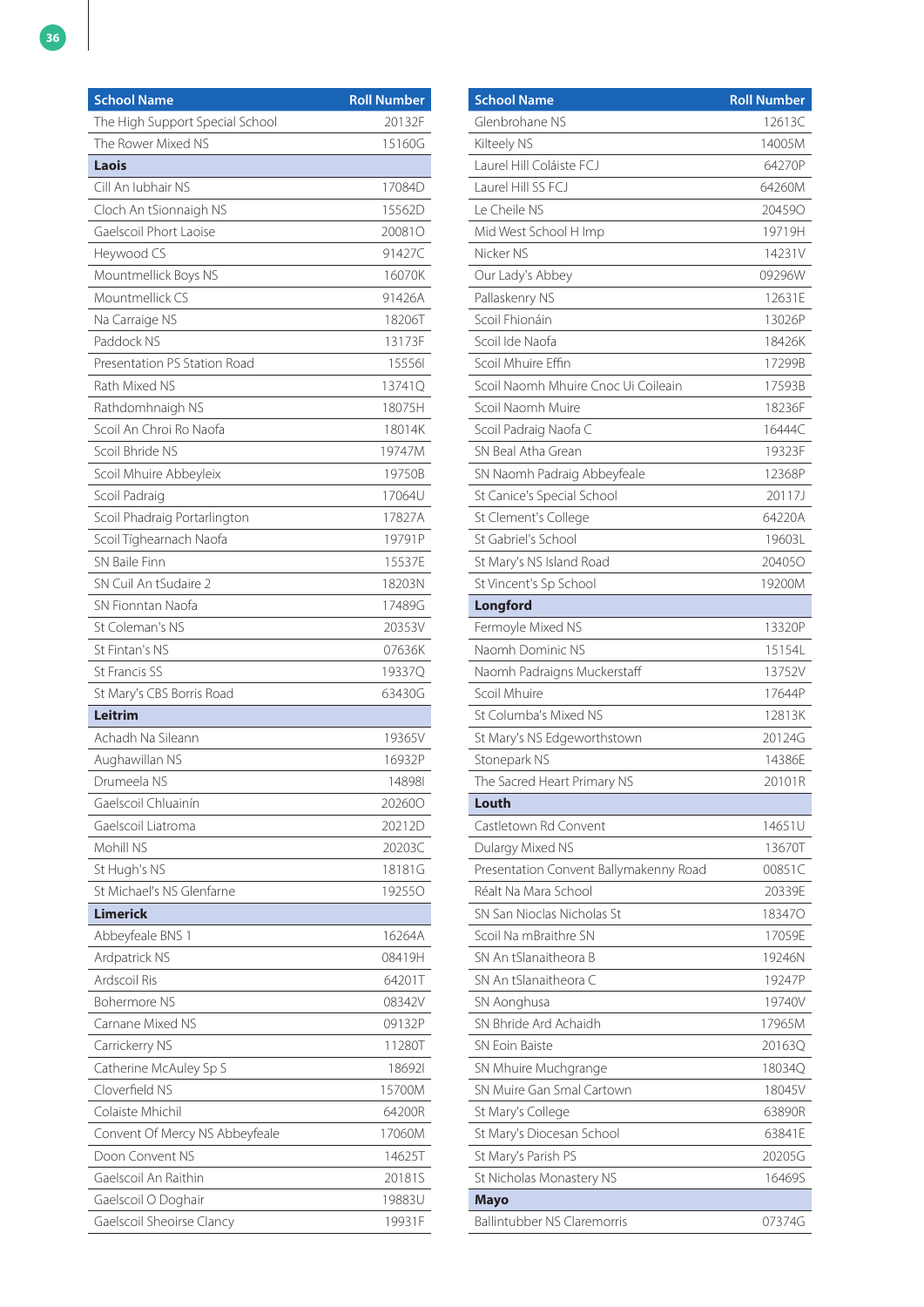| School Name | Roll Number |
|---|---|
| The High Support Special School | 20132F |
| The Rower Mixed NS | 15160G |
| **Laois** | |
| Cill An Iubhair NS | 17084D |
| Cloch An tSionnaigh NS | 15562D |
| Gaelscoil Phort Laoise | 20081O |
| Heywood CS | 91427C |
| Mountmellick Boys NS | 16070K |
| Mountmellick CS | 91426A |
| Na Carraige NS | 18206T |
| Paddock NS | 13173F |
| Presentation PS Station Road | 15556I |
| Rath Mixed NS | 13741Q |
| Rathdomhnaigh NS | 18075H |
| Scoil An Chroi Ro Naofa | 18014K |
| Scoil Bhride NS | 19747M |
| Scoil Mhuire Abbeyleix | 19750B |
| Scoil Padraig | 17064U |
| Scoil Phadraig Portarlington | 17827A |
| Scoil Tíghearnach Naofa | 19791P |
| SN Baile Finn | 15537E |
| SN Cuil An tSudaire 2 | 18203N |
| SN Fionntan Naofa | 17489G |
| St Coleman's NS | 20353V |
| St Fintan's NS | 07636K |
| St Francis SS | 19337Q |
| St Mary's CBS Borris Road | 63430G |
| **Leitrim** | |
| Achadh Na Sileann | 19365V |
| Aughawillan NS | 16932P |
| Drumeela NS | 14898I |
| Gaelscoil Chluainín | 20260O |
| Gaelscoil Liatroma | 20212D |
| Mohill NS | 20203C |
| St Hugh's NS | 18181G |
| St Michael's NS Glenfarne | 19255O |
| **Limerick** | |
| Abbeyfeale BNS 1 | 16264A |
| Ardpatrick NS | 08419H |
| Ardscoil Ris | 64201T |
| Bohermore NS | 08342V |
| Carnane Mixed NS | 09132P |
| Carrickerry NS | 11280T |
| Catherine McAuley Sp S | 18692I |
| Cloverfield NS | 15700M |
| Colaiste Mhichil | 64200R |
| Convent Of Mercy NS Abbeyfeale | 17060M |
| Doon Convent NS | 14625T |
| Gaelscoil An Raithin | 20181S |
| Gaelscoil O Doghair | 19883U |
| Gaelscoil Sheoirse Clancy | 19931F |
| Glenbrohane NS | 12613C |
| Kilteely NS | 14005M |
| Laurel Hill Coláiste FCJ | 64270P |
| Laurel Hill SS FCJ | 64260M |
| Le Cheile NS | 20459O |
| Mid West School H Imp | 19719H |
| Nicker NS | 14231V |
| Our Lady's Abbey | 09296W |
| Pallaskenry NS | 12631E |
| Scoil Fhionáin | 13026P |
| Scoil Ide Naofa | 18426K |
| Scoil Mhuire Effin | 17299B |
| Scoil Naomh Mhuire Cnoc Ui Coileain | 17593B |
| Scoil Naomh Muire | 18236F |
| Scoil Padraig Naofa C | 16444C |
| SN Beal Atha Grean | 19323F |
| SN Naomh Padraig Abbeyfeale | 12368P |
| St Canice's Special School | 20117J |
| St Clement's College | 64220A |
| St Gabriel's School | 19603L |
| St Mary's NS Island Road | 20405O |
| St Vincent's Sp School | 19200M |
| **Longford** | |
| Fermoyle Mixed NS | 13320P |
| Naomh Dominic NS | 15154L |
| Naomh Padraigns Muckerstaff | 13752V |
| Scoil Mhuire | 17644P |
| St Columba's Mixed NS | 12813K |
| St Mary's NS Edgeworthstown | 20124G |
| Stonepark NS | 14386E |
| The Sacred Heart Primary NS | 20101R |
| **Louth** | |
| Castletown Rd Convent | 14651U |
| Dulargy Mixed NS | 13670T |
| Presentation Convent Ballymakenny Road | 00851C |
| Réalt Na Mara School | 20339E |
| SN San Nioclas Nicholas St | 18347O |
| Scoil Na mBraithre SN | 17059E |
| SN An tSlanaitheora B | 19246N |
| SN An tSlanaitheora C | 19247P |
| SN Aonghusa | 19740V |
| SN Bhride Ard Achaidh | 17965M |
| SN Eoin Baiste | 20163Q |
| SN Mhuire Muchgrange | 18034Q |
| SN Muire Gan Smal Cartown | 18045V |
| St Mary's College | 63890R |
| St Mary's Diocesan School | 63841E |
| St Mary's Parish PS | 20205G |
| St Nicholas Monastery NS | 16469S |
| **Mayo** | |
| Ballintubber NS Claremorris | 07374G |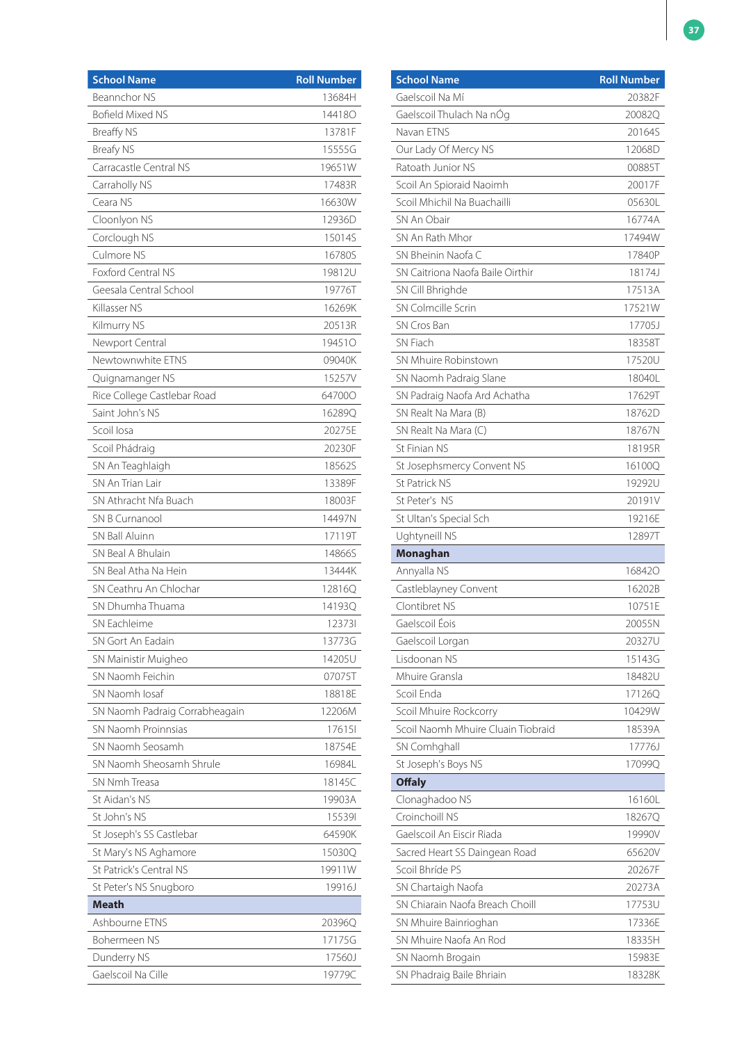| School Name | Roll Number |
|---|---|
| Beannchor NS | 13684H |
| Bofield Mixed NS | 14418O |
| Breaffy NS | 13781F |
| Breafy NS | 15555G |
| Carracastle Central NS | 19651W |
| Carraholly NS | 17483R |
| Ceara NS | 16630W |
| Cloonlyon NS | 12936D |
| Corclough NS | 15014S |
| Culmore NS | 16780S |
| Foxford Central NS | 19812U |
| Geesala Central School | 19776T |
| Killasser NS | 16269K |
| Kilmurry NS | 20513R |
| Newport Central | 19451O |
| Newtownwhite ETNS | 09040K |
| Quignamanger NS | 15257V |
| Rice College Castlebar Road | 64700O |
| Saint John's NS | 16289Q |
| Scoil Iosa | 20275E |
| Scoil Phádraig | 20230F |
| SN An Teaghlaigh | 18562S |
| SN An Trian Lair | 13389F |
| SN Athracht Nfa Buach | 18003F |
| SN B Curnanool | 14497N |
| SN Ball Aluinn | 17119T |
| SN Beal A Bhulain | 14866S |
| SN Beal Atha Na Hein | 13444K |
| SN Ceathru An Chlochar | 12816Q |
| SN Dhumha Thuama | 14193Q |
| SN Eachleime | 12373I |
| SN Gort An Eadain | 13773G |
| SN Mainistir Muigheo | 14205U |
| SN Naomh Feichin | 07075T |
| SN Naomh Iosaf | 18818E |
| SN Naomh Padraig Corrabheagain | 12206M |
| SN Naomh Proinnsias | 17615I |
| SN Naomh Seosamh | 18754E |
| SN Naomh Sheosamh Shrule | 16984L |
| SN Nmh Treasa | 18145C |
| St Aidan's NS | 19903A |
| St John's NS | 15539I |
| St Joseph's SS Castlebar | 64590K |
| St Mary's NS Aghamore | 15030Q |
| St Patrick's Central NS | 19911W |
| St Peter's NS Snugboro | 19916J |
| **Meath** | |
| Ashbourne ETNS | 20396Q |
| Bohermeen NS | 17175G |
| Dunderry NS | 17560J |
| Gaelscoil Na Cille | 19779C |

| School Name | Roll Number |
|---|---|
| Gaelscoil Na Mí | 20382F |
| Gaelscoil Thulach Na nÓg | 20082Q |
| Navan ETNS | 20164S |
| Our Lady Of Mercy NS | 12068D |
| Ratoath Junior NS | 00885T |
| Scoil An Spioraid Naoimh | 20017F |
| Scoil Mhichil Na Buachailli | 05630L |
| SN An Obair | 16774A |
| SN An Rath Mhor | 17494W |
| SN Bheinin Naofa C | 17840P |
| SN Caitriona Naofa Baile Oirthir | 18174J |
| SN Cill Bhrighde | 17513A |
| SN Colmcille Scrin | 17521W |
| SN Cros Ban | 17705J |
| SN Fiach | 18358T |
| SN Mhuire Robinstown | 17520U |
| SN Naomh Padraig Slane | 18040L |
| SN Padraig Naofa Ard Achatha | 17629T |
| SN Realt Na Mara (B) | 18762D |
| SN Realt Na Mara (C) | 18767N |
| St Finian NS | 18195R |
| St Josephsmercy Convent NS | 16100Q |
| St Patrick NS | 19292U |
| St Peter's NS | 20191V |
| St Ultan's Special Sch | 19216E |
| Ughtyneill NS | 12897T |
| **Monaghan** | |
| Annyalla NS | 16842O |
| Castleblayney Convent | 16202B |
| Clontibret NS | 10751E |
| Gaelscoil Éois | 20055N |
| Gaelscoil Lorgan | 20327U |
| Lisdoonan NS | 15143G |
| Mhuire Gransla | 18482U |
| Scoil Enda | 17126Q |
| Scoil Mhuire Rockcorry | 10429W |
| Scoil Naomh Mhuire Cluain Tiobraid | 18539A |
| SN Comhghall | 17776J |
| St Joseph's Boys NS | 17099Q |
| **Offaly** | |
| Clonaghadoo NS | 16160L |
| Croinchoill NS | 18267Q |
| Gaelscoil An Eiscir Riada | 19990V |
| Sacred Heart SS Daingean Road | 65620V |
| Scoil Bhríde PS | 20267F |
| SN Chartaigh Naofa | 20273A |
| SN Chiarain Naofa Breach Choill | 17753U |
| SN Mhuire Bainrioghan | 17336E |
| SN Mhuire Naofa An Rod | 18335H |
| SN Naomh Brogain | 15983E |
| SN Phadraig Baile Bhriain | 18328K |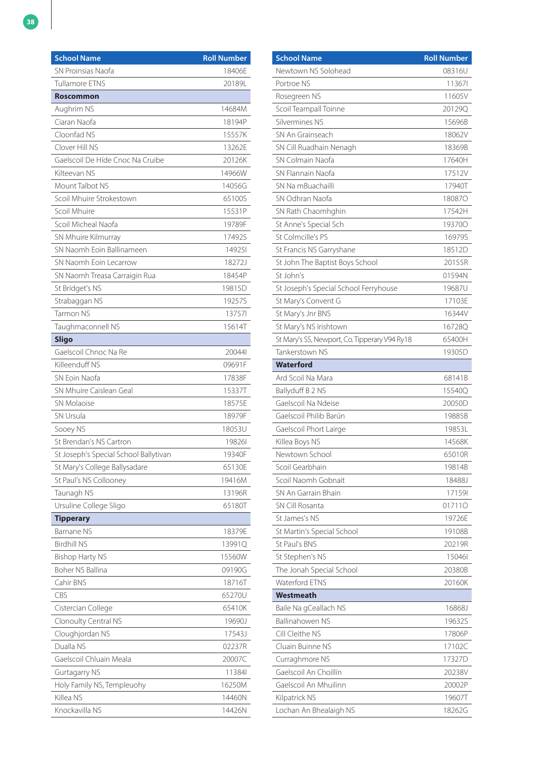| School Name | Roll Number |
|---|---|
| SN Proinsias Naofa | 18406E |
| Tullamore ETNS | 20189L |
| **Roscommon** | |
| Aughrim NS | 14684M |
| Ciaran Naofa | 18194P |
| Cloonfad NS | 15557K |
| Clover Hill NS | 13262E |
| Gaelscoil De Híde Cnoc Na Cruibe | 20126K |
| Kilteevan NS | 14966W |
| Mount Talbot NS | 14056G |
| Scoil Mhuire Strokestown | 65100S |
| Scoil Mhuire | 15531P |
| Scoil Micheal Naofa | 19789F |
| SN Mhuire Kilmurray | 17492S |
| SN Naomh Eoin Ballinameen | 14925I |
| SN Naomh Eoin Lecarrow | 18272J |
| SN Naomh Treasa Carraigin Rua | 18454P |
| St Bridget's NS | 19815D |
| Strabaggan NS | 19257S |
| Tarmon NS | 13757I |
| Taughmaconnell NS | 15614T |
| **Sligo** | |
| Gaelscoil Chnoc Na Re | 20044I |
| Killeenduff NS | 09691F |
| SN Eoin Naofa | 17838F |
| SN Mhuire Caislean Geal | 15337T |
| SN Molaoise | 18575E |
| SN Ursula | 18979F |
| Sooey NS | 18053U |
| St Brendan's NS Cartron | 19826I |
| St Joseph's Special School Ballytivan | 19340F |
| St Mary's College Ballysadare | 65130E |
| St Paul's NS Collooney | 19416M |
| Taunagh NS | 13196R |
| Ursuline College Sligo | 65180T |
| **Tipperary** | |
| Barnane NS | 18379E |
| Birdhill NS | 13991Q |
| Bishop Harty NS | 15560W |
| Boher NS Ballina | 09190G |
| Cahir BNS | 18716T |
| CBS | 65270U |
| Cistercian College | 65410K |
| Clonoulty Central NS | 19690J |
| Cloughjordan NS | 17543J |
| Dualla NS | 02237R |
| Gaelscoil Chluain Meala | 20007C |
| Gurtagarry NS | 11384I |
| Holy Family NS, Templeuohy | 16250M |
| Killea NS | 14460N |
| Knockavilla NS | 14426N |
| Newtown NS Solohead | 08316U |
| Portroe NS | 11367I |
| Rosegreen NS | 11605V |
| Scoil Teampall Toinne | 20129Q |
| Silvermines NS | 15696B |
| SN An Grainseach | 18062V |
| SN Cill Ruadhain Nenagh | 18369B |
| SN Colmain Naofa | 17640H |
| SN Flannain Naofa | 17512V |
| SN Na mBuachailli | 17940T |
| SN Odhran Naofa | 18087O |
| SN Rath Chaomhghin | 17542H |
| St Anne's Special Sch | 19370O |
| St Colmcille's PS | 16979S |
| St Francis NS Garryshane | 18512D |
| St John The Baptist Boys School | 20155R |
| St John's | 01594N |
| St Joseph's Special School Ferryhouse | 19687U |
| St Mary's Convent G | 17103E |
| St Mary's Jnr BNS | 16344V |
| St Mary's NS Irishtown | 16728Q |
| St Mary's SS, Newport, Co. Tipperary V94 Ry18 | 65400H |
| Tankerstown NS | 19305D |
| **Waterford** | |
| Ard Scoil Na Mara | 68141B |
| Ballyduff B 2 NS | 15540Q |
| Gaelscoil Na Ndeise | 20050D |
| Gaelscoil Philib Barún | 19885B |
| Gaelscoil Phort Lairge | 19853L |
| Killea Boys NS | 14568K |
| Newtown School | 65010R |
| Scoil Gearbhain | 19814B |
| Scoil Naomh Gobnait | 18488J |
| SN An Garrain Bhain | 17159I |
| SN Cill Rosanta | 01711O |
| St James's NS | 19726E |
| St Martin's Special School | 19108B |
| St Paul's BNS | 20219R |
| St Stephen's NS | 15046I |
| The Jonah Special School | 20380B |
| Waterford ETNS | 20160K |
| **Westmeath** | |
| Baile Na gCeallach NS | 16868J |
| Ballinahowen NS | 19632S |
| Cill Cleithe NS | 17806P |
| Cluain Buinne NS | 17102C |
| Curraghmore NS | 17327D |
| Gaelscoil An Choillín | 20238V |
| Gaelscoil An Mhuilinn | 20002P |
| Kilpatrick NS | 19607T |
| Lochan An Bhealaigh NS | 18262G |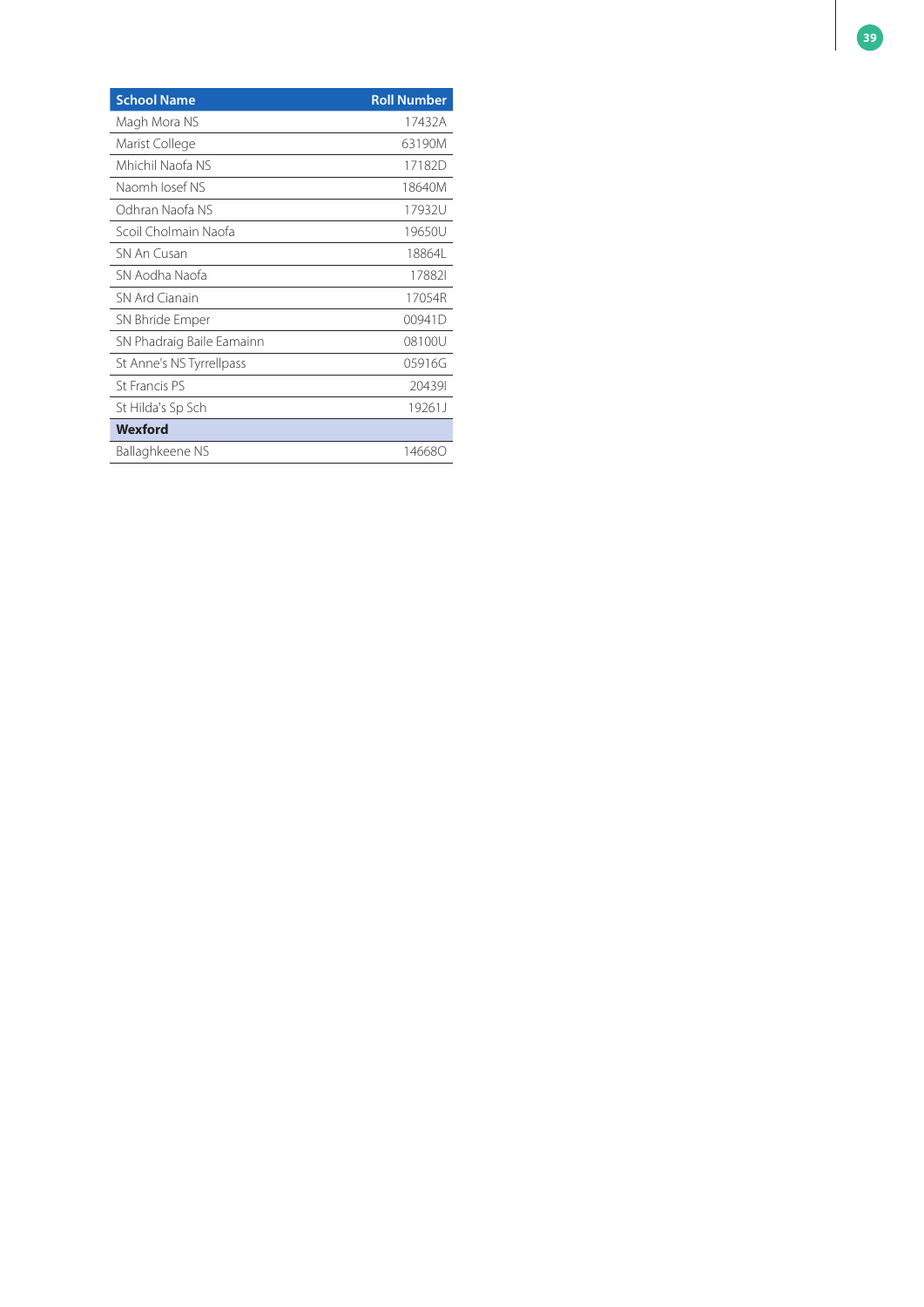| School Name | Roll Number |
| --- | --- |
| Magh Mora NS | 17432A |
| Marist College | 63190M |
| Mhichil Naofa NS | 17182D |
| Naomh Iosef NS | 18640M |
| Odhran Naofa NS | 17932U |
| Scoil Cholmain Naofa | 19650U |
| SN An Cusan | 18864L |
| SN Aodha Naofa | 17882I |
| SN Ard Cianain | 17054R |
| SN Bhride Emper | 00941D |
| SN Phadraig Baile Eamainn | 08100U |
| St Anne's NS Tyrrellpass | 05916G |
| St Francis PS | 20439I |
| St Hilda's Sp Sch | 19261J |
| **Wexford** | |
| Ballaghkeene NS | 14668O |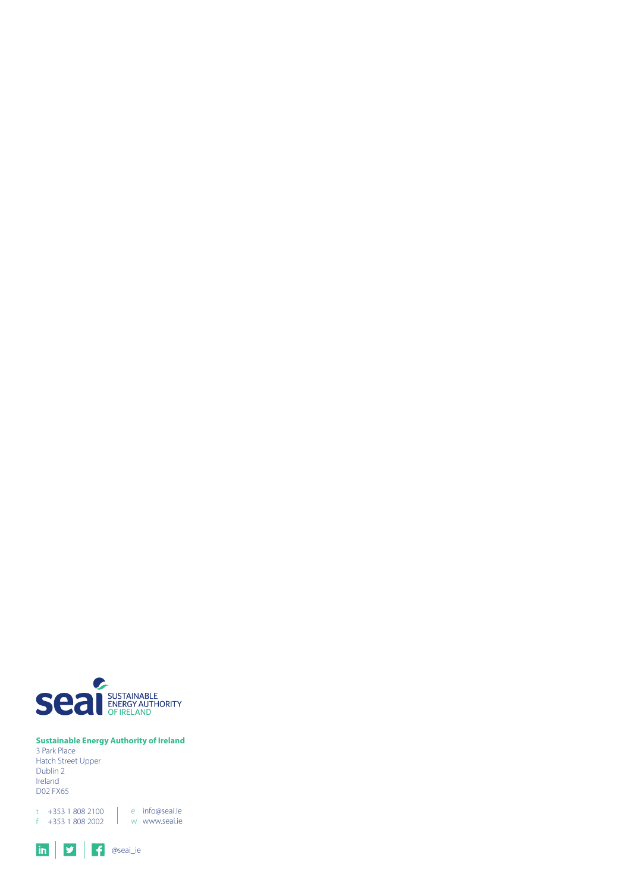SUSTAINABLE
ENERGY AUTHORITY
OF IRELAND

**Sustainable Energy Authority of Ireland**
3 Park Place
Hatch Street Upper
Dublin 2
Ireland
D02 FX65

t +353 1 808 2100
f +353 1 808 2002

e info@seai.ie
w www.seai.ie

@seai_ie